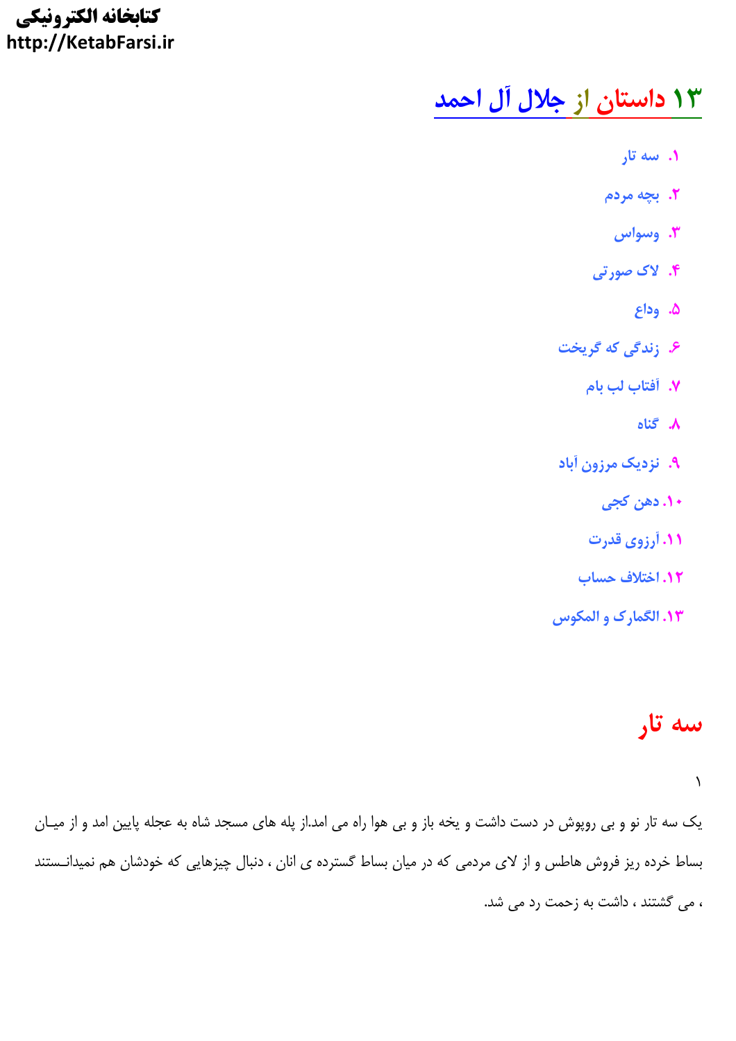# ۱۳ داستان از جلال آل احمد

۱. سه تار
۲. بچه مردم
۳. وسواس
۴. لاک صورتی
۵. وداع
۶. زندگی که گریخت
۷. آفتاب لب بام
۸. گناه
۹. نزدیک مرزون آباد
۱۰. دهن کجی
۱۱. آرزوی قدرت
۱۲. اختلاف حساب
۱۳. الگمارک و المکوس

## سه تار

۱

یک سه تار نو و بی روپوش در دست داشت و یخه باز و بی هوا راه می امد.از پله های مسجد شاه به عجله پایین امد و از میـان بساط خرده ریز فروش هاطس و از لای مردمی که در میان بساط گسترده ی انان ، دنبال چیزهایی که خودشان هم نمیدانـستند ، می گشتند ، داشت به زحمت رد می شد.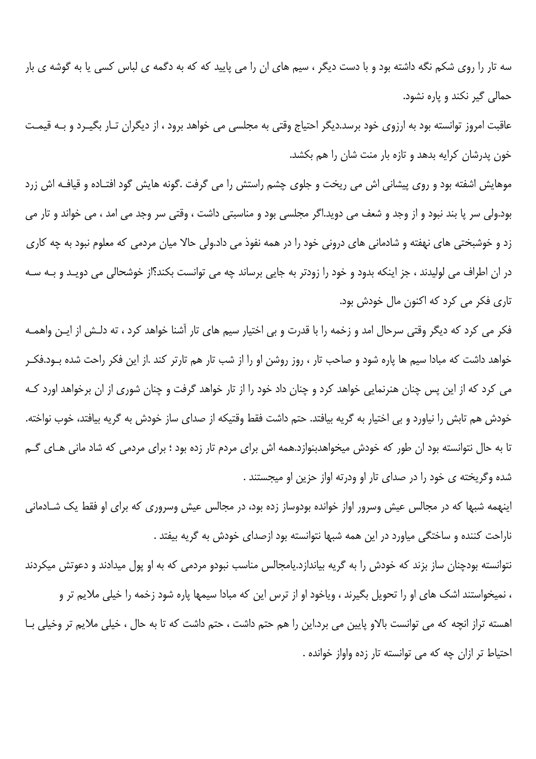سه تار را روی شکم نگه داشته بود و با دست دیگر ، سیم های ان را می پایید که که به دگمه ی لباس کسی یا به گوشه ی بار حمالی گیر نکند و پاره نشود.

عاقبت امروز توانسته بود به ارزوی خود برسد.دیگر احتیاج وقتی به مجلسی می خواهد برود ، از دیگران تـار بگیـرد و بـه قیمـت خون پدرشان کرایه بدهد و تازه بار منت شان را هم بکشد.

موهایش اشفته بود و روی پیشانی اش می ریخت و جلوی چشم راستش را می گرفت .گونه هایش گود افتـاده و قیافـه اش زرد بود.ولی سر پا بند نبود و از وجد و شعف می دوید.اگر مجلسی بود و مناسبتی داشت ، وقتی سر وجد می امد ، می خواند و تار می زد و خوشبختی های نهفته و شادمانی های درونی خود را در همه نفوذ می داد.ولی حالا میان مردمی که معلوم نبود به چه کاری در ان اطراف می لولیدند ، جز اینکه بدود و خود را زودتر به جایی برساند چه می توانست بکند؟از خوشحالی می دویـد و بـه سـه تاری فکر می کرد که اکنون مال خودش بود.

فکر می کرد که دیگر وقتی سرحال امد و زخمه را با قدرت و بی اختیار سیم های تار آشنا خواهد کرد ، ته دلـش از ایـن واهمـه خواهد داشت که مبادا سیم ها پاره شود و صاحب تار ، روز روشن او را از شب تار هم تارتر کند .از این فکر راحت شده بـود.فکـر می کرد که از این پس چنان هنرنمایی خواهد کرد و چنان داد خود را از تار خواهد گرفت و چنان شوری از ان برخواهد اورد کـه خودش هم تابش را نیاورد و بی اختیار به گریه بیافتد. حتم داشت فقط وقتیکه از صدای ساز خودش به گریه بیافتد، خوب نواخته. تا به حال نتوانسته بود ان طور که خودش میخواهدبنوازد.همه اش برای مردم تار زده بود ؛ برای مردمی که شاد مانی هـای گـم شده وگریخته ی خود را در صدای تار او ودرته اواز حزین او میجستند .

اینهمه شبها که در مجالس عیش وسرور اواز خوانده بودوساز زده بود، در مجالس عیش وسروری که برای او فقط یک شـادمانی ناراحت کننده و ساختگی میاورد در این همه شبها نتوانسته بود ازصدای خودش به گریه بیفتد .

نتوانسته بودچنان ساز بزند که خودش را به گریه بیاندازد.یامجالس مناسب نبودو مردمی که به او پول میدادند و دعوتش میکردند ، نمیخواستند اشک های او را تحویل بگیرند ، ویاخود او از ترس این که مبادا سیمها پاره شود زخمه را خیلی ملایم تر و اهسته تراز انچه که می توانست بالاو پایین می برد.این را هم حتم داشت ، حتم داشت که تا به حال ، خیلی ملایم تر وخیلی بـا احتیاط تر ازان چه که می توانسته تار زده واواز خوانده .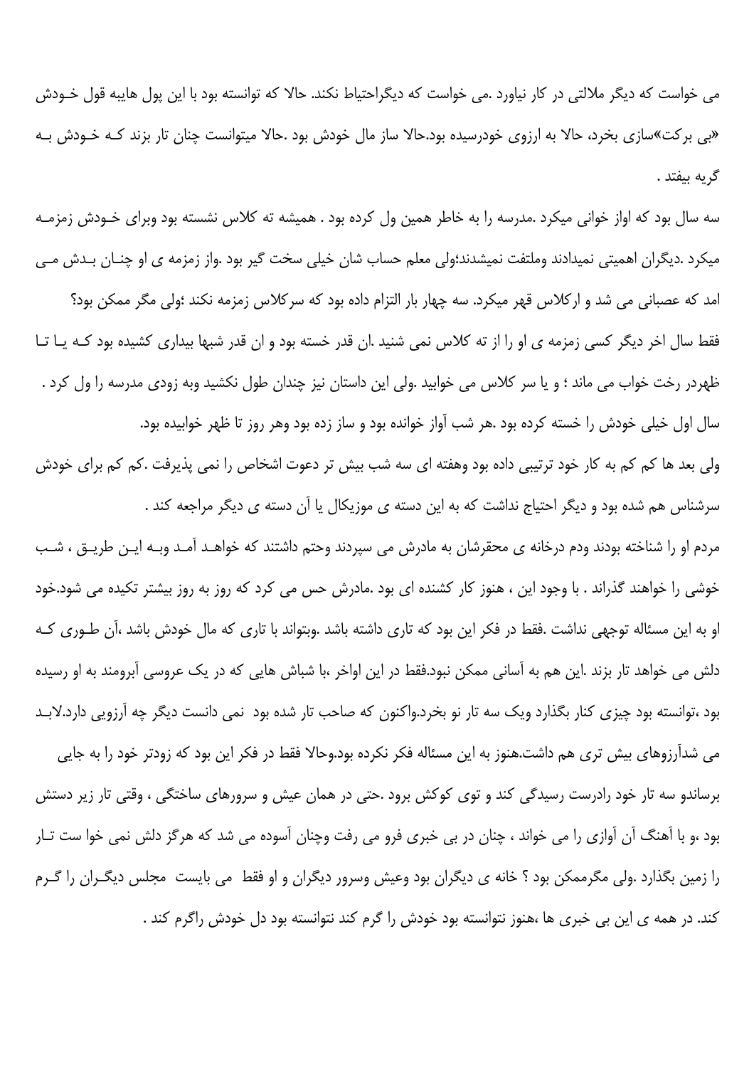می خواست که دیگر ملالتی در کار نیاورد .می خواست که دیگراحتیاط نکند. حالا که توانسته بود با این پول هایبه قول خـودش «بی برکت»سازی بخرد، حالا به ارزوی خودرسیده بود.حالا ساز مال خودش بود .حالا میتوانست چنان تار بزند کـه خـودش بـه گریه بیفتد .

سه سال بود که اواز خوانی میکرد .مدرسه را به خاطر همین ول کرده بود . همیشه ته کلاس نشسته بود وبرای خـودش زمزمـه میکرد .دیگران اهمیتی نمیدادند وملتفت نمیشدند؛ولی معلم حساب شان خیلی سخت گیر بود .واز زمزمه ی او چنـان بـدش مـی امد که عصبانی می شد و ازکلاس قهر میکرد. سه چهار بار التزام داده بود که سرکلاس زمزمه نکند ؛ولی مگر ممکن بود؟

فقط سال اخر دیگر کسی زمزمه ی او را از ته کلاس نمی شنید .ان قدر خسته بود و ان قدر شبها بیداری کشیده بود کـه یـا تـا ظهردر رخت خواب می ماند ؛ و یا سر کلاس می خوابید .ولی این داستان نیز چندان طول نکشید وبه زودی مدرسه را ول کرد .

سال اول خیلی خودش را خسته کرده بود .هر شب آواز خوانده بود و ساز زده بود وهر روز تا ظهر خوابیده بود.

ولی بعد ها کم کم به کار خود ترتیبی داده بود وهفته ای سه شب بیش تر دعوت اشخاص را نمی پذیرفت .کم کم برای خودش سرشناس هم شده بود و دیگر احتیاج نداشت که به این دسته ی موزیکال یا آن دسته ی دیگر مراجعه کند .

مردم او را شناخته بودند ودم درخانه ی محقرشان به مادرش می سپردند وحتم داشتند که خواهـد آمـد وبـه ایـن طریـق ، شـب خوشی را خواهند گذراند . با وجود این ، هنوز کار کشنده ای بود .مادرش حس می کرد که روز به روز بیشتر تکیده می شود.خود او به این مسئاله توجهی نداشت .فقط در فکر این بود که تاری داشته باشد .وبتواند با تاری که مال خودش باشد ،آن طـوری کـه دلش می خواهد تار بزند .این هم به آسانی ممکن نبود.فقط در این اواخر ،با شباش هایی که در یک عروسی آبرومند به او رسیده بود ،توانسته بود چیزی کنار بگذارد ویک سه تار نو بخرد.واکنون که صاحب تار شده بود  نمی دانست دیگر چه آرزویی دارد.لابـد می شدآرزوهای بیش تری هم داشت.هنوز به این مسئاله فکر نکرده بود.وحالا فقط در فکر این بود که زودتر خود را به جایی برساندو سه تار خود رادرست رسیدگی کند و توی کوکش برود .حتی در همان عیش و سرورهای ساختگی ، وقتی تار زیر دستش بود ،و با آهنگ آن آوازی را می خواند ، چنان در بی خبری فرو می رفت وچنان آسوده می شد که هرگز دلش نمی خوا ست تـار را زمین بگذارد .ولی مگرممکن بود ؟ خانه ی دیگران بود وعیش وسرور دیگران و او فقط  می بایست  مجلس دیگـران را گـرم کند. در همه ی این بی خبری ها ،هنوز نتوانسته بود خودش را گرم کند نتوانسته بود دل خودش راگرم کند .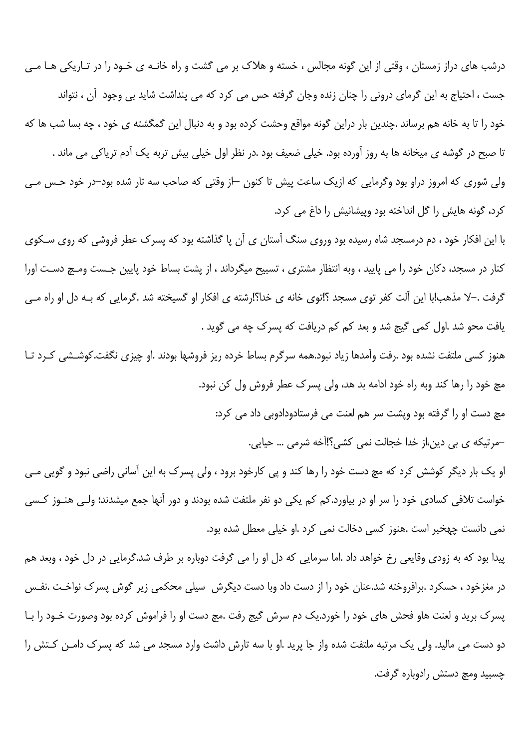درشب های دراز زمستان ، وقتی از این گونه مجالس ، خسته و هلاک بر می گشت و راه خانـه ی خـود را در تـاریکی هـا مـی جست ، احتیاج به این گرمای درونی را چنان زنده وجان گرفته حس می کرد که می پنداشت شاید بی وجود آن ، نتواند خود را تا به خانه هم برساند .چندین بار دراین گونه مواقع وحشت کرده بود و به دنبال این گمگشته ی خود ، چه بسا شب ها که تا صبح در گوشه ی میخانه ها به روز آورده بود. خیلی ضعیف بود .در نظر اول خیلی بیش تربه یک آدم تریاکی می ماند .

ولی شوری که امروز دراو بود وگرمایی که ازیک ساعت پیش تا کنون –از وقتی که صاحب سه تار شده بود–در خود حـس مـی کرد، گونه هایش را گل انداخته بود وپیشانیش را داغ می کرد.

با این افکار خود ، دم درمسجد شاه رسیده بود وروی سنگ آستان ی آن پا گذاشته بود که پسرک عطر فروشی که روی سـکوی کنار در مسجد، دکان خود را می پایید ، وبه انتظار مشتری ، تسبیح میگرداند ، از پشت بساط خود پایین جـست ومـچ دسـت اورا گرفت .–لا مذهب!با این آلت کفر توی مسجد ؟!توی خانه ی خدا؟!رشته ی افکار او گسیخته شد .گرمایی که بـه دل او راه مـی یافت محو شد .اول کمی گیج شد و بعد کم کم دریافت که پسرک چه می گوید .

هنوز کسی ملتفت نشده بود .رفت وآمدها زیاد نبود.همه سرگرم بساط خرده ریز فروشها بودند .او چیزی نگفت.کوشـشی کـرد تـا مچ خود را رها کند وبه راه خود ادامه بد هد، ولی پسرک عطر فروش ول کن نبود.

مچ دست او را گرفته بود وپشت سر هم لعنت می فرستادودادوبی داد می کرد:

–مرتیکه ی بی دین،از خدا خجالت نمی کشی؟!آخه شرمی ... حیایی.

او یک بار دیگر کوشش کرد که مچ دست خود را رها کند و پی کارخود برود ، ولی پسرک به این آسانی راضی نبود و گویی مـی خواست تلافی کسادی خود را سر او در بیاورد.کم کم یکی دو نفر ملتفت شده بودند و دور آنها جمع میشدند؛ ولـی هنـوز کـسی نمی دانست چهخبر است .هنوز کسی دخالت نمی کرد .او خیلی معطل شده بود.

پیدا بود که به زودی وقایعی رخ خواهد داد .اما سرمایی که دل او را می گرفت دوباره بر طرف شد.گرمایی در دل خود ، وبعد هم در مغزخود ، حسکرد .برافروخته شد.عنان خود را از دست داد وبا دست دیگرش سیلی محکمی زیر گوش پسرک نواخـت .نفـس پسرک برید و لعنت هاو فحش های خود را خورد.یک دم سرش گیج رفت .مچ دست او را فراموش کرده بود وصورت خـود را بـا دو دست می مالید. ولی یک مرتبه ملتفت شده واز جا پرید .او با سه تارش داشت وارد مسجد می شد که پسرک دامـن کـتش را چسبید ومچ دستش رادوباره گرفت.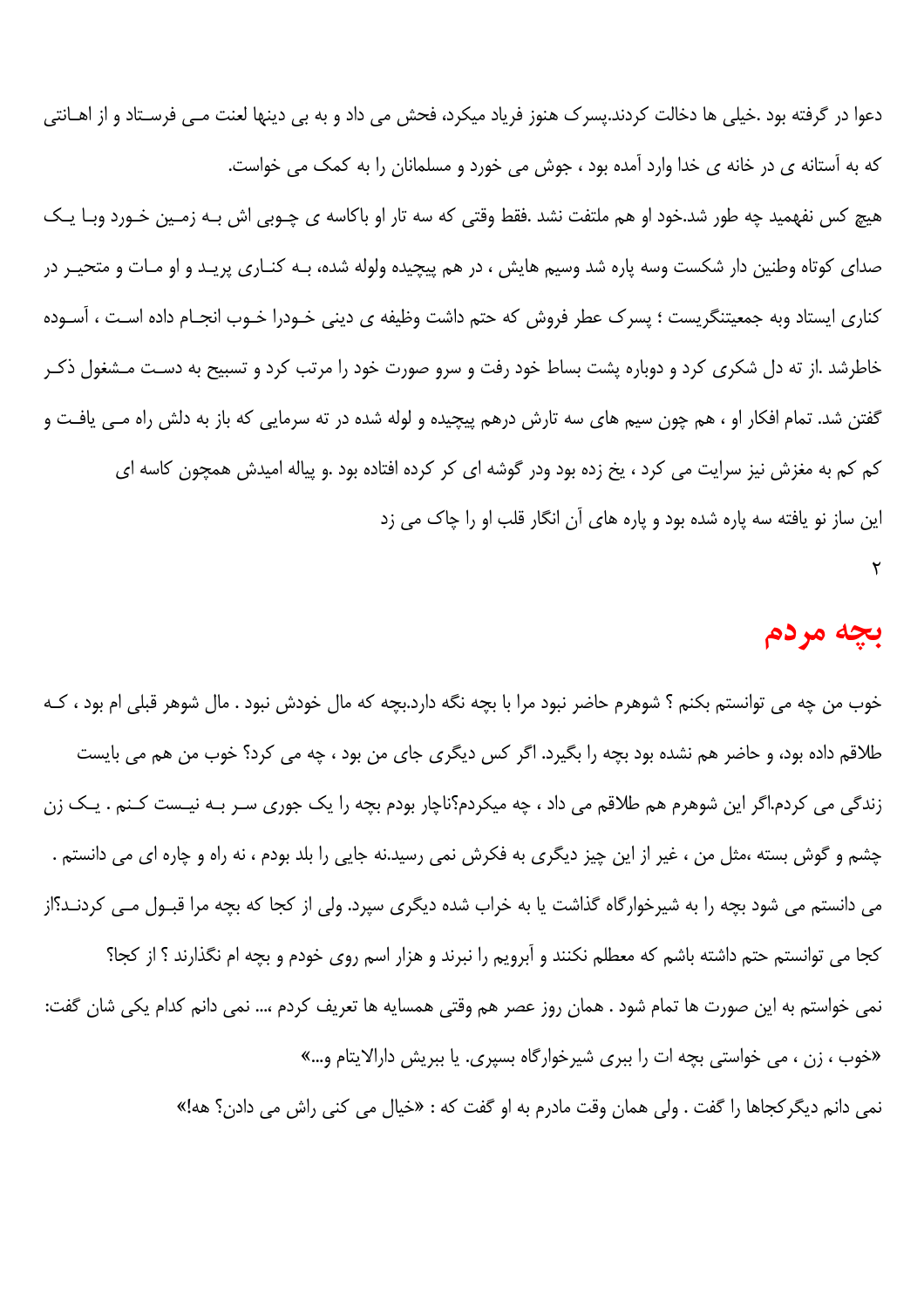دعوا در گرفته بود .خیلی ها دخالت کردند.پسرک هنوز فریاد میکرد، فحش می داد و به بی دینها لعنت مـی فرسـتاد و از اهـانتی که به آستانه ی در خانه ی خدا وارد آمده بود ، جوش می خورد و مسلمانان را به کمک می خواست.

هیچ کس نفهمید چه طور شد.خود او هم ملتفت نشد .فقط وقتی که سه تار او باکاسه ی چـوبی اش بـه زمـین خـورد وبـا یـک صدای کوتاه وطنین دار شکست وسه پاره شد وسیم هایش ، در هم پیچیده ولوله شده، بـه کنـاری پریـد و او مـات و متحیـر در کناری ایستاد وبه جمعیتنگریست ؛ پسرک عطر فروش که حتم داشت وظیفه ی دینی خـودرا خـوب انجـام داده اسـت ، آسـوده خاطرشد .از ته دل شکری کرد و دوباره پشت بساط خود رفت و سرو صورت خود را مرتب کرد و تسبیح به دسـت مـشغول ذکـر گفتن شد. تمام افکار او ، هم چون سیم های سه تارش درهم پیچیده و لوله شده در ته سرمایی که باز به دلش راه مـی یافـت و کم کم به مغزش نیز سرایت می کرد ، یخ زده بود ودر گوشه ای کز کرده افتاده بود .و پیاله امیدش همچون کاسه ای این ساز نو یافته سه پاره شده بود و پاره های آن انگار قلب او را چاک می زد

۲

# بچه مردم

خوب من چه می توانستم بکنم ؟ شوهرم حاضر نبود مرا با بچه نگه دارد.بچه که مال خودش نبود . مال شوهر قبلی ام بود ، کـه طلاقم داده بود، و حاضر هم نشده بود بچه را بگیرد. اگر کس دیگری جای من بود ، چه می کرد؟ خوب من هم می بایست زندگی می کردم.اگر این شوهرم هم طلاقم می داد ، چه میکردم؟ناچار بودم بچه را یک جوری سر بـه نیـست کـنم . یـک زن چشم و گوش بسته ،مثل من ، غیر از این چیز دیگری به فکرش نمی رسید.نه جایی را بلد بودم ، نه راه و چاره ای می دانستم . می دانستم می شود بچه را به شیرخوارگاه گذاشت یا به خراب شده دیگری سپرد. ولی از کجا که بچه مرا قبـول مـی کردنـد؟از کجا می توانستم حتم داشته باشم که معطلم نکنند و آبرویم را نبرند و هزار اسم روی خودم و بچه ام نگذارند ؟ از کجا؟

نمی خواستم به این صورت ها تمام شود . همان روز عصر هم وقتی همسایه ها تعریف کردم ،... نمی دانم کدام یکی شان گفت: «خوب ، زن ، می خواستی بچه ات را ببری شیرخوارگاه بسپری. یا ببریش دارالایتام و...»

نمی دانم دیگرکجاها را گفت . ولی همان وقت مادرم به او گفت که : «خیال می کنی راش می دادن؟ هه!»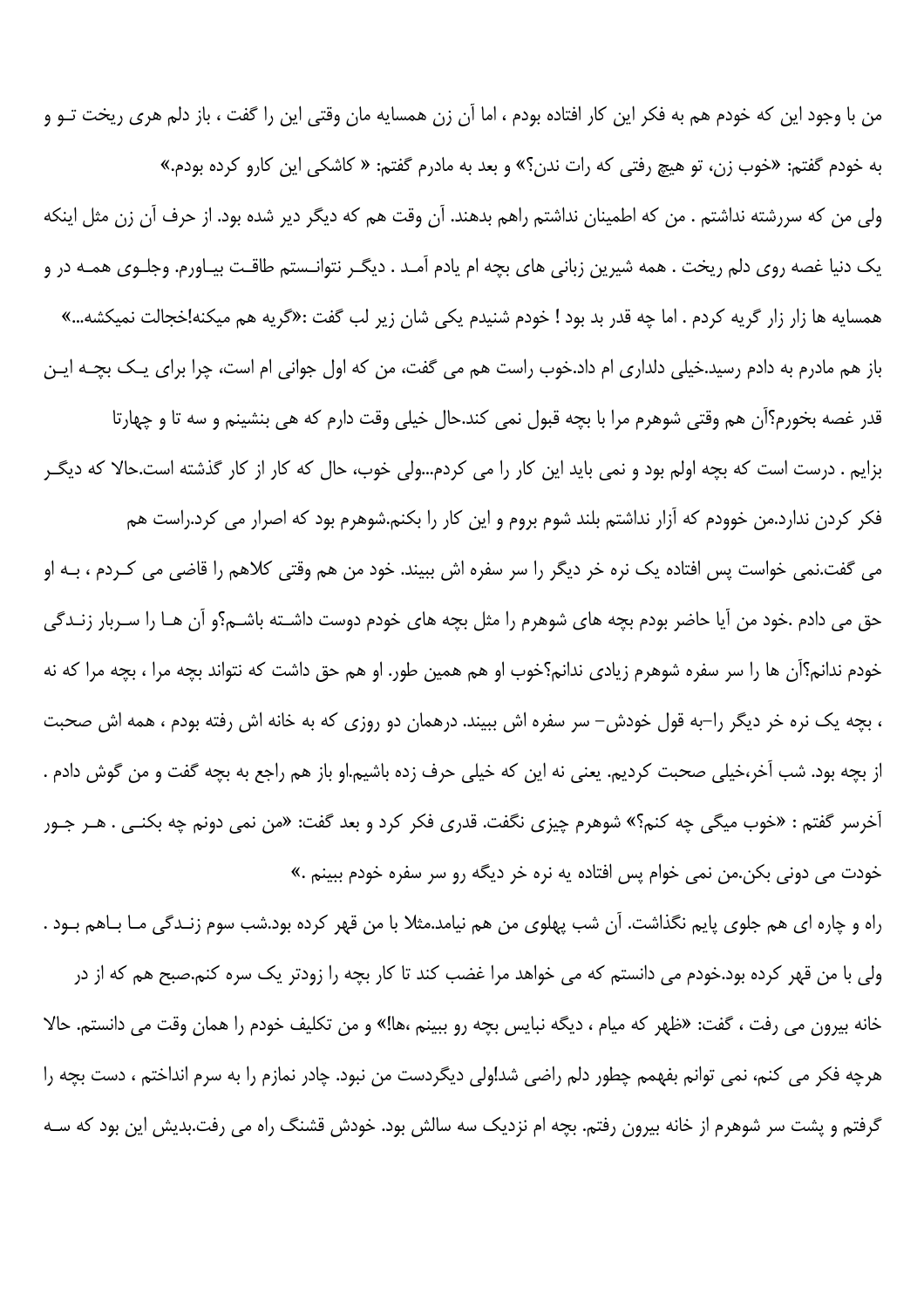من با وجود این که خودم هم به فکر این کار افتاده بودم ، اما آن زن همسایه مان وقتی این را گفت ، باز دلم هری ریخت تو و به خودم گفتم: «خوب زن، تو هیچ رفتی که رات ندن؟» و بعد به مادرم گفتم: « کاشکی این کارو کرده بودم.»

ولی من که سررشته نداشتم . من که اطمینان نداشتم راهم بدهند. آن وقت هم که دیگر دیر شده بود. از حرف آن زن مثل اینکه یک دنیا غصه روی دلم ریخت . همه شیرین زبانی های بچه ام یادم آمد . دیگر نتوانستم طاقت بیاورم. وجلوی همه در و همسایه ها زار زار گریه کردم . اما چه قدر بد بود ! خودم شنیدم یکی شان زیر لب گفت :«گریه هم میکنه!خجالت نمیکشه...»

باز هم مادرم به دادم رسید.خیلی دلداری ام داد.خوب راست هم می گفت، من که اول جوانی ام است، چرا برای یک بچه این قدر غصه بخورم؟آن هم وقتی شوهرم مرا با بچه قبول نمی کند.حال خیلی وقت دارم که هی بنشینم و سه تا و چهارتا بزایم . درست است که بچه اولم بود و نمی باید این کار را می کردم...ولی خوب، حال که کار از کار گذشته است.حالا که دیگر فکر کردن ندارد.من خوودم که آزار نداشتم بلند شوم بروم و این کار را بکنم.شوهرم بود که اصرار می کرد.راست هم می گفت.نمی خواست پس افتاده یک نره خر دیگر را سر سفره اش ببیند. خود من هم وقتی کلاهم را قاضی می کردم ، به او حق می دادم .خود من آیا حاضر بودم بچه های شوهرم را مثل بچه های خودم دوست داشته باشم؟و آن ها را سربار زندگی خودم ندانم؟آن ها را سر سفره شوهرم زیادی ندانم؟خوب او هم همین طور. او هم حق داشت که نتواند بچه مرا ، بچه مرا که نه ، بچه یک نره خر دیگر را–به قول خودش– سر سفره اش ببیند. درهمان دو روزی که به خانه اش رفته بودم ، همه اش صحبت از بچه بود. شب آخر،خیلی صحبت کردیم. یعنی نه این که خیلی حرف زده باشیم.او باز هم راجع به بچه گفت و من گوش دادم . آخرسر گفتم : «خوب میگی چه کنم؟» شوهرم چیزی نگفت. قدری فکر کرد و بعد گفت: «من نمی دونم چه بکنی . هر جور خودت می دونی بکن.من نمی خوام پس افتاده یه نره خر دیگه رو سر سفره خودم ببینم .»

راه و چاره ای هم جلوی پایم نگذاشت. آن شب پهلوی من هم نیامد.مثلا با من قهر کرده بود.شب سوم زندگی ما باهم بود . ولی با من قهر کرده بود.خودم می دانستم که می خواهد مرا غضب کند تا کار بچه را زودتر یک سره کنم.صبح هم که از در خانه بیرون می رفت ، گفت: «ظهر که میام ، دیگه نبایس بچه رو ببینم ،ها!» و من تکلیف خودم را همان وقت می دانستم. حالا هرچه فکر می کنم، نمی توانم بفهمم چطور دلم راضی شد!ولی دیگردست من نبود. چادر نمازم را به سرم انداختم ، دست بچه را گرفتم و پشت سر شوهرم از خانه بیرون رفتم. بچه ام نزدیک سه سالش بود. خودش قشنگ راه می رفت.بدیش این بود که سه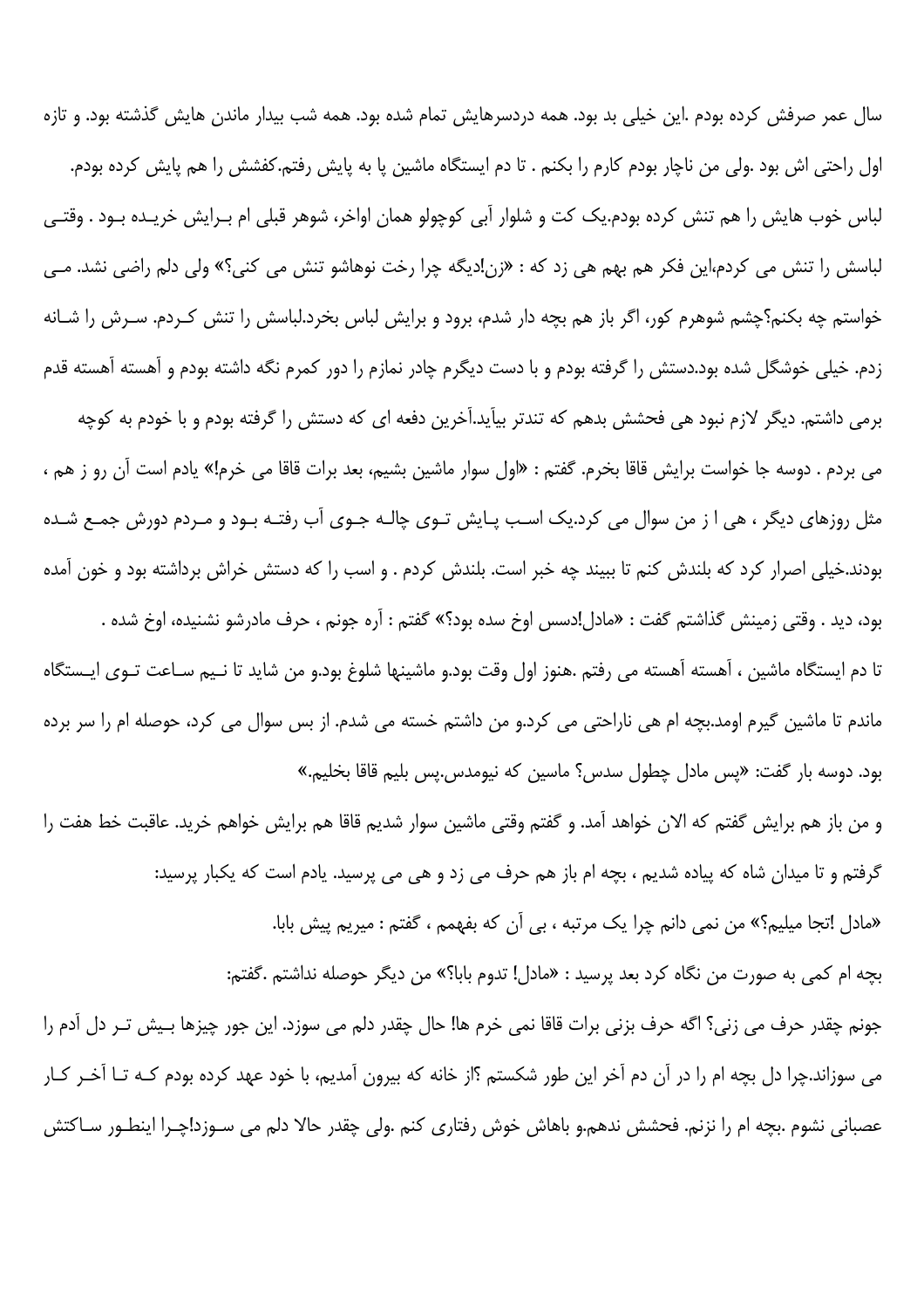سال عمر صرفش کرده بودم .این خیلی بد بود. همه دردسرهایش تمام شده بود. همه شب بیدار ماندن هایش گذشته بود. و تازه اول راحتی اش بود .ولی من ناچار بودم کارم را بکنم . تا دم ایستگاه ماشین پا به پایش رفتم.کفشش را هم پایش کرده بودم. لباس خوب هایش را هم تنش کرده بودم.یک کت و شلوار آبی کوچولو همان اواخر، شوهر قبلی ام بـرایش خریـده بـود . وقتـی لباسش را تنش می کردم،این فکر هم بهم هی زد که : «زن!دیگه چرا رخت نوهاشو تنش می کنی؟» ولی دلم راضی نشد. مـی خواستم چه بکنم؟چشم شوهرم کور، اگر باز هم بچه دار شدم، برود و برایش لباس بخرد.لباسش را تنش کـردم. سـرش را شـانه زدم. خیلی خوشگل شده بود.دستش را گرفته بودم و با دست دیگرم چادر نمازم را دور کمرم نگه داشته بودم و آهسته آهسته قدم برمی داشتم. دیگر لازم نبود هی فحشش بدهم که تندتر بیآید.آخرین دفعه ای که دستش را گرفته بودم و با خودم به کوچه می بردم . دوسه جا خواست برایش قاقا بخرم. گفتم : «اول سوار ماشین بشیم، بعد برات قاقا می خرم!» یادم است آن رو ز هم ، مثل روزهای دیگر ، هی ا ز من سوال می کرد.یک اسـب پـایش تـوی چالـه جـوی آب رفتـه بـود و مـردم دورش جمـع شـده بودند.خیلی اصرار کرد که بلندش کنم تا ببیند چه خبر است. بلندش کردم . و اسب را که دستش خراش برداشته بود و خون آمده بود، دید . وقتی زمینش گذاشتم گفت : «مادل!دسس اوخ سده بود؟» گفتم : آره جونم ، حرف مادرشو نشنیده، اوخ شده .

تا دم ایستگاه ماشین ، آهسته آهسته می رفتم .هنوز اول وقت بود.و ماشینها شلوغ بود.و من شاید تا نـیم سـاعت تـوی ایـستگاه ماندم تا ماشین گیرم اومد.بچه ام هی ناراحتی می کرد.و من داشتم خسته می شدم. از بس سوال می کرد، حوصله ام را سر برده بود. دوسه بار گفت: «پس مادل چطول سدس؟ ماسین که نیومدس.پس بلیم قاقا بخلیم.»

و من باز هم برایش گفتم که الان خواهد آمد. و گفتم وقتی ماشین سوار شدیم قاقا هم برایش خواهم خرید. عاقبت خط هفت را گرفتم و تا میدان شاه که پیاده شدیم ، بچه ام باز هم حرف می زد و هی می پرسید. یادم است که یکبار پرسید:

«مادل !تجا میلیم؟» من نمی دانم چرا یک مرتبه ، بی آن که بفهمم ، گفتم : میریم پیش بابا.

بچه ام کمی به صورت من نگاه کرد بعد پرسید : «مادل! تدوم بابا؟» من دیگر حوصله نداشتم .گفتم:

جونم چقدر حرف می زنی؟ اگه حرف بزنی برات قاقا نمی خرم ها! حال چقدر دلم می سوزد. این جور چیزها بـیش تـر دل آدم را می سوزاند.چرا دل بچه ام را در آن دم آخر این طور شکستم ؟از خانه که بیرون آمدیم، با خود عهد کرده بودم کـه تـا آخـر کـار عصبانی نشوم .بچه ام را نزنم. فحشش ندهم.و باهاش خوش رفتاری کنم .ولی چقدر حالا دلم می سـوزد!چـرا اینطـور سـاکتش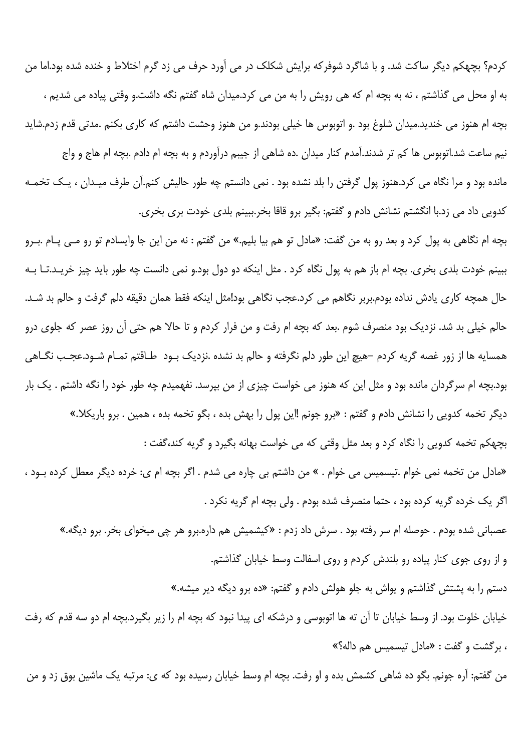کردم؟ بچهکم دیگر ساکت شد. و با شاگرد شوفرکه برایش شکلک در می آورد حرف می زد گرم اختلاط و خنده شده بود.اما من به او محل می گذاشتم ، نه به بچه ام که هی رویش را به من می کرد.میدان شاه گفتم نگه داشت.و وقتی پیاده می شدیم ، بچه ام هنوز می خندید.میدان شلوغ بود .و اتوبوس ها خیلی بودند.و من هنوز وحشت داشتم که کاری بکنم .مدتی قدم زدم.شاید نیم ساعت شد.اتوبوس ها کم تر شدند.آمدم کنار میدان .ده شاهی از جیبم درآوردم و به بچه ام دادم .بچه ام هاج و واج مانده بود و مرا نگاه می کرد.هنوز پول گرفتن را بلد نشده بود . نمی دانستم چه طور حالیش کنم.آن طرف میدان ، یک تخمه کدویی داد می زد.با انگشتم نشانش دادم و گفتم: بگیر برو قاقا بخر.ببینم بلدی خودت بری بخری.

بچه ام نگاهی به پول کرد و بعد رو به من گفت: «مادل تو هم بیا بلیم.» من گفتم : نه من این جا وایسادم تو رو مـی پـام .بـرو ببینم خودت بلدی بخری. بچه ام باز هم به پول نگاه کرد . مثل اینکه دو دول بود.و نمی دانست چه طور باید چیز خرید.تا به حال همچه کاری یادش نداده بودم.بربر نگاهم می کرد.عجب نگاهی بود!مثل اینکه فقط همان دقیقه دلم گرفت و حالم بد شد. حالم خیلی بد شد. نزدیک بود منصرف شوم .بعد که بچه ام رفت و من فرار کردم و تا حالا هم حتی آن روز عصر که جلوی درو همسایه ها از زور غصه گریه کردم –هیچ این طور دلم نگرفته و حالم بد نشده .نزدیک بود طاقتم تمام شود.عجب نگاهی بود.بچه ام سرگردان مانده بود و مثل این که هنوز می خواست چیزی از من بپرسد. نفهمیدم چه طور خود را نگه داشتم . یک بار دیگر تخمه کدویی را نشانش دادم و گفتم : «برو جونم !این پول را بهش بده ، بگو تخمه بده ، همین . برو باریکلا.»

بچهکم تخمه کدویی را نگاه کرد و بعد مثل وقتی که می خواست بهانه بگیرد و گریه کند،گفت :

«مادل من تخمه نمی خوام .تیسمیس می خوام . » من داشتم بی چاره می شدم . اگر بچه ام ی: خرده دیگر معطل کرده بود ، اگر یک خرده گریه کرده بود ، حتما منصرف شده بودم . ولی بچه ام گریه نکرد .

عصبانی شده بودم . حوصله ام سر رفته بود . سرش داد زدم : «کیشمیش هم داره.برو هر چی میخوای بخر. برو دیگه.»

و از روی جوی کنار پیاده رو بلندش کردم و روی اسفالت وسط خیابان گذاشتم.

دستم را به پشتش گذاشتم و یواش به جلو هولش دادم و گفتم: «ده برو دیگه دیر میشه.»

خیابان خلوت بود. از وسط خیابان تا آن ته ها اتوبوسی و درشکه ای پیدا نبود که بچه ام را زیر بگیرد.بچه ام دو سه قدم که رفت ، برگشت و گفت : «مادل تیسمیس هم داله؟»

من گفتم: آره جونم. بگو ده شاهی کشمش بده و او رفت. بچه ام وسط خیابان رسیده بود که ی: مرتبه یک ماشین بوق زد و من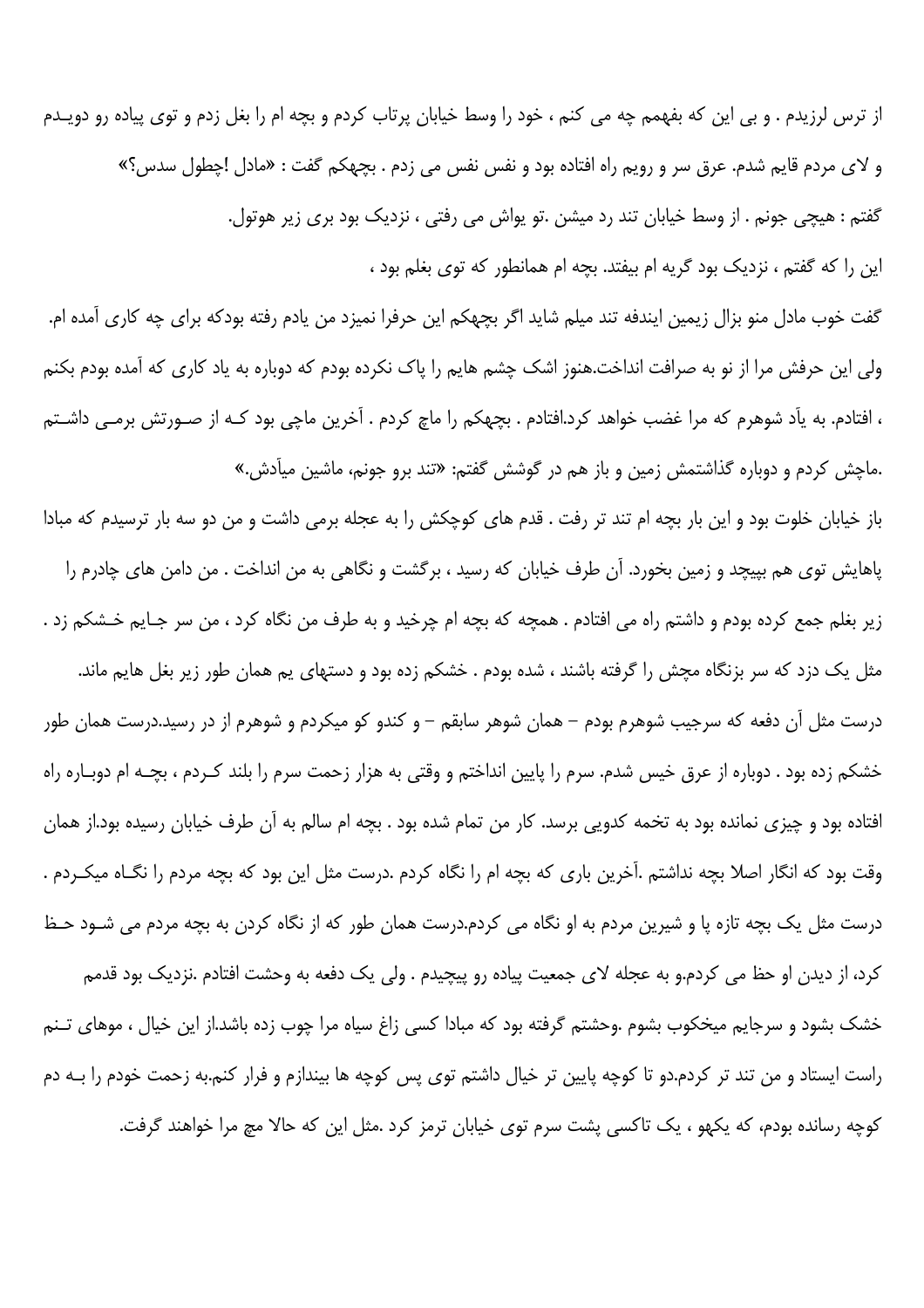از ترس لرزیدم . و بی این که بفهمم چه می کنم ، خود را وسط خیابان پرتاب کردم و بچه ام را بغل زدم و توی پیاده رو دویـدم و لای مردم قایم شدم. عرق سر و رویم راه افتاده بود و نفس نفس می زدم . بچهکم گفت : «مادل !چطول سدس؟»

گفتم : هیچی جونم . از وسط خیابان تند رد میشن .تو یواش می رفتی ، نزدیک بود بری زیر هوتول.

این را که گفتم ، نزدیک بود گریه ام بیفتد. بچه ام همانطور که توی بغلم بود ،

گفت خوب مادل منو بزال زیمین ایندفه تند میلم شاید اگر بچهکم این حرفرا نمیزد من یادم رفته بودکه برای چه کاری آمده ام. ولی این حرفش مرا از نو به صرافت انداخت.هنوز اشک چشم هایم را پاک نکرده بودم که دوباره به یاد کاری که آمده بودم بکنم ، افتادم. به یاد شوهرم که مرا غضب خواهد کرد.افتادم . بچهکم را ماچ کردم . آخرین ماچی بود کـه از صـورتش برمـی داشـتم .ماچش کردم و دوباره گذاشتمش زمین و باز هم در گوشش گفتم: «تند برو جونم، ماشین میآدش.»

باز خیابان خلوت بود و این بار بچه ام تند تر رفت . قدم های کوچکش را به عجله برمی داشت و من دو سه بار ترسیدم که مبادا پاهایش توی هم بپیچد و زمین بخورد. آن طرف خیابان که رسید ، برگشت و نگاهی به من انداخت . من دامن های چادرم را زیر بغلم جمع کرده بودم و داشتم راه می افتادم . همچه که بچه ام چرخید و به طرف من نگاه کرد ، من سر جـایم خـشکم زد . مثل یک دزد که سر بزنگاه مچش را گرفته باشند ، شده بودم . خشکم زده بود و دستهای یم همان طور زیر بغل هایم ماند.

درست مثل آن دفعه که سرجیب شوهرم بودم – همان شوهر سابقم – و کندو کو میکردم و شوهرم از در رسید.درست همان طور خشکم زده بود . دوباره از عرق خیس شدم. سرم را پایین انداختم و وقتی به هزار زحمت سرم را بلند کـردم ، بچـه ام دوبـاره راه افتاده بود و چیزی نمانده بود به تخمه کدویی برسد. کار من تمام شده بود . بچه ام سالم به آن طرف خیابان رسیده بود.از همان وقت بود که انگار اصلا بچه نداشتم .آخرین باری که بچه ام را نگاه کردم .درست مثل این بود که بچه مردم را نگـاه میکـردم . درست مثل یک بچه تازه پا و شیرین مردم به او نگاه می کردم.درست همان طور که از نگاه کردن به بچه مردم می شـود حـظ کرد، از دیدن او حظ می کردم.و به عجله لای جمعیت پیاده رو پیچیدم . ولی یک دفعه به وحشت افتادم .نزدیک بود قدمم خشک بشود و سرجایم میخکوب بشوم .وحشتم گرفته بود که مبادا کسی زاغ سیاه مرا چوب زده باشد.از این خیال ، موهای تـنم راست ایستاد و من تند تر کردم.دو تا کوچه پایین تر خیال داشتم توی پس کوچه ها بیندازم و فرار کنم.به زحمت خودم را بـه دم کوچه رسانده بودم، که یکهو ، یک تاکسی پشت سرم توی خیابان ترمز کرد .مثل این که حالا مچ مرا خواهند گرفت.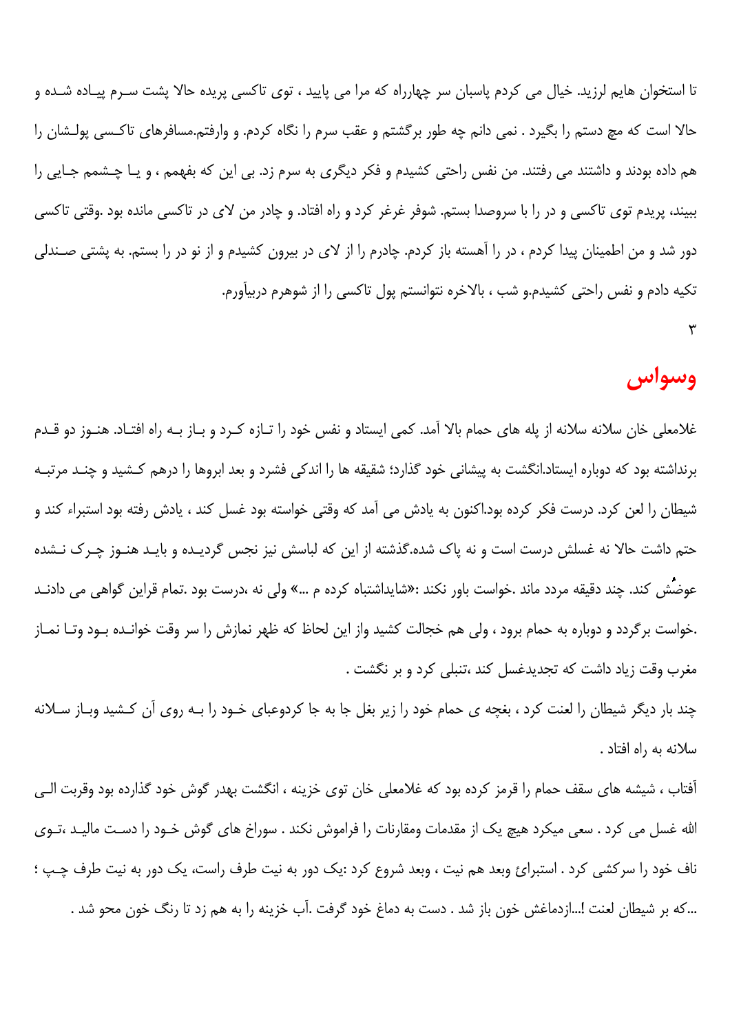تا استخوان هایم لرزید. خیال می کردم پاسبان سر چهارراه که مرا می پایید ، توی تاکسی پریده حالا پشت سرم پیاده شده و حالا است که مچ دستم را بگیرد . نمی دانم چه طور برگشتم و عقب سرم را نگاه کردم. و وارفتم.مسافرهای تاکسی پولشان را هم داده بودند و داشتند می رفتند. من نفس راحتی کشیدم و فکر دیگری به سرم زد. بی این که بفهمم ، و یا چشمم جایی را ببیند، پریدم توی تاکسی و در را با سروصدا بستم. شوفر غرغر کرد و راه افتاد. و چادر من لای در تاکسی مانده بود .وقتی تاکسی دور شد و من اطمینان پیدا کردم ، در را آهسته باز کردم. چادرم را از لای در بیرون کشیدم و از نو در را بستم. به پشتی صندلی تکیه دادم و نفس راحتی کشیدم.و شب ، بالاخره نتوانستم پول تاکسی را از شوهرم دربیآورم.

۳

## وسواس

غلامعلی خان سلانه سلانه از پله های حمام بالا آمد. کمی ایستاد و نفس خود را تازه کرد و باز به راه افتاد. هنوز دو قدم برنداشته بود که دوباره ایستاد.انگشت به پیشانی خود گذارد؛ شقیقه ها را اندکی فشرد و بعد ابروها را درهم کشید و چند مرتبه شیطان را لعن کرد. درست فکر کرده بود.اکنون به یادش می آمد که وقتی خواسته بود غسل کند ، یادش رفته بود استبراء کند و حتم داشت حالا نه غسلش درست است و نه پاک شده.گذشته از این که لباسش نیز نجس گردیده و باید هنوز چرک نشده عوضُش کند. چند دقیقه مردد ماند .خواست باور نکند :«شایداشتباه کرده م ...» ولی نه ،درست بود .تمام قراین گواهی می دادند .خواست برگردد و دوباره به حمام برود ، ولی هم خجالت کشید واز این لحاظ که ظهر نمازش را سر وقت خوانده بود وتا نماز مغرب وقت زیاد داشت که تجدیدغسل کند ،تنبلی کرد و بر نگشت .

چند بار دیگر شیطان را لعنت کرد ، بغچه ی حمام خود را زیر بغل جا به جا کردوعبای خود را به روی آن کشید وباز سلانه سلانه به راه افتاد .

آفتاب ، شیشه های سقف حمام را قرمز کرده بود که غلامعلی خان توی خزینه ، انگشت بهدر گوش خود گذارده بود وقربت الی الله غسل می کرد . سعی میکرد هیچ یک از مقدمات ومقارنات را فراموش نکند . سوراخ های گوش خود را دست مالید ،توی ناف خود را سرکشی کرد . استبرائ وبعد هم نیت ، وبعد شروع کرد :یک دور به نیت طرف راست، یک دور به نیت طرف چپ ؛ ...که بر شیطان لعنت !...ازدماغش خون باز شد . دست به دماغ خود گرفت .آب خزینه را به هم زد تا رنگ خون محو شد .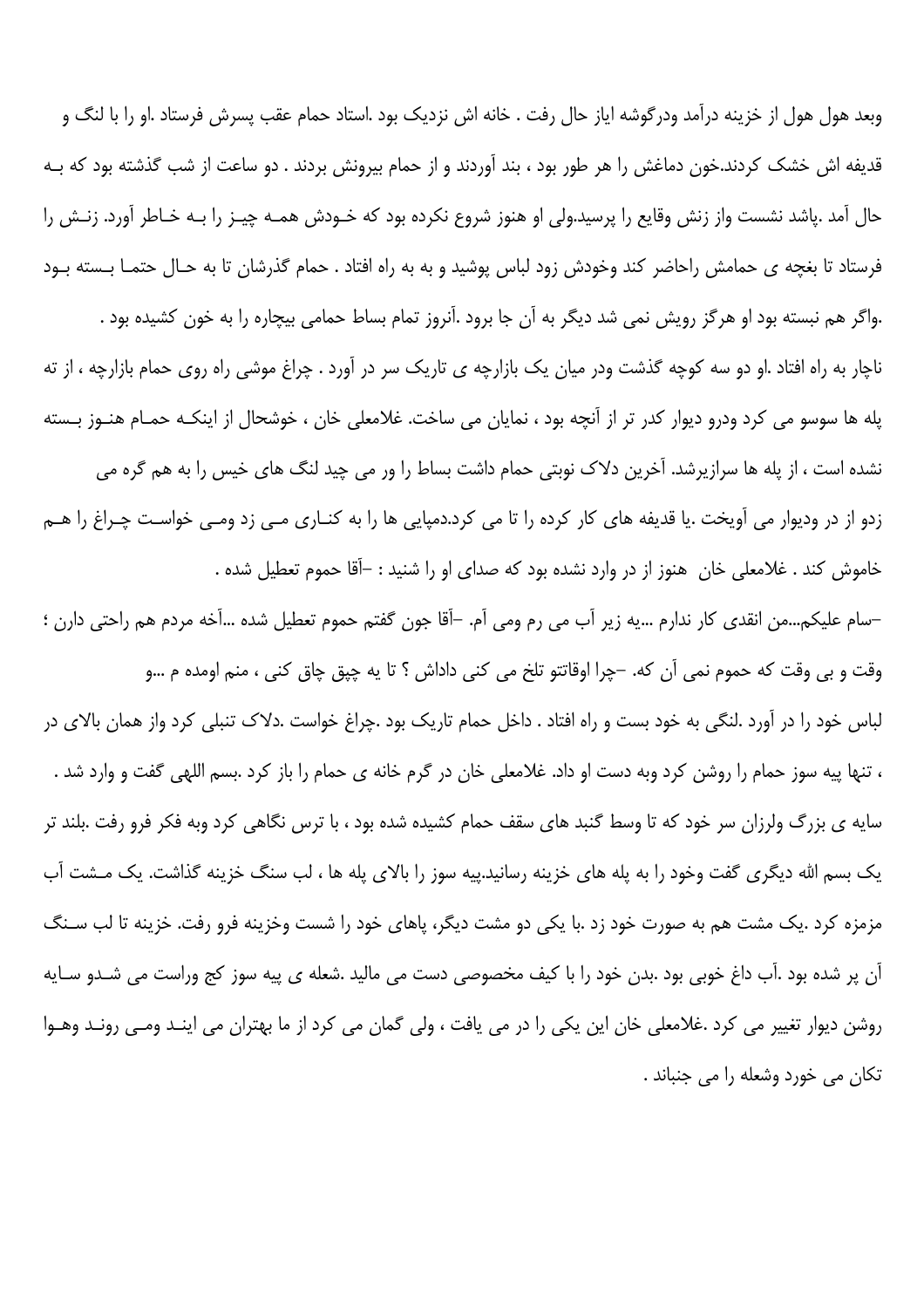وبعد هول هول از خزینه درآمد ودرگوشه ایاز حال رفت . خانه اش نزدیک بود .استاد حمام عقب پسرش فرستاد .او را با لنگ و قدیفه اش خشک کردند.خون دماغش را هر طور بود ، بند آوردند و از حمام بیرونش بردند . دو ساعت از شب گذشته بود که بـه حال آمد .پاشد نشست واز زنش وقایع را پرسید.ولی او هنوز شروع نکرده بود که خـودش همـه چیـز را بـه خـاطر آورد. زنـش را فرستاد تا بغچه ی حمامش راحاضر کند وخودش زود لباس پوشید و به به راه افتاد . حمام گذرشان تا به حـال حتمـا بـسته بـود .واگر هم نبسته بود او هرگز رویش نمی شد دیگر به آن جا برود .آنروز تمام بساط حمامی بیچاره را به خون کشیده بود .

ناچار به راه افتاد .او دو سه کوچه گذشت ودر میان یک بازارچه ی تاریک سر در آورد . چراغ موشی راه روی حمام بازارچه ، از ته پله ها سوسو می کرد ودرو دیوار کدر تر از آنچه بود ، نمایان می ساخت. غلامعلی خان ، خوشحال از اینکـه حمـام هنـوز بـسته نشده است ، از پله ها سرازیرشد. آخرین دلاک نوبتی حمام داشت بساط را ور می چید لنگ های خیس را به هم گره می زدو از در ودیوار می آویخت .یا قدیفه های کار کرده را تا می کرد.دمپایی ها را به کنـاری مـی زد ومـی خواسـت چـراغ را هـم خاموش کند . غلامعلی خان هنوز از در وارد نشده بود که صدای او را شنید : –آقا حموم تعطیل شده .

–سام علیکم...من انقدی کار ندارم ...یه زیر آب می رم ومی آم. –آقا جون گفتم حموم تعطیل شده ...آخه مردم هم راحتی دارن ؛ وقت و بی وقت که حموم نمی آن که. –چرا اوقاتتو تلخ می کنی داداش ؟ تا یه چپق چاق کنی ، منم اومده م ...و

لباس خود را در آورد .لنگی به خود بست و راه افتاد . داخل حمام تاریک بود .چراغ خواست .دلاک تنبلی کرد واز همان بالای در ، تنها پیه سوز حمام را روشن کرد وبه دست او داد. غلامعلی خان در گرم خانه ی حمام را باز کرد .بسم اللهی گفت و وارد شد . سایه ی بزرگ ولرزان سر خود که تا وسط گنبد های سقف حمام کشیده شده بود ، با ترس نگاهی کرد وبه فکر فرو رفت .بلند تر یک بسم الله دیگری گفت وخود را به پله های خزینه رسانید.پیه سوز را بالای پله ها ، لب سنگ خزینه گذاشت. یک مـشت آب مزمزه کرد .یک مشت هم به صورت خود زد .با یکی دو مشت دیگر، پاهای خود را شست وخزینه فرو رفت. خزینه تا لب سـنگ آن پر شده بود .آب داغ خوبی بود .بدن خود را با کیف مخصوصی دست می مالید .شعله ی پیه سوز کج وراست می شـدو سـایه روشن دیوار تغییر می کرد .غلامعلی خان این یکی را در می یافت ، ولی گمان می کرد از ما بهتران می اینـد ومـی رونـد وهـوا تکان می خورد وشعله را می جنباند .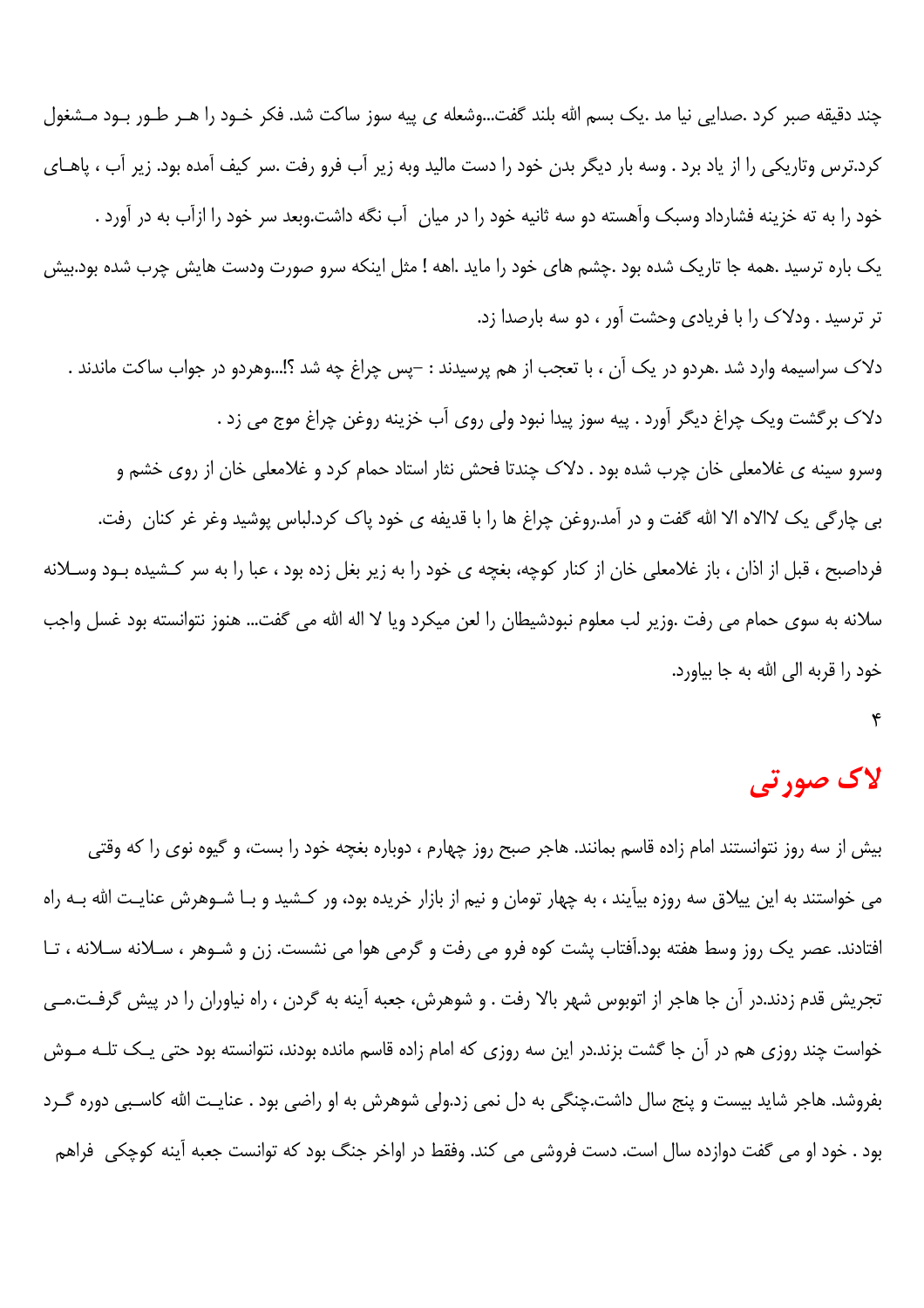چند دقیقه صبر کرد .صدایی نیا مد .یک بسم الله بلند گفت...وشعله ی پیه سوز ساکت شد. فکر خـود را هـر طـور بـود مـشغول کرد.ترس وتاریکی را از یاد برد . وسه بار دیگر بدن خود را دست مالید وبه زیر آب فرو رفت .سر کیف آمده بود. زیر آب ، پاهـای خود را به ته خزینه فشارداد وسبک وآهسته دو سه ثانیه خود را در میان آب نگه داشت.وبعد سر خود را ازآب به در آورد .

یک باره ترسید .همه جا تاریک شده بود .چشم های خود را ماید .اهه ! مثل اینکه سرو صورت ودست هایش چرب شده بود.بیش تر ترسید . ودلاک را با فریادی وحشت آور ، دو سه بارصدا زد.

دلاک سراسیمه وارد شد .هردو در یک آن ، با تعجب از هم پرسیدند : –پس چراغ چه شد ؟!...وهردو در جواب ساکت ماندند .

دلاک برگشت ویک چراغ دیگر آورد . پیه سوز پیدا نبود ولی روی آب خزینه روغن چراغ موج می زد .

وسرو سینه ی غلامعلی خان چرب شده بود . دلاک چندتا فحش نثار استاد حمام کرد و غلامعلی خان از روی خشم و بی چارگی یک لاالاه الا الله گفت و در آمد.روغن چراغ ها را با قدیفه ی خود پاک کرد.لباس پوشید وغر غر کنان رفت.

فرداصبح ، قبل از اذان ، باز غلامعلی خان از کنار کوچه، بغچه ی خود را به زیر بغل زده بود ، عبا را به سر کـشیده بـود وسـلانه سلانه به سوی حمام می رفت .وزیر لب معلوم نبودشیطان را لعن میکرد ویا لا اله الله می گفت... هنوز نتوانسته بود غسل واجب خود را قربه الی الله به جا بیاورد.

۴

# لاک صورتی

بیش از سه روز نتوانستند امام زاده قاسم بمانند. هاجر صبح روز چهارم ، دوباره بغچه خود را بست، و گیوه نوی را که وقتی می خواستند به این ییلاق سه روزه بیآیند ، به چهار تومان و نیم از بازار خریده بود، ور کـشید و بـا شـوهرش عنایـت الله بـه راه افتادند. عصر یک روز وسط هفته بود.آفتاب پشت کوه فرو می رفت و گرمی هوا می نشست. زن و شـوهر ، سـلانه سـلانه ، تـا تجریش قدم زدند.در آن جا هاجر از اتوبوس شهر بالا رفت . و شوهرش، جعبه آینه به گردن ، راه نیاوران را در پیش گرفـت.مـی خواست چند روزی هم در آن جا گشت بزند.در این سه روزی که امام زاده قاسم مانده بودند، نتوانسته بود حتی یـک تلـه مـوش بفروشد. هاجر شاید بیست و پنج سال داشت.چنگی به دل نمی زد.ولی شوهرش به او راضی بود . عنایـت الله کاسـبی دوره گـرد بود . خود او می گفت دوازده سال است. دست فروشی می کند. وفقط در اواخر جنگ بود که توانست جعبه آینه کوچکی فراهم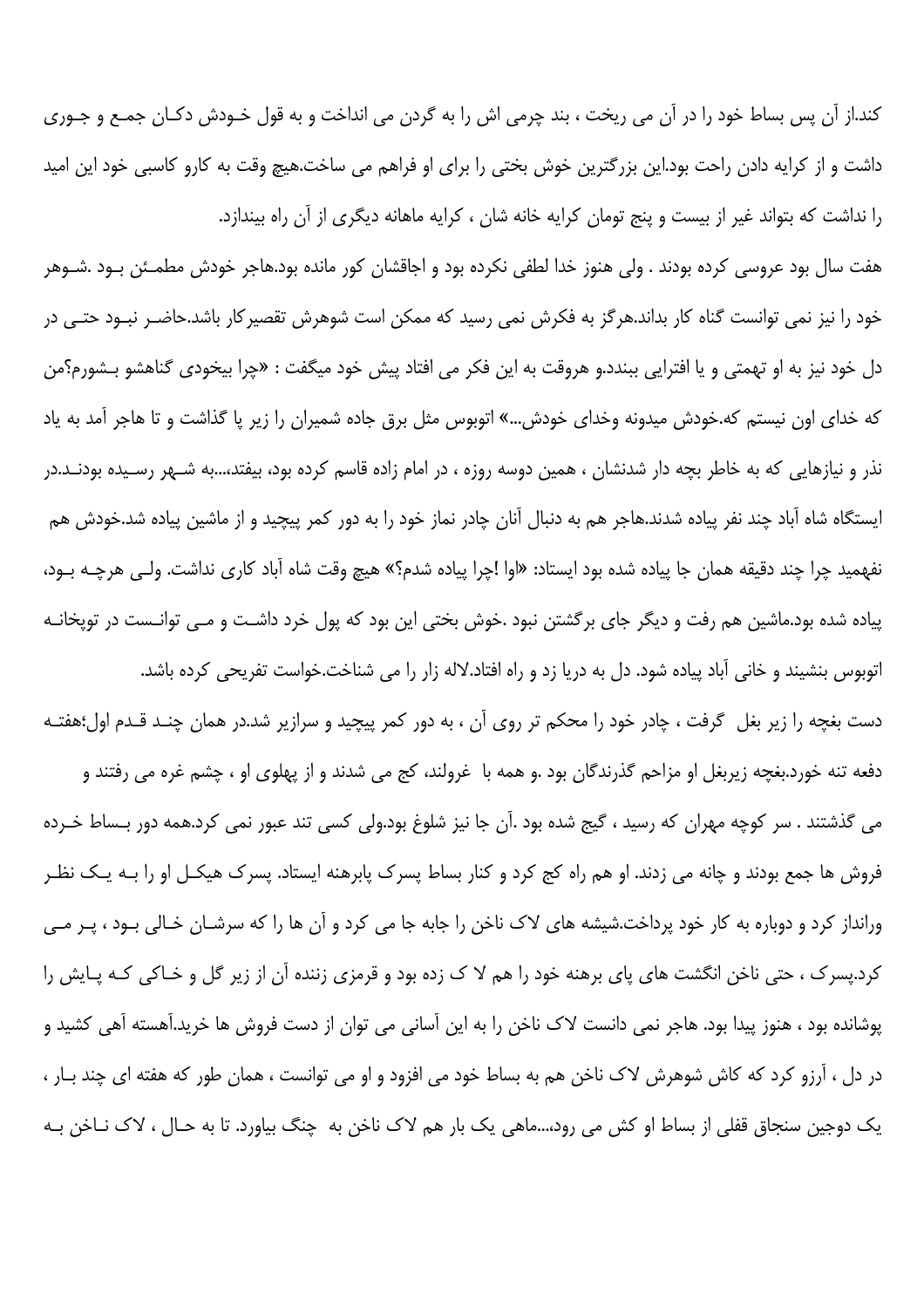کند.از آن پس بساط خود را در آن می ریخت ، بند چرمی اش را به گردن می انداخت و به قول خـودش دکـان جمـع و جـوری داشت و از کرایه دادن راحت بود.این بزرگترین خوش بختی را برای او فراهم می ساخت.هیچ وقت به کارو کاسبی خود این امید را نداشت که بتواند غیر از بیست و پنج تومان کرایه خانه شان ، کرایه ماهانه دیگری از آن راه بیندازد.

هفت سال بود عروسی کرده بودند . ولی هنوز خدا لطفی نکرده بود و اجاقشان کور مانده بود.هاجر خودش مطمـئن بـود .شـوهر خود را نیز نمی توانست گناه کار بداند.هرگز به فکرش نمی رسید که ممکن است شوهرش تقصیرکار باشد.حاضـر نبـود حتـی در دل خود نیز به او تهمتی و یا افترایی ببندد.و هروقت به این فکر می افتاد پیش خود میگفت : «چرا بیخودی گناهشو بـشورم؟من که خدای اون نیستم که.خودش میدونه وخدای خودش...» اتوبوس مثل برق جاده شمیران را زیر پا گذاشت و تا هاجر آمد به یاد نذر و نیازهایی که به خاطر بچه دار شدنشان ، همین دوسه روزه ، در امام زاده قاسم کرده بود، بیفتد،...به شـهر رسـیده بودنـد.در ایستگاه شاه آباد چند نفر پیاده شدند.هاجر هم به دنبال آنان چادر نماز خود را به دور کمر پیچید و از ماشین پیاده شد.خودش هم نفهمید چرا چند دقیقه همان جا پیاده شده بود ایستاد: «او! چرا پیاده شدم؟» هیچ وقت شاه آباد کاری نداشت. ولـی هرچـه بـود، پیاده شده بود.ماشین هم رفت و دیگر جای برگشتن نبود .خوش بختی این بود که پول خرد داشـت و مـی توانـست در توپخانـه اتوبوس بنشیند و خانی آباد پیاده شود. دل به دریا زد و راه افتاد.لاله زار را می شناخت.خواست تفریحی کرده باشد.

دست بغچه را زیر بغل گرفت ، چادر خود را محکم تر روی آن ، به دور کمر پیچید و سرازیر شد.در همان چنـد قـدم اول؛هفتـه دفعه تنه خورد.بغچه زیربغل او مزاحم گذرندگان بود .و همه با غرولند، کج می شدند و از پهلوی او ، چشم غره می رفتند و می گذشتند . سر کوچه مهران که رسید ، گیج شده بود .آن جا نیز شلوغ بود.ولی کسی تند عبور نمی کرد.همه دور بـساط خـرده فروش ها جمع بودند و چانه می زدند. او هم راه کج کرد و کنار بساط پسرک پابرهنه ایستاد. پسرک هیکـل او را بـه یـک نظـر وارانداز کرد و دوباره به کار خود پرداخت.شیشه های لاک ناخن را جابه جا می کرد و آن ها را که سرشـان خـالی بـود ، پـر مـی کرد.پسرک ، حتی ناخن انگشت های پای برهنه خود را هم لا ک زده بود و قرمزی زننده آن از زیر گل و خـاکی کـه پـایش را پوشانده بود ، هنوز پیدا بود. هاجر نمی دانست لاک ناخن را به این آسانی می توان از دست فروش ها خرید.آهسته آهی کشید و در دل ، آرزو کرد که کاش شوهرش لاک ناخن هم به بساط خود می افزود و او می توانست ، همان طور که هفته ای چند بـار ، یک دوجین سنجاق قفلی از بساط او کش می رود،...ماهی یک بار هم لاک ناخن به چنگ بیاورد. تا به حـال ، لاک نـاخن بـه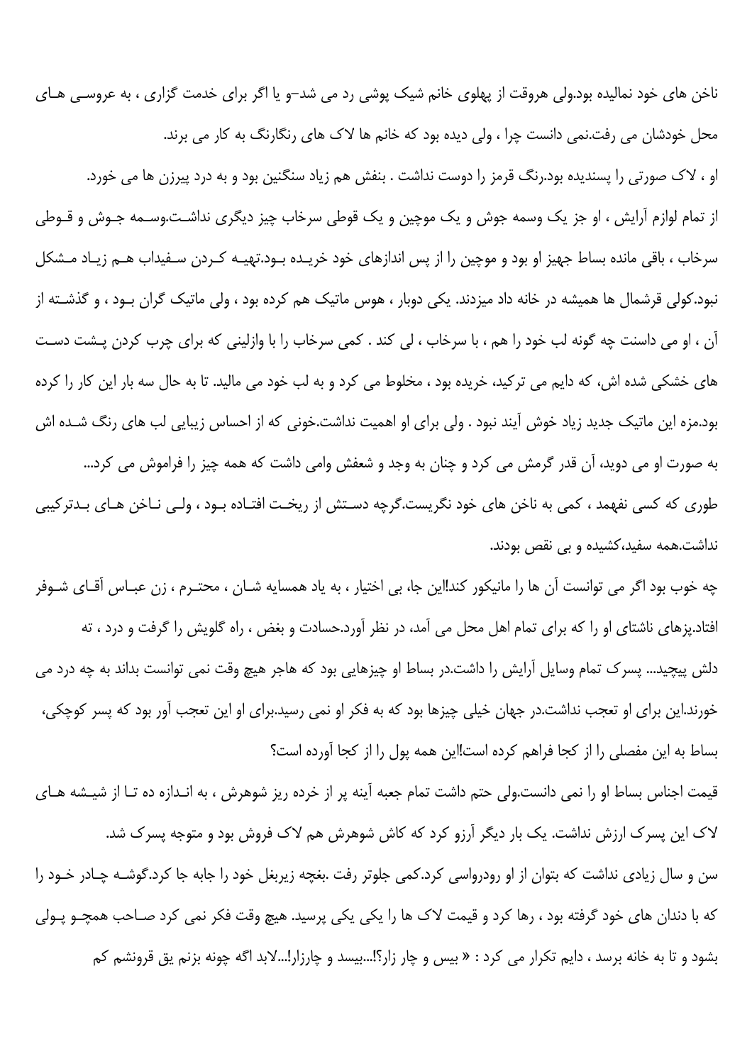ناخن های خود نمالیده بود.ولی هروقت از پهلوی خانم شیک پوشی رد می شد–و یا اگر برای خدمت گزاری ، به عروسی های محل خودشان می رفت.نمی دانست چرا ، ولی دیده بود که خانم ها لاک های رنگارنگ به کار می برند.

او ، لاک صورتی را پسندیده بود.رنگ قرمز را دوست نداشت . بنفش هم زیاد سنگین بود و به درد پیرزن ها می خورد.

از تمام لوازم آرایش ، او جز یک وسمه جوش و یک موچین و یک قوطی سرخاب چیز دیگری نداشت.وسمه جوش و قوطی سرخاب ، باقی مانده بساط جهیز او بود و موچین را از پس اندازهای خود خریده بود.تهیه کردن سفیداب هم زیاد مشکل نبود.کولی قرشمال ها همیشه در خانه داد میزدند. یکی دوبار ، هوس ماتیک هم کرده بود ، ولی ماتیک گران بود ، و گذشته از آن ، او می دانست چه گونه لب خود را هم ، با سرخاب ، لی کند . کمی سرخاب را با وازلینی که برای چرب کردن پشت دست های خشکی شده اش، که دایم می ترکید، خریده بود ، مخلوط می کرد و به لب خود می مالید. تا به حال سه بار این کار را کرده بود.مزه این ماتیک جدید زیاد خوش آیند نبود . ولی برای او اهمیت نداشت.خونی که از احساس زیبایی لب های رنگ شده اش به صورت او می دوید، آن قدر گرمش می کرد و چنان به وجد و شعفش وامی داشت که همه چیز را فراموش می کرد...

طوری که کسی نفهمد ، کمی به ناخن های خود نگریست.گرچه دستش از ریخت افتاده بود ، ولی ناخن های بدترکیبی نداشت.همه سفید،کشیده و بی نقص بودند.

چه خوب بود اگر می توانست آن ها را مانیکور کند!این جا، بی اختیار ، به یاد همسایه شان ، محترم ، زن عباس آقای شوفر افتاد.پزهای ناشتای او را که برای تمام اهل محل می آمد، در نظر آورد.حسادت و بغض ، راه گلویش را گرفت و درد ، ته دلش پیچید... پسرک تمام وسایل آرایش را داشت.در بساط او چیزهایی بود که هاجر هیچ وقت نمی توانست بداند به چه درد می خورند.این برای او تعجب نداشت.در جهان خیلی چیزها بود که به فکر او نمی رسید.برای او این تعجب آور بود که پسر کوچکی، بساط به این مفصلی را از کجا فراهم کرده است!این همه پول را از کجا آورده است؟

قیمت اجناس بساط او را نمی دانست.ولی حتم داشت تمام جعبه آینه پر از خرده ریز شوهرش ، به اندازه ده تا از شیشه های لاک این پسرک ارزش نداشت. یک بار دیگر آرزو کرد که کاش شوهرش هم لاک فروش بود و متوجه پسرک شد.

سن و سال زیادی نداشت که بتوان از او رودرواسی کرد.کمی جلوتر رفت .بغچه زیربغل خود را جابه جا کرد.گوشه چادر خود را که با دندان های خود گرفته بود ، رها کرد و قیمت لاک ها را یکی یکی پرسید. هیچ وقت فکر نمی کرد صاحب همچو پولی بشود و تا به خانه برسد ، دایم تکرار می کرد : « بیس و چار زار؟!...بیسد و چارزار!...لابد اگه چونه بزنم یق قرونشم کم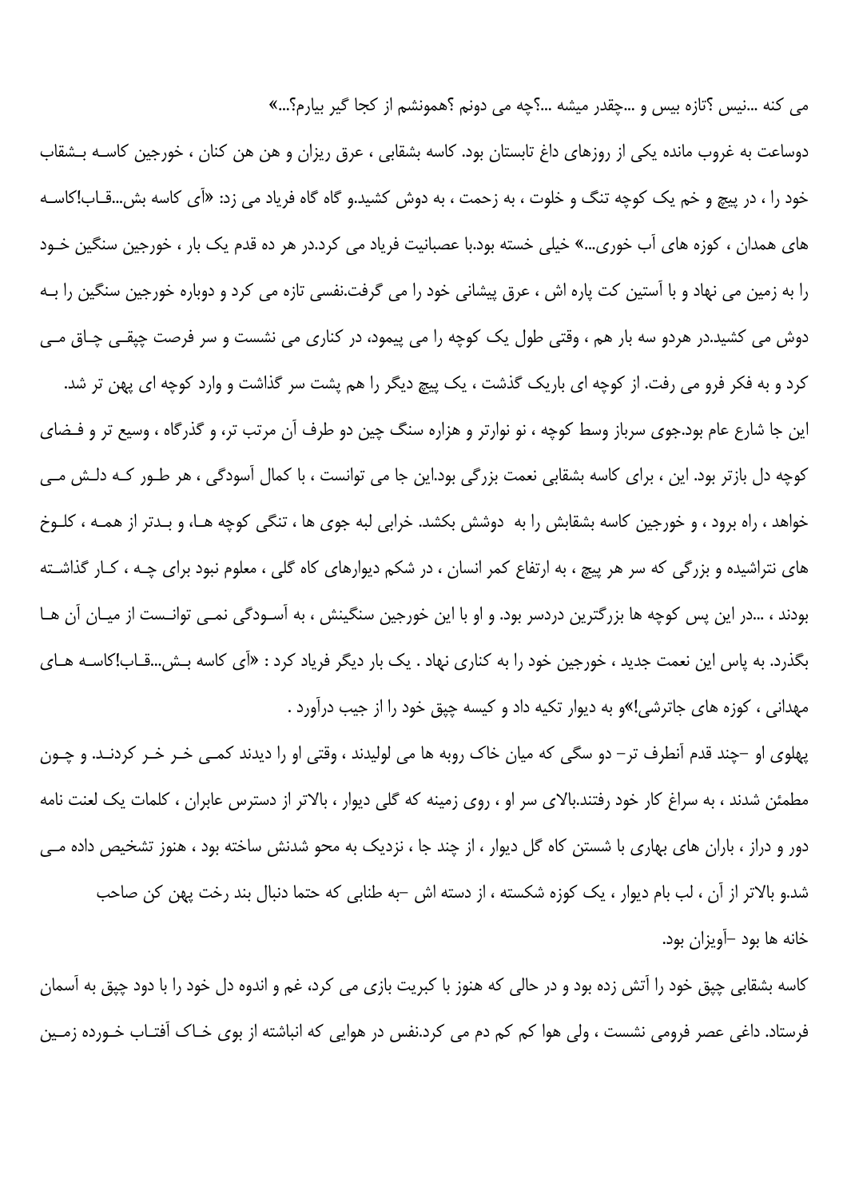می کنه ...نیس ؟تازه بیس و ...چقدر میشه ...؟چه می دونم ؟همونشم از کجا گیر بیارم؟...»

دوساعت به غروب مانده یکی از روزهای داغ تابستان بود. کاسه بشقابی ، عرق ریزان و هن هن کنان ، خورجین کاسه بشقاب خود را ، در پیچ و خم یک کوچه تنگ و خلوت ، به زحمت ، به دوش کشید.و گاه گاه فریاد می زد: «آی کاسه بش...قاب!کاسه های همدان ، کوزه های آب خوری...» خیلی خسته بود.با عصبانیت فریاد می کرد.در هر ده قدم یک بار ، خورجین سنگین خود را به زمین می نهاد و با آستین کت پاره اش ، عرق پیشانی خود را می گرفت.نفسی تازه می کرد و دوباره خورجین سنگین را به دوش می کشید.در هردو سه بار هم ، وقتی طول یک کوچه را می پیمود، در کناری می نشست و سر فرصت چپقی چاق می کرد و به فکر فرو می رفت. از کوچه ای باریک گذشت ، یک پیچ دیگر را هم پشت سر گذاشت و وارد کوچه ای پهن تر شد.

این جا شارع عام بود.جوی سرباز وسط کوچه ، نو نوارتر و هزاره سنگ چین دو طرف آن مرتب تر، و گذرگاه ، وسیع تر و فضای کوچه دل بازتر بود. این ، برای کاسه بشقابی نعمت بزرگی بود.این جا می توانست ، با کمال آسودگی ، هر طور که دلش می خواهد ، راه برود ، و خورجین کاسه بشقابش را به دوشش بکشد. خرابی لبه جوی ها ، تنگی کوچه ها، و بدتر از همه ، کلوخ های نتراشیده و بزرگی که سر هر پیچ ، به ارتفاع کمر انسان ، در شکم دیوارهای کاه گلی ، معلوم نبود برای چه ، کار گذاشته بودند ، ...در این پس کوچه ها بزرگترین دردسر بود. و او با این خورجین سنگینش ، به آسودگی نمی توانست از میان آن ها بگذرد. به پاس این نعمت جدید ، خورجین خود را به کناری نهاد . یک بار دیگر فریاد کرد : «آی کاسه بش...قاب!کاسه های مهدانی ، کوزه های جاترشی!»و به دیوار تکیه داد و کیسه چپق خود را از جیب درآورد .

پهلوی او –چند قدم آنطرف تر– دو سگی که میان خاک روبه ها می لولیدند ، وقتی او را دیدند کمی خر خر کردند. و چون مطمئن شدند ، به سراغ کار خود رفتند.بالای سر او ، روی زمینه که گلی دیوار ، بالاتر از دسترس عابران ، کلمات یک لعنت نامه دور و دراز ، باران های بهاری با شستن کاه گل دیوار ، از چند جا ، نزدیک به محو شدنش ساخته بود ، هنوز تشخیص داده می شد.و بالاتر از آن ، لب بام دیوار ، یک کوزه شکسته ، از دسته اش –به طنابی که حتما دنبال بند رخت پهن کن صاحب خانه ها بود –آویزان بود.

کاسه بشقابی چپق خود را آتش زده بود و در حالی که هنوز با کبریت بازی می کرد، غم و اندوه دل خود را با دود چپق به آسمان فرستاد. داغی عصر فرومی نشست ، ولی هوا کم کم دم می کرد.نفس در هوایی که انباشته از بوی خاک آفتاب خورده زمین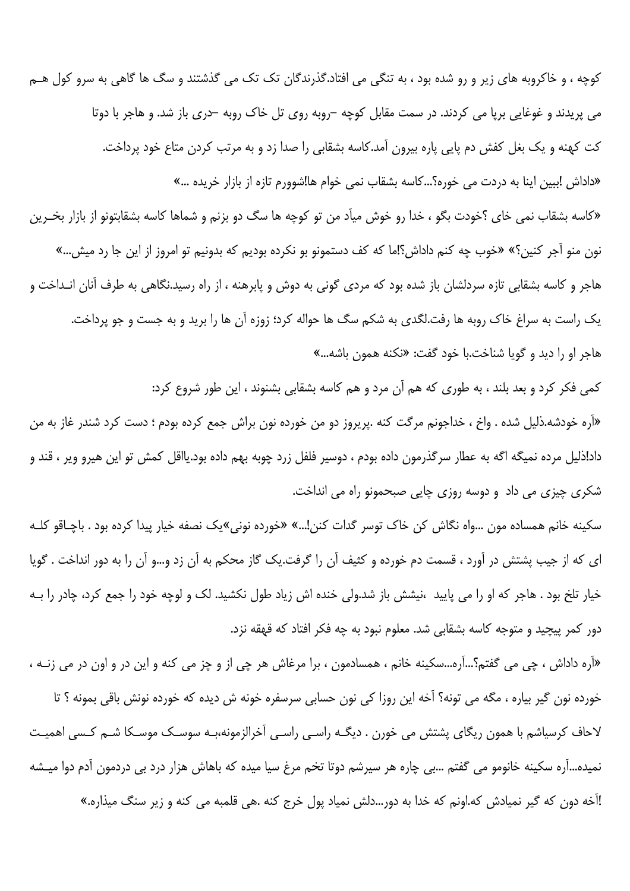کوچه ، و خاکروبه های زیر و رو شده بود ، به تنگی می افتاد.گذرندگان تک تک می گذشتند و سگ ها گاهی به سرو کول هم می پریدند و غوغایی برپا می کردند. در سمت مقابل کوچه –روبه روی تل خاک روبه –دری باز شد. و هاجر با دوتا کت کهنه و یک بغل کفش دم پایی پاره بیرون آمد.کاسه بشقابی را صدا زد و به مرتب کردن متاع خود پرداخت.

«داداش !ببین اینا به دردت می خوره؟...کاسه بشقاب نمی خوام ها!شوورم تازه از بازار خریده ...»

«کاسه بشقاب نمی خای ؟خودت بگو ، خدا رو خوش میاد من تو کوچه ها سگ دو بزنم و شماها کاسه بشقابتونو از بازار بخرین نون منو آجر کنین؟» «خوب چه کنم داداش؟!ما که کف دستمونو بو نکرده بودیم که بدونیم تو امروز از این جا رد میش...»

هاجر و کاسه بشقابی تازه سردلشان باز شده بود که مردی گونی به دوش و پابرهنه ، از راه رسید.نگاهی به طرف آنان انداخت و یک راست به سراغ خاک روبه ها رفت.لگدی به شکم سگ ها حواله کرد؛ زوزه آن ها را برید و به جست و جو پرداخت.

هاجر او را دید و گویا شناخت.با خود گفت: «نکنه همون باشه...»

کمی فکر کرد و بعد بلند ، به طوری که هم آن مرد و هم کاسه بشقابی بشنوند ، این طور شروع کرد:

«آره خودشه.ذلیل شده . واخ ، خداجونم مرگت کنه .پریروز دو من خورده نون براش جمع کرده بودم ؛ دست کرد شندر غاز به من داد!ذلیل مرده نمیگه اگه به عطار سرگذرمون داده بودم ، دوسیر فلفل زرد چوبه بهم داده بود.یااقل کمش تو این هیرو ویر ، قند و شکری چیزی می داد و دوسه روزی چایی صبحمونو راه می انداخت.

سکینه خانم همساده مون ...واه نگاش کن خاک توسر گدات کنن!...» «خورده نونی»یک نصفه خیار پیدا کرده بود . باچاقو کله ای که از جیب پشتش در آورد ، قسمت دم خورده و کثیف آن را گرفت.یک گاز محکم به آن زد و...و آن را به دور انداخت . گویا خیار تلخ بود . هاجر که او را می پایید ،نیشش باز شد.ولی خنده اش زیاد طول نکشید. لک و لوچه خود را جمع کرد، چادر را به دور کمر پیچید و متوجه کاسه بشقابی شد. معلوم نبود به چه فکر افتاد که قهقه نزد.

«آره داداش ، چی می گفتم؟...آره...سکینه خانم ، همسادمون ، برا مرغاش هر چی از و چز می کنه و این در و اون در می زنه ، خورده نون گیر بیاره ، مگه می تونه؟ آخه این روزا کی نون حسابی سرسفره خونه ش دیده که خورده نونش باقی بمونه ؟ تا لاحاف کرسیاشم با همون ریگای پشتش می خورن . دیگه راسی راسی آخرالزمونه،به سوسک موسکا شم کسی اهمیت نمیده...آره سکینه خانومو می گفتم ...بی چاره هر سیرشم دوتا تخم مرغ سیا میده که باهاش هزار درد بی دردمون آدم دوا میشه !آخه دون که گیر نمیادش که.اونم که خدا به دور...دلش نمیاد پول خرج کنه .هی قلمبه می کنه و زیر سنگ میذاره.»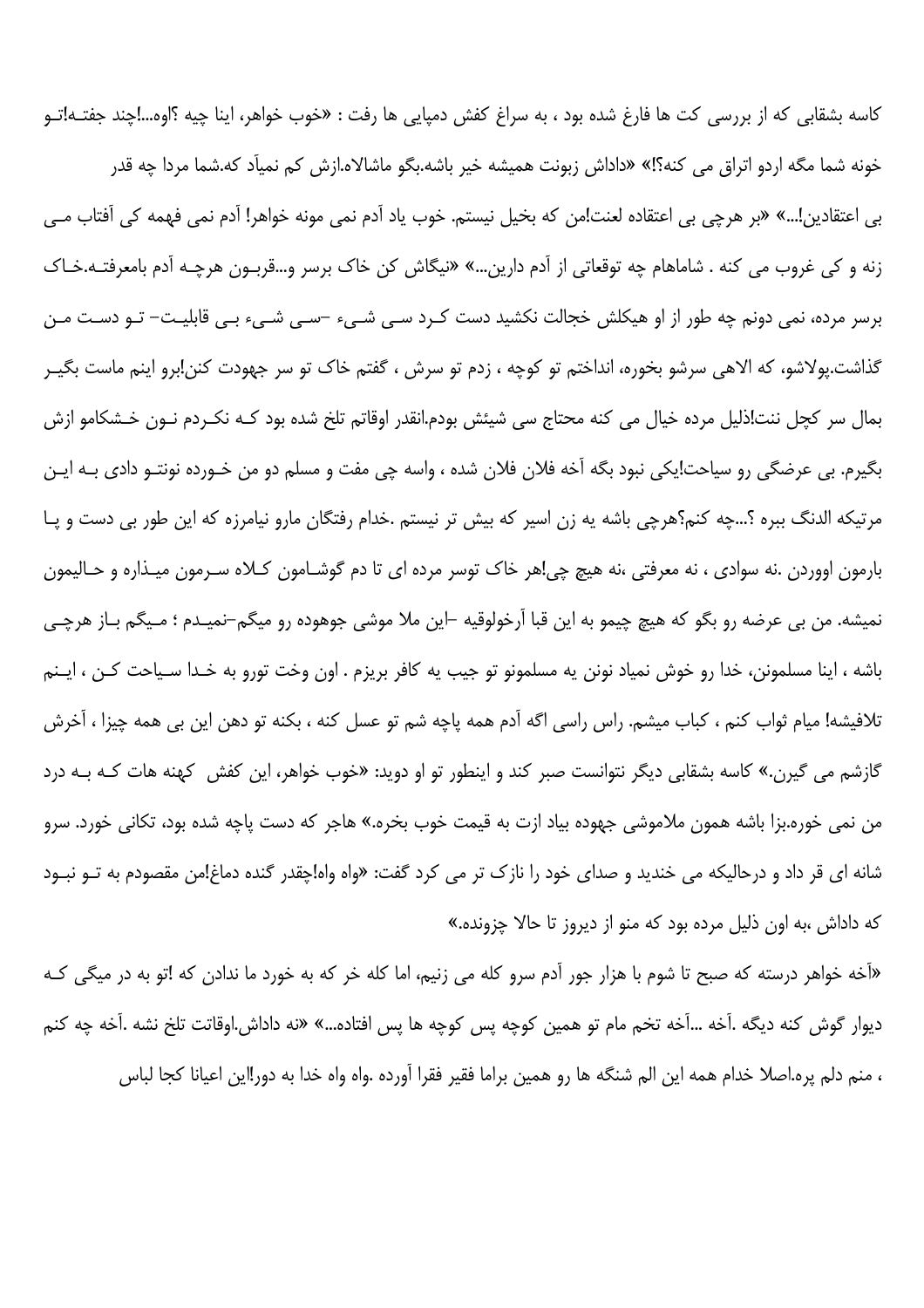کاسه بشقابی که از بررسی کت ها فارغ شده بود ، به سراغ کفش دمپایی ها رفت : «خوب خواهر، اینا چیه ؟اوه...!چند جفتـه!تـو خونه شما مگه اردو اتراق می کنه؟!» «داداش زبونت همیشه خیر باشه.بگو ماشالاه.ازش کم نمیآد که.شما مردا چه قدر بی اعتقادین!...» «بر هرچی بی اعتقاده لعنت!من که بخیل نیستم. خوب یاد آدم نمی مونه خواهر! آدم نمی فهمه کی آفتاب مـی زنه و کی غروب می کنه . شاماهام چه توقعاتی از آدم دارین...» «نیگاش کن خاک برسر و...قربـون هرچـه آدم بامعرفتـه.خـاک برسر مرده، نمی دونم چه طور از او هیکلش خجالت نکشید دست کـرد سـی شـیء –سـی شـیء بـی قابلیـت– تـو دسـت مـن گذاشت.پولاشو، که الاهی سرشو بخوره، انداختم تو کوچه ، زدم تو سرش ، گفتم خاک تو سر جهودت کنن!برو اینم ماست بگیـر بمال سر کچل ننت!ذلیل مرده خیال می کنه محتاج سی شیئش بودم.انقدر اوقاتم تلخ شده بود کـه نکـردم نـون خـشکامو ازش بگیرم. بی عرضگی رو سیاحت!یکی نبود بگه آخه فلان فلان شده ، واسه چی مفت و مسلم دو من خـورده نونتـو دادی بـه ایـن مرتیکه الدنگ ببره ؟...چه کنم؟هرچی باشه یه زن اسیر که بیش تر نیستم .خدام رفتگان مارو نیامرزه که این طور بی دست و پـا بارمون اووردن .نه سوادی ، نه معرفتی ،نه هیچ چی!هر خاک توسر مرده ای تا دم گوشـامون کـلاه سـرمون میـذاره و حـالیمون نمیشه. من بی عرضه رو بگو که هیچ چیمو به این قبا آرخولوقیه –این ملا موشی جوهوده رو میگم–نمیـدم ؛ مـیگم بـاز هرچـی باشه ، اینا مسلمونن، خدا رو خوش نمیاد نونن یه مسلمونو تو جیب یه کافر بریزم . اون وخت تورو به خـدا سـیاحت کـن ، ایـنم تلافیشه! میام ثواب کنم ، کباب میشم. راس راسی اگه آدم همه پاچه شم تو عسل کنه ، بکنه تو دهن این بی همه چیزا ، آخرش گازشم می گیرن.» کاسه بشقابی دیگر نتوانست صبر کند و اینطور تو او دوید: «خوب خواهر، این کفش کهنه هات کـه بـه درد من نمی خوره.بزا باشه همون ملاموشی جهوده بیاد ازت به قیمت خوب بخره.» هاجر که دست پاچه شده بود، تکانی خورد. سرو شانه ای قر داد و درحالیکه می خندید و صدای خود را نازک تر می کرد گفت: «واه واه!چقدر گنده دماغ!من مقصودم به تـو نبـود که داداش ،به اون ذلیل مرده بود که منو از دیروز تا حالا چزونده.»

«آخه خواهر درسته که صبح تا شوم با هزار جور آدم سرو کله می زنیم، اما کله خر که به خورد ما ندادن که !تو به در میگی کـه دیوار گوش کنه دیگه .آخه ...آخه تخم مام تو همین کوچه پس کوچه ها پس افتاده...» «نه داداش.اوقاتت تلخ نشه .آخه چه کنم ، منم دلم پره.اصلا خدام همه این الم شنگه ها رو همین براما فقیر فقرا آورده .واه واه خدا به دور!این اعیانا کجا لباس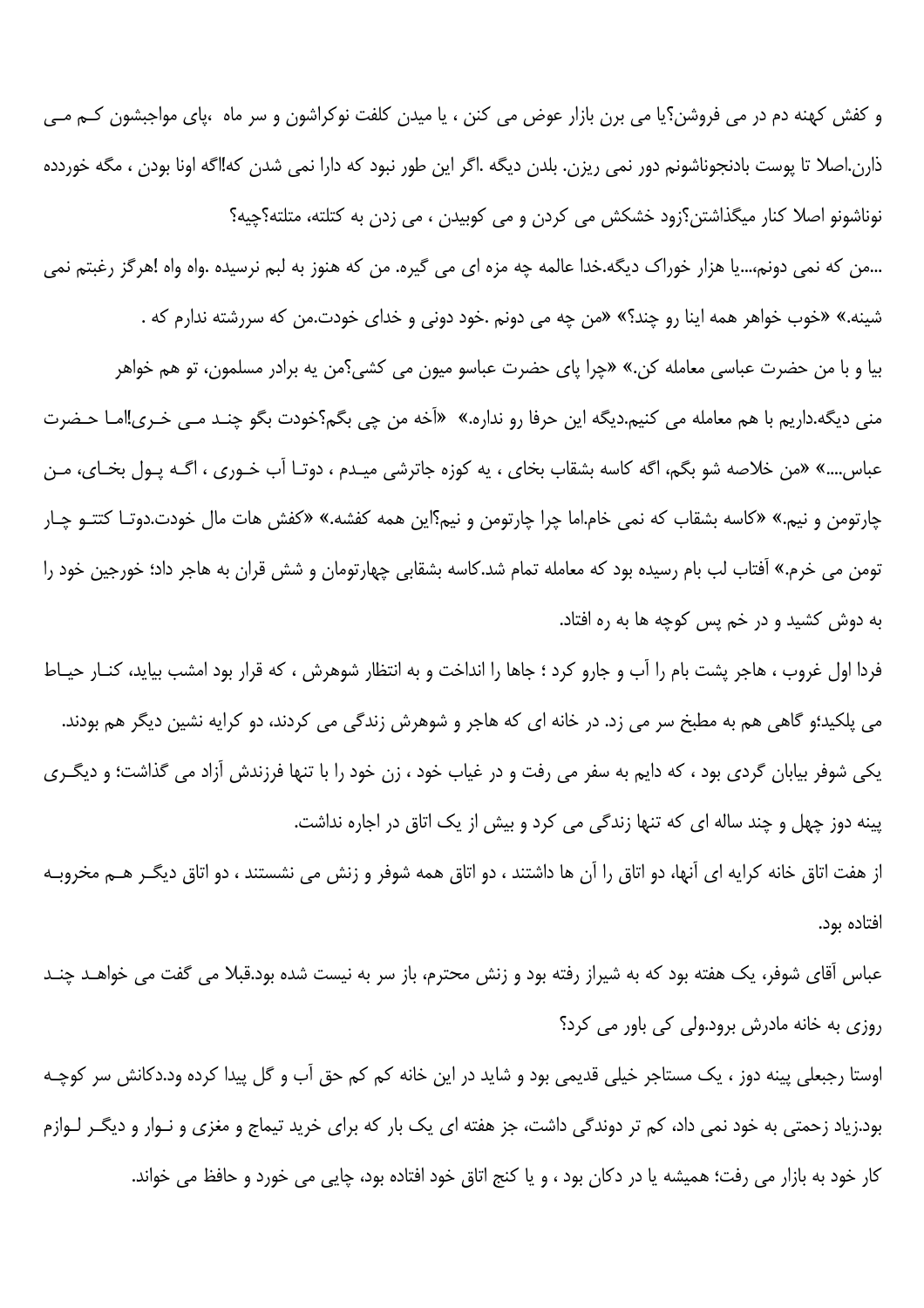و کفش کهنه دم در می فروشن؟یا می برن بازار عوض می کنن ، یا میدن کلفت نوکراشون و سر ماه ،پای مواجبشون کـم مـی ذارن.اصلا تا پوست بادنجوناشونم دور نمی ریزن. بلدن دیگه .اگر این طور نبود که دارا نمی شدن که!اگه اونا بودن ، مگه خورده نوناشونو اصلا کنار میگذاشتن؟زود خشکش می کردن و می کوبیدن ، می زدن به کتلته، متلته؟چیه؟

...من که نمی دونم،...یا هزار خوراک دیگه.خدا عالمه چه مزه ای می گیره. من که هنوز به لبم نرسیده .واه واه !هرگز رغبتم نمی شینه.» «خوب خواهر همه اینا رو چند؟» «من چه می دونم .خود دونی و خدای خودت.من که سررشته ندارم که .

بیا و با من حضرت عباسی معامله کن.» «چرا پای حضرت عباسو میون می کشی؟من یه برادر مسلمون، تو هم خواهر منی دیگه.داریم با هم معامله می کنیم.دیگه این حرفا رو نداره.» «آخه من چی بگم؟خودت بگو چنـد مـی خـری!امـا حـضرت عباس....» «من خلاصه شو بگم، اگه کاسه بشقاب بخای ، یه کوزه جاترشی میـدم ، دوتـا آب خـوری ، اگـه پـول بخـای، مـن چارتومن و نیم.» «کاسه بشقاب که نمی خام.اما چرا چارتومن و نیم؟این همه کفشه.» «کفش هات مال خودت.دوتـا کتتـو چـار تومن می خرم.» آفتاب لب بام رسیده بود که معامله تمام شد.کاسه بشقابی چهارتومان و شش قران به هاجر داد؛ خورجین خود را به دوش کشید و در خم پس کوچه ها به ره افتاد.

فردا اول غروب ، هاجر پشت بام را آب و جارو کرد ؛ جاها را انداخت و به انتظار شوهرش ، که قرار بود امشب بیاید، کنـار حیـاط می پلکید؛و گاهی هم به مطبخ سر می زد. در خانه ای که هاجر و شوهرش زندگی می کردند، دو کرایه نشین دیگر هم بودند.

یکی شوفر بیابان گردی بود ، که دایم به سفر می رفت و در غیاب خود ، زن خود را با تنها فرزندش آزاد می گذاشت؛ و دیگـری پینه دوز چهل و چند ساله ای که تنها زندگی می کرد و بیش از یک اتاق در اجاره نداشت.

از هفت اتاق خانه کرایه ای آنها، دو اتاق را آن ها داشتند ، دو اتاق همه شوفر و زنش می نشستند ، دو اتاق دیگـر هـم مخروبـه افتاده بود.

عباس آقای شوفر، یک هفته بود که به شیراز رفته بود و زنش محترم، باز سر به نیست شده بود.قبلا می گفت می خواهـد چنـد روزی به خانه مادرش برود.ولی کی باور می کرد؟

اوستا رجبعلی پینه دوز ، یک مستاجر خیلی قدیمی بود و شاید در این خانه کم کم حق آب و گل پیدا کرده ود.دکانش سر کوچـه بود.زیاد زحمتی به خود نمی داد، کم تر دوندگی داشت، جز هفته ای یک بار که برای خرید تیماج و مغزی و نـوار و دیگـر لـوازم کار خود به بازار می رفت؛ همیشه یا در دکان بود ، و یا کنج اتاق خود افتاده بود، چایی می خورد و حافظ می خواند.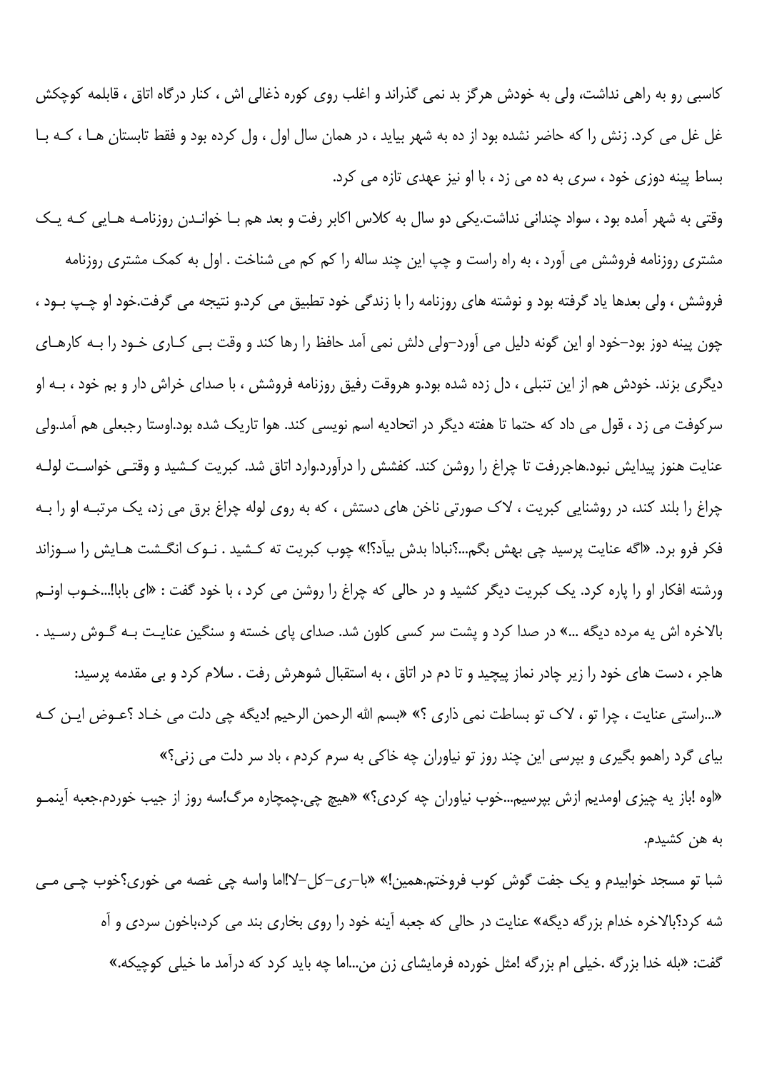کاسبی رو به راهی نداشت، ولی به خودش هرگز بد نمی گذراند و اغلب روی کوره ذغالی اش ، کنار درگاه اتاق ، قابلمه کوچکش غل غل می کرد. زنش را که حاضر نشده بود از ده به شهر بیاید ، در همان سال اول ، ول کرده بود و فقط تابستان ها ، که با بساط پینه دوزی خود ، سری به ده می زد ، با او نیز عهدی تازه می کرد.

وقتی به شهر آمده بود ، سواد چندانی نداشت.یکی دو سال به کلاس اکابر رفت و بعد هم با خواندن روزنامه هایی که یک مشتری روزنامه فروشش می آورد ، به راه راست و چپ این چند ساله را کم کم می شناخت . اول به کمک مشتری روزنامه فروشش ، ولی بعدها یاد گرفته بود و نوشته های روزنامه را با زندگی خود تطبیق می کرد.و نتیجه می گرفت.خود او چپ بود ، چون پینه دوز بود–خود او این گونه دلیل می آورد–ولی دلش نمی آمد حافظ را رها کند و وقت بی کاری خود را به کارهای دیگری بزند. خودش هم از این تنبلی ، دل زده شده بود.و هروقت رفیق روزنامه فروشش ، با صدای خراش دار و بم خود ، به او سرکوفت می زد ، قول می داد که حتما تا هفته دیگر در اتحادیه اسم نویسی کند. هوا تاریک شده بود.اوستا رجبعلی هم آمد.ولی عنایت هنوز پیدایش نبود.هاجررفت تا چراغ را روشن کند. کفشش را درآورد.وارد اتاق شد. کبریت کشید و وقتی خواست لوله چراغ را بلند کند، در روشنایی کبریت ، لاک صورتی ناخن های دستش ، که به روی لوله چراغ برق می زد، یک مرتبه او را به فکر فرو برد. «اگه عنایت پرسید چی بهش بگم...؟نبادا بدش بیآد؟!» چوب کبریت ته کشید . نوک انگشت هایش را سوزاند ورشته افکار او را پاره کرد. یک کبریت دیگر کشید و در حالی که چراغ را روشن می کرد ، با خود گفت : «ای بابا!...خوب اونم بالاخره اش یه مرده دیگه ...» در صدا کرد و پشت سر کسی کلون شد. صدای پای خسته و سنگین عنایت به گوش رسید .

هاجر ، دست های خود را زیر چادر نماز پیچید و تا دم در اتاق ، به استقبال شوهرش رفت . سلام کرد و بی مقدمه پرسید:

«...راستی عنایت ، چرا تو ، لاک تو بساطت نمی ذاری ؟» «بسم الله الرحمن الرحیم !دیگه چی دلت می خاد ؟عوض این که بیای گرد راهمو بگیری و بپرسی این چند روز تو نیاوران چه خاکی به سرم کردم ، باد سر دلت می زنی؟»

«اوه !باز یه چیزی اومدیم ازش بپرسیم...خوب نیاوران چه کردی؟» «هیچ چی.چمچاره مرگ!سه روز از جیب خوردم.جعبه آینمو به هن کشیدم.

شبا تو مسجد خوابیدم و یک جفت گوش کوب فروختم.همین!» «با–ری–کل–لا!اما واسه چی غصه می خوری؟خوب چی می شه کرد؟بالاخره خدام بزرگه دیگه» عنایت در حالی که جعبه آینه خود را روی بخاری بند می کرد،باخون سردی و آه گفت: «بله خدا بزرگه .خیلی ام بزرگه !مثل خورده فرمایشای زن من...اما چه باید کرد که درآمد ما خیلی کوچیکه.»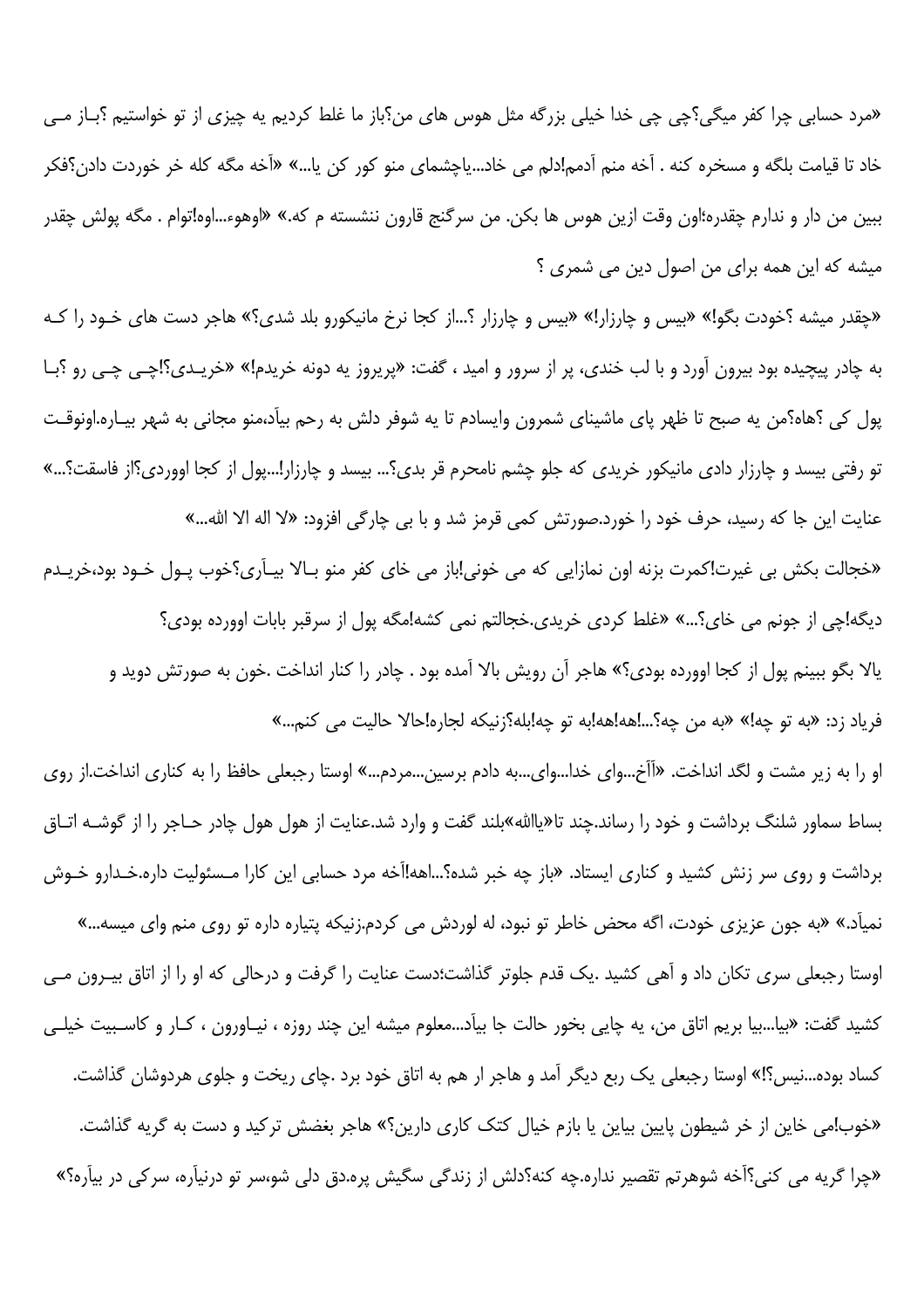«مرد حسابی چرا کفر میگی؟چی چی خدا خیلی بزرگه مثل هوس های من؟باز ما غلط کردیم یه چیزی از تو خواستیم ؟باز مـی خاد تا قیامت بلگه و مسخره کنه . آخه منم آدمم!دلم می خاد...یاچشمای منو کور کن یا...» «آخه مگه کله خر خوردت دادن؟فکر ببین من دار و ندارم چقدره؛اون وقت ازین هوس ها بکن. من سرگنج قارون ننشسته م که.» «اوهوء...اوه!توام . مگه پولش چقدر میشه که این همه برای من اصول دین می شمری ؟

«چقدر میشه ؟خودت بگو!» «بیس و چارزار!» «بیس و چارزار ؟...از کجا نرخ مانیکورو بلد شدی؟» هاجر دست های خـود را کـه به چادر پیچیده بود بیرون آورد و با لب خندی، پر از سرور و امید ، گفت: «پریروز یه دونه خریدم!» «خریـدی؟!چـی چـی رو ؟بـا پول کی ؟هاه؟من یه صبح تا ظهر پای ماشینای شمرون وایسادم تا یه شوفر دلش به رحم بیآد،منو مجانی به شهر بیـاره.اونوقـت تو رفتی بیسد و چارزار دادی مانیکور خریدی که جلو چشم نامحرم قر بدی؟... بیسد و چارزار!...پول از کجا اووردی؟از فاسقت؟...» عنایت این جا که رسید، حرف خود را خورد.صورتش کمی قرمز شد و با بی چارگی افزود: «لا اله الا الله...»

«خجالت بکش بی غیرت!اکمرت بزنه اون نمازایی که می خونی!باز می خای کفر منو بـالا بیـآری؟خوب پـول خـود بود،خریـدم دیگه!چی از جونم می خای؟...» «غلط کردی خریدی.خجالتم نمی کشه!مگه پول از سرقبر بابات اوورده بودی؟ یالا بگو ببینم پول از کجا اوورده بودی؟» هاجر آن رویش بالا آمده بود . چادر را کنار انداخت .خون به صورتش دوید و فریاد زد: «به تو چه!» «به من چه؟...!هه!هه!به تو چه!بله؟زنیکه لجاره!حالا حالیت می کنم...»

او را به زیر مشت و لگد انداخت. «آآخ...وای خدا...وای...به دادم برسین...مردم...» اوستا رجبعلی حافظ را به کناری انداخت.از روی بساط سماور شلنگ برداشت و خود را رساند.چند تا«یاالله»بلند گفت و وارد شد.عنایت از هول هول چادر حـاجر را از گوشـه اتـاق برداشت و روی سر زنش کشید و کناری ایستاد. «باز چه خبر شده؟...اهه!آخه مرد حسابی این کارا مـسئولیت داره.خـدارو خـوش نمیآد.» «به جون عزیزی خودت، اگه محض خاطر تو نبود، له لوردش می کردم.زنیکه پتیاره داره تو روی منم وای میسه...»

اوستا رجبعلی سری تکان داد و آهی کشید .یک قدم جلوتر گذاشت؛دست عنایت را گرفت و درحالی که او را از اتاق بیـرون مـی کشید گفت: «بیا...بیا بریم اتاق من، یه چایی بخور حالت جا بیآد...معلوم میشه این چند روزه ، نیـاورون ، کـار و کاسـبیت خیلـی کساد بوده...نیس؟!» اوستا رجبعلی یک ربع دیگر آمد و هاجر ار هم به اتاق خود برد .چای ریخت و جلوی هردوشان گذاشت.

«خوب!می خاین از خر شیطون پایین بیاین یا بازم خیال کتک کاری دارین؟» هاجر بغضش ترکید و دست به گریه گذاشت. «چرا گریه می کنی؟آخه شوهرتم تقصیر نداره.چه کنه؟دلش از زندگی سگیش پره.دق دلی شو،سر تو درنیآره، سرکی در بیآره؟»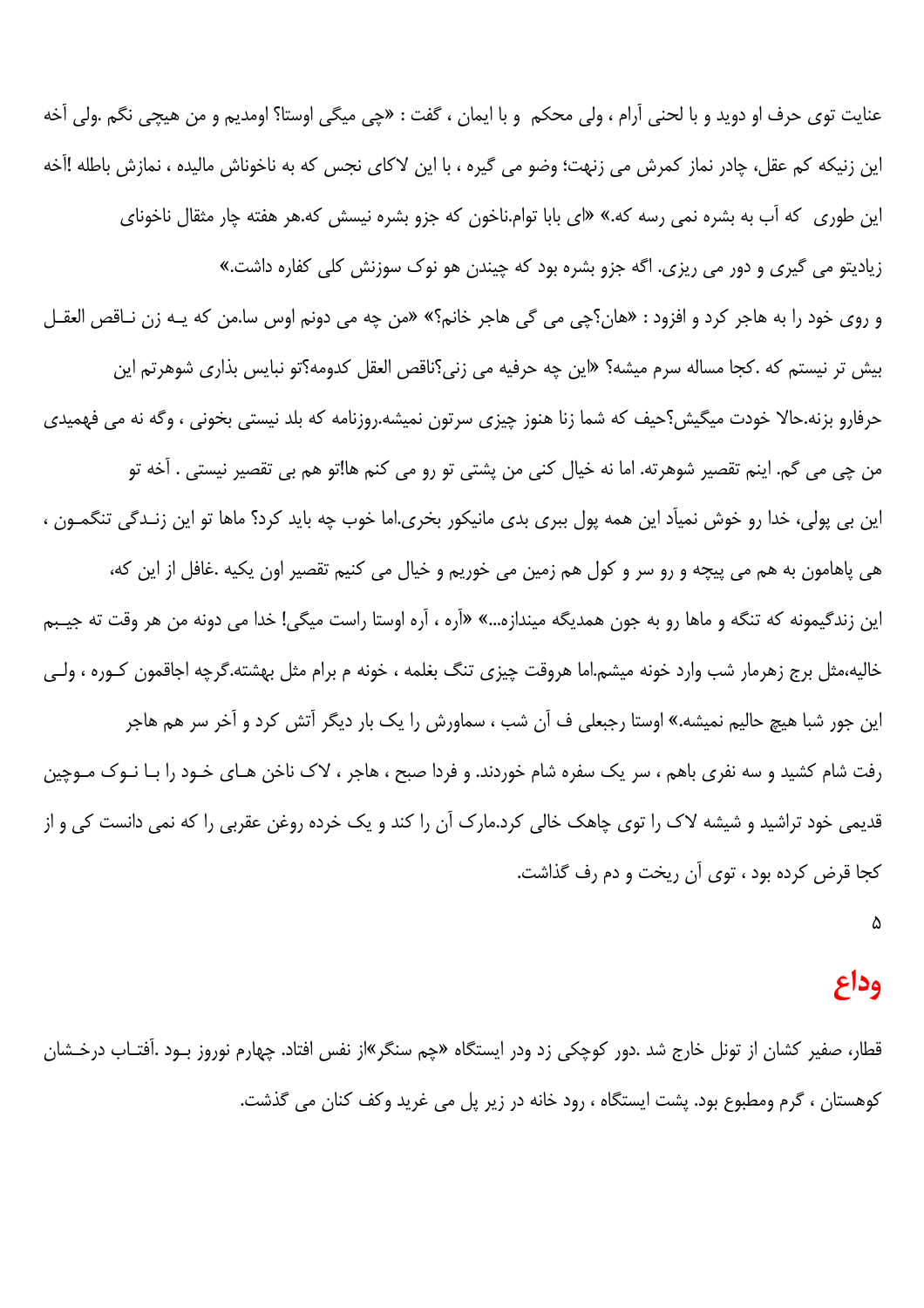عنایت توی حرف او دوید و با لحنی آرام ، ولی محکم  و با ایمان ، گفت : «چی میگی اوستا؟ اومدیم و من هیچی نگم .ولی آخه این زنیکه کم عقل، چادر نماز کمرش می زنهت؛ وضو می گیره ، با این لاکای نجس که به ناخوناش مالیده ، نمازش باطله !آخه این طوری  که آب به بشره نمی رسه که.» «ای بابا توام.ناخون که جزو بشره نیسش که.هر هفته چار مثقال ناخونای زیادیتو می گیری و دور می ریزی. اگه جزو بشره بود که چیندن هو نوک سوزنش کلی کفاره داشت.»

و روی خود را به هاجر کرد و افزود : «هان؟چی می گی هاجر خانم؟» «من چه می دونم اوس سا.من که یـه زن نـاقص العقـل بیش تر نیستم که .کجا مساله سرم میشه؟ «این چه حرفیه می زنی؟ناقص العقل کدومه؟تو نبایس بذاری شوهرتم این حرفارو بزنه.حالا خودت میگیش؟حیف که شما زنا هنوز چیزی سرتون نمیشه.روزنامه که بلد نیستی بخونی ، وگه نه می فهمیدی من چی می گم. اینم تقصیر شوهرته. اما نه خیال کنی من پشتی تو رو می کنم ها!تو هم بی تقصیر نیستی . آخه تو این بی پولی، خدا رو خوش نمیآد این همه پول ببری بدی مانیکور بخری.اما خوب چه باید کرد؟ ماها تو این زنـدگی تنگمـون ، هی پاهامون به هم می پیچه و رو سر و کول هم زمین می خوریم و خیال می کنیم تقصیر اون یکیه .غافل از این که، این زندگیمونه که تنگه و ماها رو به جون همدیگه میندازه...» «آره ، آره اوستا راست میگی! خدا می دونه من هر وقت ته جیـبم خالیه،مثل برج زهرمار شب وارد خونه میشم.اما هروقت چیزی تنگ بغلمه ، خونه م برام مثل بهشته.گرچه اجاقمون کـوره ، ولـی این جور شبا هیچ حالیم نمیشه.» اوستا رجبعلی ف آن شب ، سماورش را یک بار دیگر آتش کرد و آخر سر هم هاجر رفت شام کشید و سه نفری باهم ، سر یک سفره شام خوردند. و فردا صبح ، هاجر ، لاک ناخن هـای خـود را بـا نـوک مـوچین قدیمی خود تراشید و شیشه لاک را توی چاهک خالی کرد.مارک آن را کند و یک خرده روغن عقربی را که نمی دانست کی و از کجا قرض کرده بود ، توی آن ریخت و دم رف گذاشت.

۵

## وداع

قطار، صفیر کشان از تونل خارج شد .دور کوچکی زد ودر ایستگاه «چم سنگر»از نفس افتاد. چهارم نوروز بـود .آفتـاب درخـشان کوهستان ، گرم ومطبوع بود. پشت ایستگاه ، رود خانه در زیر پل می غرید وکف کنان می گذشت.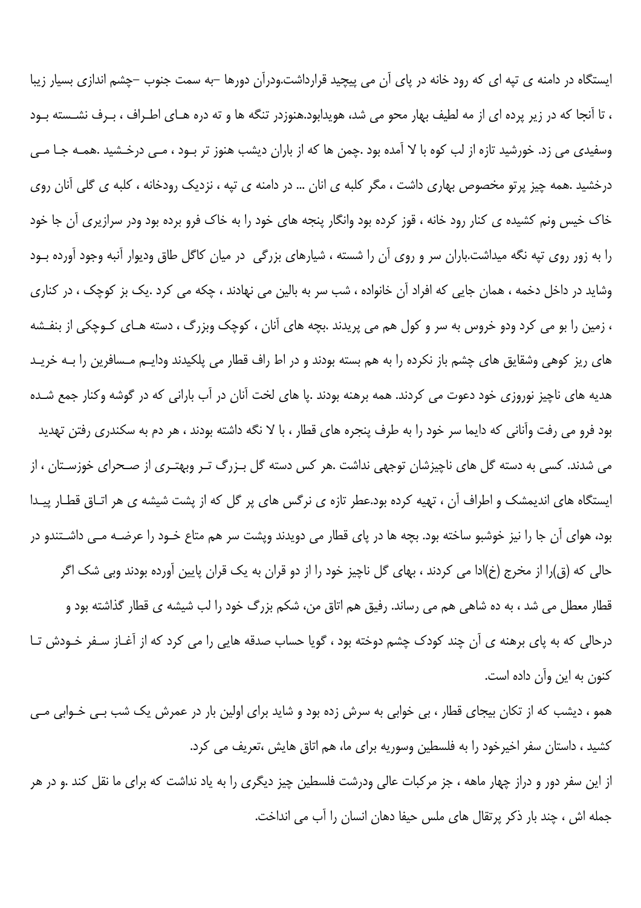ایستگاه در دامنه ی تپه ای که رود خانه در پای آن می پیچید قرارداشت.ودرآن دورها –به سمت جنوب –چشم اندازی بسیار زیبا ، تا آنجا که در زیر پرده ای از مه لطیف بهار محو می شد، هویدابود.هنوزدر تنگه ها و ته دره هـای اطـراف ، بـرف نشسـته بـود وسفیدی می زد. خورشید تازه از لب کوه با لا آمده بود .چمن ها که از باران دیشب هنوز تر بـود ، مـی درخـشید .همـه جـا مـی درخشید .همه چیز پرتو مخصوص بهاری داشت ، مگر کلبه ی انان ... در دامنه ی تپه ، نزدیک رودخانه ، کلبه ی گلی آنان روی خاک خیس ونم کشیده ی کنار رود خانه ، قوز کرده بود وانگار پنجه های خود را به خاک فرو برده بود ودر سرازیری آن جا خود را به زور روی تپه نگه میداشت.باران سر و روی آن را شسته ، شیارهای بزرگی در میان کاگل طاق ودیوار آنبه وجود آورده بـود وشاید در داخل دخمه ، همان جایی که افراد آن خانواده ، شب سر به بالین می نهادند ، چکه می کرد .یک بز کوچک ، در کناری ، زمین را بو می کرد ودو خروس به سر و کول هم می پریدند .بچه های آنان ، کوچک وبزرگ ، دسته هـای کـوچکی از بنفـشه های ریز کوهی وشقایق های چشم باز نکرده را به هم بسته بودند و در اط راف قطار می پلکیدند ودایـم مـسافرین را بـه خریـد هدیه های ناچیز نوروزی خود دعوت می کردند. همه برهنه بودند .پا های لخت آنان در آب بارانی که در گوشه وکنار جمع شـده بود فرو می رفت وآنانی که دایما سر خود را به طرف پنجره های قطار ، با لا نگه داشته بودند ، هر دم به سکندری رفتن تهدید می شدند. کسی به دسته گل های ناچیزشان توجهی نداشت .هر کس دسته گل بـزرگ تـر وبهتـری از صـحرای خوزسـتان ، از ایستگاه های اندیمشک و اطراف آن ، تهیه کرده بود.عطر تازه ی نرگس های پر گل که از پشت شیشه ی هر اتـاق قطـار پیـدا بود، هوای آن جا را نیز خوشبو ساخته بود. بچه ها در پای قطار می دویدند وپشت سر هم متاع خـود را عرضـه مـی داشـتندو در حالی که (ق)را از مخرج (خ)ادا می کردند ، بهای گل ناچیز خود را از دو قران به یک قران پایین آورده بودند وبی شک اگر قطار معطل می شد ، به ده شاهی هم می رساند. رفیق هم اتاق من، شکم بزرگ خود را لب شیشه ی قطار گذاشته بود و درحالی که به پای برهنه ی آن چند کودک چشم دوخته بود ، گویا حساب صدقه هایی را می کرد که از آغـاز سـفر خـودش تـا کنون به این وآن داده است.

همو ، دیشب که از تکان بیجای قطار ، بی خوابی به سرش زده بود و شاید برای اولین بار در عمرش یک شب بـی خـوابی مـی کشید ، داستان سفر اخیرخود را به فلسطین وسوریه برای ما، هم اتاق هایش ،تعریف می کرد.

از این سفر دور و دراز چهار ماهه ، جز مرکبات عالی ودرشت فلسطین چیز دیگری را به یاد نداشت که برای ما نقل کند .و در هر جمله اش ، چند بار ذکر پرتقال های ملس حیفا دهان انسان را آب می انداخت.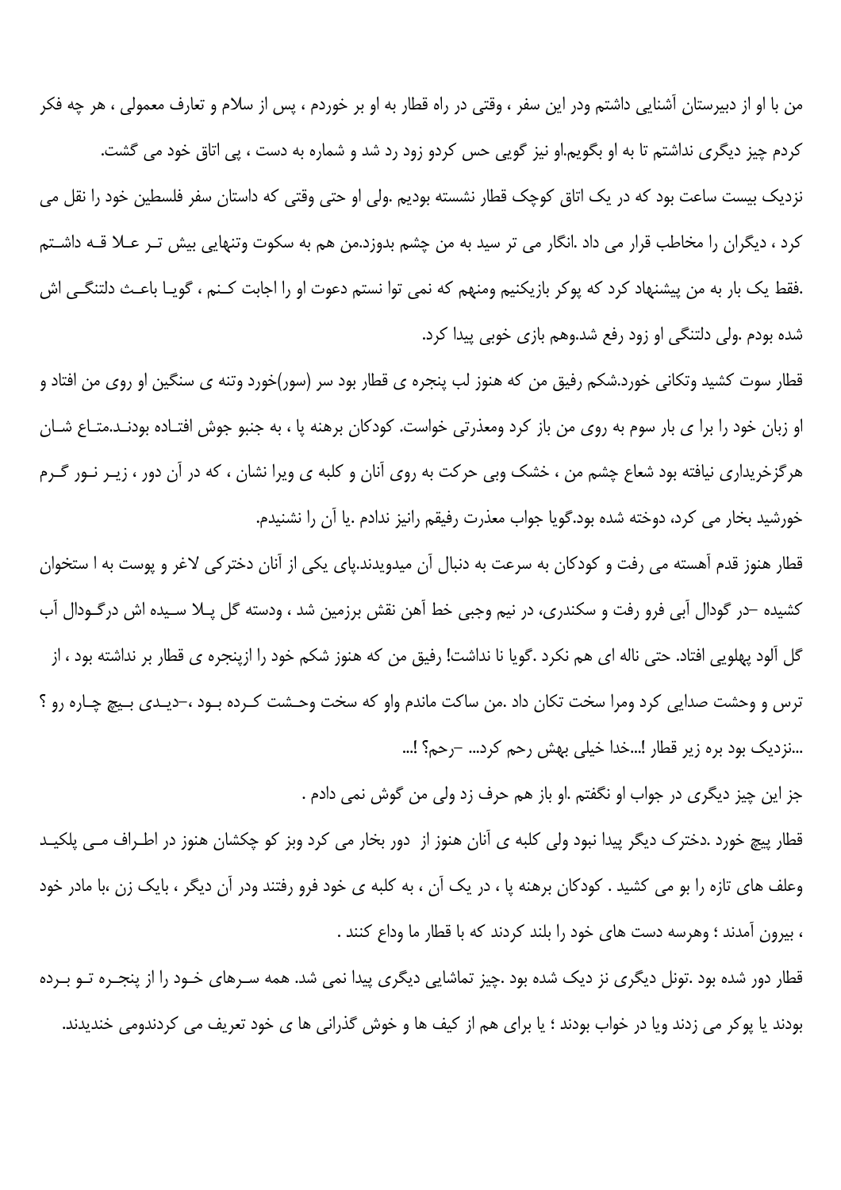من با او از دبیرستان آشنایی داشتم ودر این سفر ، وقتی در راه قطار به او بر خوردم ، پس از سلام و تعارف معمولی ، هر چه فکر کردم چیز دیگری نداشتم تا به او بگویم.او نیز گویی حس کردو زود رد شد و شماره به دست ، پی اتاق خود می گشت.

نزدیک بیست ساعت بود که در یک اتاق کوچک قطار نشسته بودیم .ولی او حتی وقتی که داستان سفر فلسطین خود را نقل می کرد ، دیگران را مخاطب قرار می داد .انگار می تر سید به من چشم بدوزد.من هم به سکوت وتنهایی بیش تـر عـلا قـه داشـتم .فقط یک بار به من پیشنهاد کرد که پوکر بازیکنیم ومنهم که نمی توا نستم دعوت او را اجابت کـنم ، گویـا باعـث دلتنگـی اش شده بودم .ولی دلتنگی او زود رفع شد.وهم بازی خوبی پیدا کرد.

قطار سوت کشید وتکانی خورد.شکم رفیق من که هنوز لب پنجره ی قطار بود سر (سور)خورد وتنه ی سنگین او روی من افتاد و او زبان خود را برا ی بار سوم به روی من باز کرد ومعذرتی خواست. کودکان برهنه پا ، به جنبو جوش افتـاده بودنـد.متـاع شـان هرگزخریداری نیافته بود شعاع چشم من ، خشک وبی حرکت به روی آنان و کلبه ی ویرا نشان ، که در آن دور ، زیـر نـور گـرم خورشید بخار می کرد، دوخته شده بود.گویا جواب معذرت رفیقم رانیز ندادم .یا آن را نشنیدم.

قطار هنوز قدم آهسته می رفت و کودکان به سرعت به دنبال آن میدویدند.پای یکی از آنان دخترکی لاغر و پوست به ا ستخوان کشیده –در گودال آبی فرو رفت و سکندری، در نیم وجبی خط آهن نقش برزمین شد ، ودسته گل پـلا سـیده اش درگـودال آب گل آلود پهلویی افتاد. حتی ناله ای هم نکرد .گویا نا نداشت! رفیق من که هنوز شکم خود را ازپنجره ی قطار بر نداشته بود ، از ترس و وحشت صدایی کرد ومرا سخت تکان داد .من ساکت ماندم واو که سخت وحـشت کـرده بـود ،–دیـدی بـیچ چـاره رو ؟ ...نزدیک بود بره زیر قطار !...خدا خیلی بهش رحم کرد... –رحم؟ !...

جز این چیز دیگری در جواب او نگفتم .او باز هم حرف زد ولی من گوش نمی دادم .

قطار پیچ خورد .دخترک دیگر پیدا نبود ولی کلبه ی آنان هنوز از دور بخار می کرد وبز کو چکشان هنوز در اطـراف مـی پلکیـد وعلف های تازه را بو می کشید . کودکان برهنه پا ، در یک آن ، به کلبه ی خود فرو رفتند ودر آن دیگر ، بایک زن ،با مادر خود ، بیرون آمدند ؛ وهرسه دست های خود را بلند کردند که با قطار ما وداع کنند .

قطار دور شده بود .تونل دیگری نز دیک شده بود .چیز تماشایی دیگری پیدا نمی شد. همه سـرهای خـود را از پنجـره تـو بـرده بودند یا پوکر می زدند ویا در خواب بودند ؛ یا برای هم از کیف ها و خوش گذرانی ها ی خود تعریف می کردندومی خندیدند.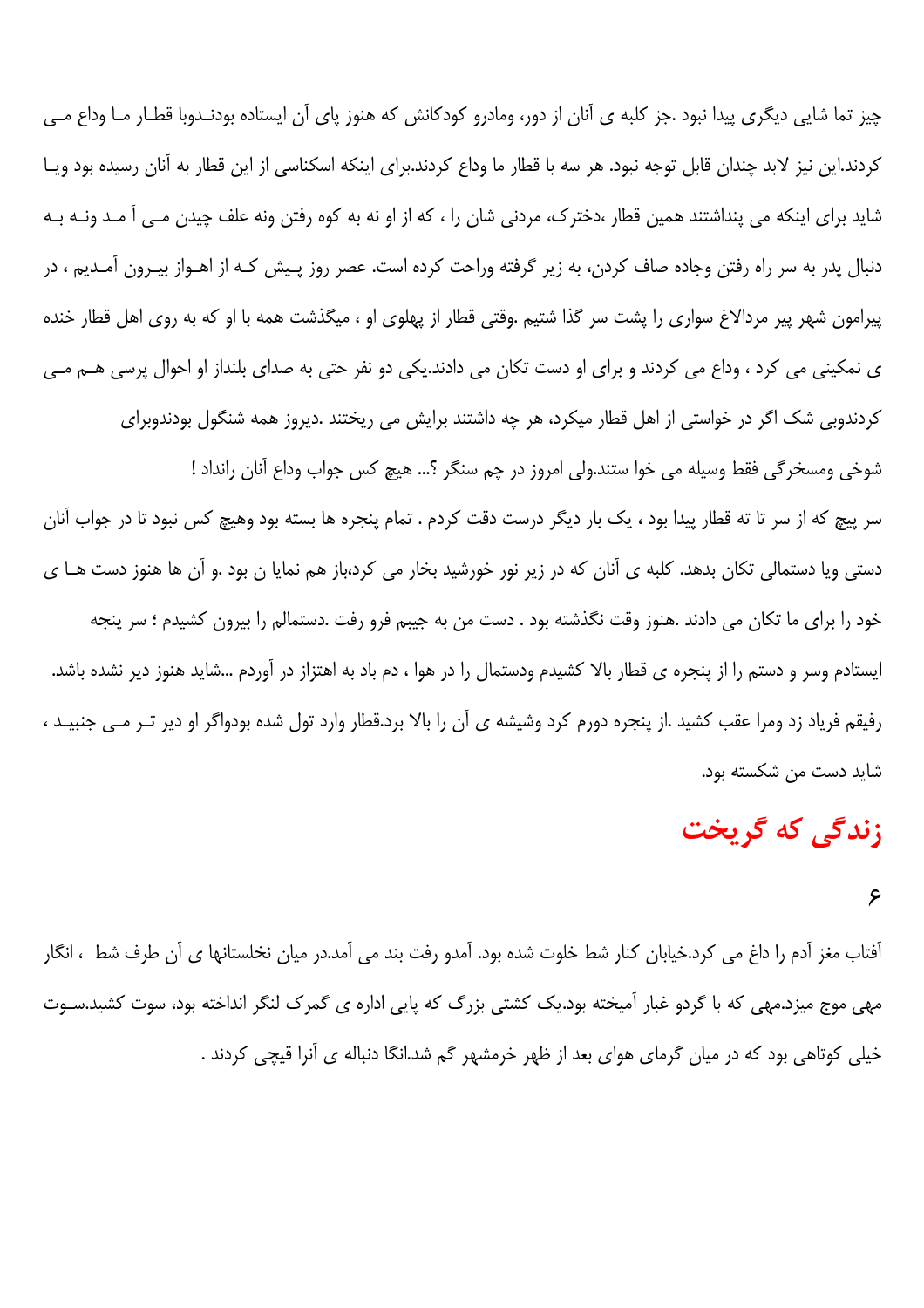چیز تما شایی دیگری پیدا نبود .جز کلبه ی آنان از دور، ومادرو کودکانش که هنوز پای آن ایستاده بودنـدوبا قطـار مـا وداع مـی کردند.این نیز لابد چندان قابل توجه نبود. هر سه با قطار ما وداع کردند.برای اینکه اسکناسی از این قطار به آنان رسیده بود ویـا شاید برای اینکه می پنداشتند همین قطار ،دخترک، مردنی شان را ، که از او نه به کوه رفتن ونه علف چیدن مـی آ مـد ونـه بـه دنبال پدر به سر راه رفتن وجاده صاف کردن، به زیر گرفته وراحت کرده است. عصر روز پـیش کـه از اهـواز بیـرون آمـدیم ، در پیرامون شهر پیر مردالاغ سواری را پشت سر گذا شتیم .وقتی قطار از پهلوی او ، میگذشت همه با او که به روی اهل قطار خنده ی نمکینی می کرد ، وداع می کردند و برای او دست تکان می دادند.یکی دو نفر حتی به صدای بلنداز او احوال پرسی هـم مـی کردندوبی شک اگر در خواستی از اهل قطار میکرد، هر چه داشتند برایش می ریختند .دیروز همه شنگول بودندوبرای شوخی ومسخرگی فقط وسیله می خوا ستند.ولی امروز در چم سنگر ؟... هیچ کس جواب وداع آنان رانداد !

سر پیچ که از سر تا ته قطار پیدا بود ، یک بار دیگر درست دقت کردم . تمام پنجره ها بسته بود وهیچ کس نبود تا در جواب آنان دستی ویا دستمالی تکان بدهد. کلبه ی آنان که در زیر نور خورشید بخار می کرد،باز هم نمایا ن بود .و آن ها هنوز دست هـا ی خود را برای ما تکان می دادند .هنوز وقت نگذشته بود . دست من به جیبم فرو رفت .دستمالم را بیرون کشیدم ؛ سر پنجه ایستادم وسر و دستم را از پنجره ی قطار بالا کشیدم ودستمال را در هوا ، دم باد به اهتزاز در آوردم ...شاید هنوز دیر نشده باشد. رفیقم فریاد زد ومرا عقب کشید .از پنجره دورم کرد وشیشه ی آن را بالا برد.قطار وارد تول شده بودواگر او دیر تـر مـی جنبیـد ، شاید دست من شکسته بود.

# زندگی که گریخت

۶

آفتاب مغز آدم را داغ می کرد.خیابان کنار شط خلوت شده بود. آمدو رفت بند می آمد.در میان نخلستانها ی آن طرف شط ، انگار مهی موج میزد.مهی که با گردو غبار آمیخته بود.یک کشتی بزرگ که پایی اداره ی گمرک لنگر انداخته بود، سوت کشید.سـوت خیلی کوتاهی بود که در میان گرمای هوای بعد از ظهر خرمشهر گم شد.انگا دنباله ی آنرا قیچی کردند .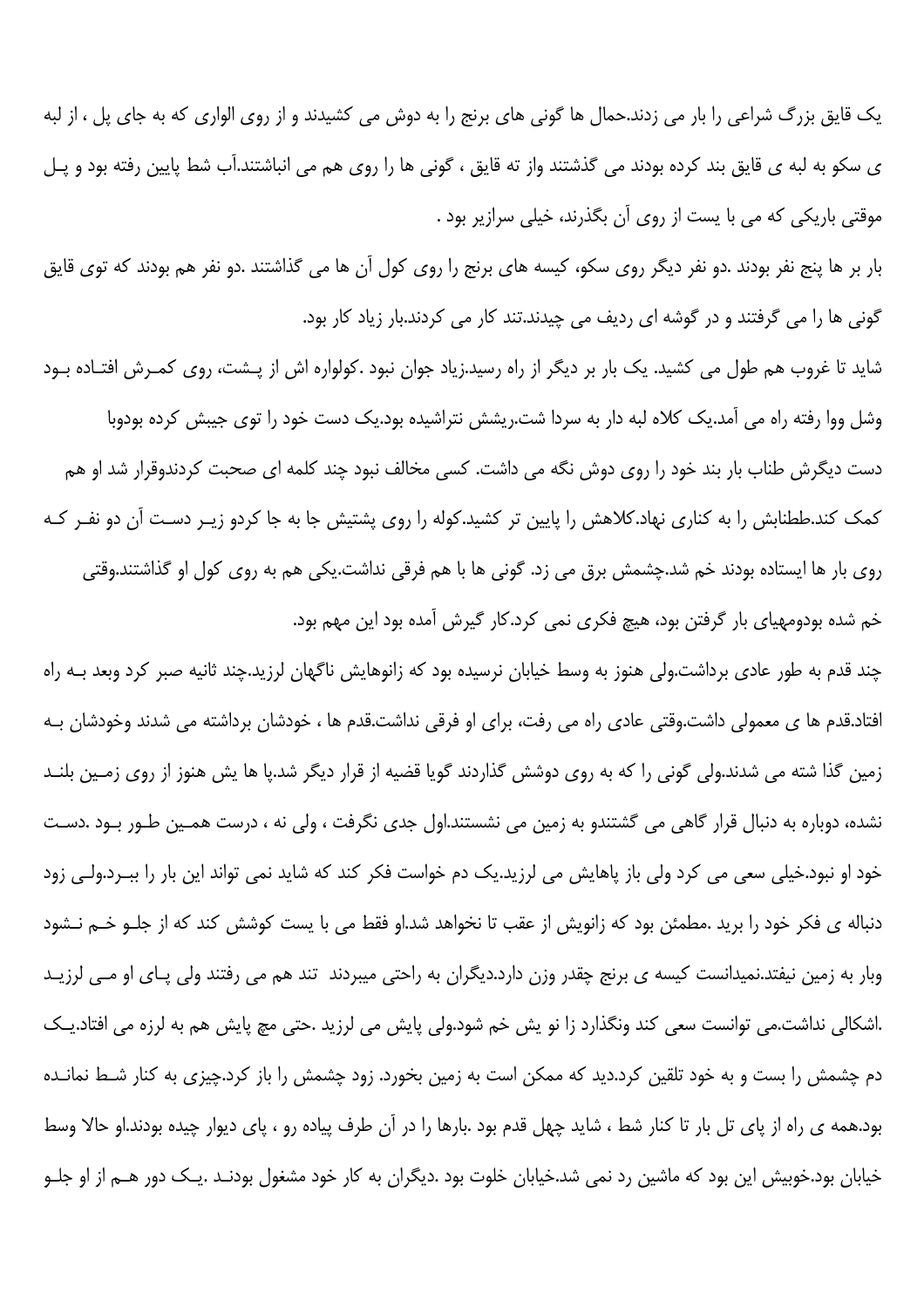یک قایق بزرگ شراعی را بار می زدند.حمال ها گونی های برنج را به دوش می کشیدند و از روی الواری که به جای پل ، از لبه ی سکو به لبه ی قایق بند کرده بودند می گذشتند واز ته قایق ، گونی ها را روی هم می انباشتند.آب شط پایین رفته بود و پل موقتی باریکی که می با یست از روی آن بگذرند، خیلی سرازیر بود .

بار بر ها پنج نفر بودند .دو نفر دیگر روی سکو، کیسه های برنج را روی کول آن ها می گذاشتند .دو نفر هم بودند که توی قایق گونی ها را می گرفتند و در گوشه ای ردیف می چیدند.تند کار می کردند.بار زیاد کار بود.

شاید تا غروب هم طول می کشید. یک بار بر دیگر از راه رسید.زیاد جوان نبود .کولواره اش از پشت، روی کمرش افتاده بود وشل ووا رفته راه می آمد.یک کلاه لبه دار به سردا شت.ریشش نتراشیده بود.یک دست خود را توی جیبش کرده بودوبا دست دیگرش طناب بار بند خود را روی دوش نگه می داشت. کسی مخالف نبود چند کلمه ای صحبت کردندوقرار شد او هم کمک کند.ططنابش را به کناری نهاد.کلاهش را پایین تر کشید.کوله را روی پشتیش جا به جا کردو زیر دست آن دو نفر که روی بار ها ایستاده بودند خم شد.چشمش برق می زد. گونی ها با هم فرقی نداشت.یکی هم به روی کول او گذاشتند.وقتی خم شده بودومهیای بار گرفتن بود، هیچ فکری نمی کرد.کار گیرش آمده بود این مهم بود.

چند قدم به طور عادی برداشت.ولی هنوز به وسط خیابان نرسیده بود که زانوهایش ناگهان لرزید.چند ثانیه صبر کرد وبعد به راه افتاد.قدم ها ی معمولی داشت.وقتی عادی راه می رفت، برای او فرقی نداشت.قدم ها ، خودشان برداشته می شدند وخودشان به زمین گذا شته می شدند.ولی گونی را که به روی دوشش گذاردند گویا قضیه از قرار دیگر شد.پا ها یش هنوز از روی زمین بلند نشده، دوباره به دنبال قرار گاهی می گشتندو به زمین می نشستند.اول جدی نگرفت ، ولی نه ، درست همین طور بود .دست خود او نبود.خیلی سعی می کرد ولی باز پاهایش می لرزید.یک دم خواست فکر کند که شاید نمی تواند این بار را ببرد.ولی زود دنباله ی فکر خود را برید .مطمئن بود که زانویش از عقب تا نخواهد شد.او فقط می با یست کوشش کند که از جلو خم نشود وبار به زمین نیفتد.نمیدانست کیسه ی برنج چقدر وزن دارد.دیگران به راحتی میبردند تند هم می رفتند ولی پای او می لرزید .اشکالی نداشت.می توانست سعی کند ونگذارد زا نو یش خم شود.ولی پایش می لرزید .حتی مچ پایش هم به لرزه می افتاد.یک دم چشمش را بست و به خود تلقین کرد.دید که ممکن است به زمین بخورد. زود چشمش را باز کرد.چیزی به کنار شط نمانده بود.همه ی راه از پای تل بار تا کنار شط ، شاید چهل قدم بود .بارها را در آن طرف پیاده رو ، پای دیوار چیده بودند.او حالا وسط خیابان بود.خوبیش این بود که ماشین رد نمی شد.خیابان خلوت بود .دیگران به کار خود مشغول بودند .یک دور هم از او جلو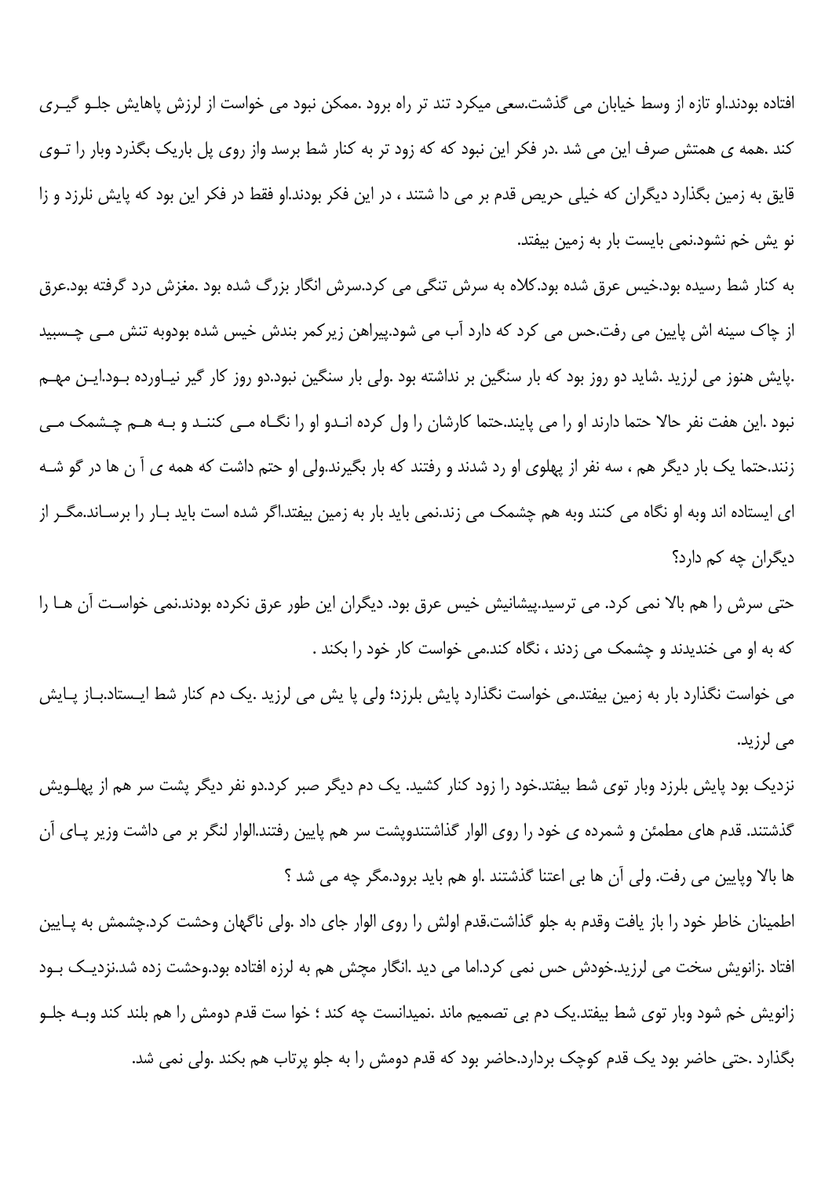افتاده بودند.او تازه از وسط خیابان می گذشت.سعی میکرد تند تر راه برود .ممکن نبود می خواست از لرزش پاهایش جلـو گیـری کند .همه ی همتش صرف این می شد .در فکر این نبود که که زود تر به کنار شط برسد واز روی پل باریک بگذرد وبار را تـوی قایق به زمین بگذارد دیگران که خیلی حریص قدم بر می دا شتند ، در این فکر بودند.او فقط در فکر این بود که پایش نلرزد و زا نو یش خم نشود.نمی بایست بار به زمین بیفتد.

به کنار شط رسیده بود.خیس عرق شده بود.کلاه به سرش تنگی می کرد.سرش انگار بزرگ شده بود .مغزش درد گرفته بود.عرق از چاک سینه اش پایین می رفت.حس می کرد که دارد آب می شود.پیراهن زیرکمر بندش خیس شده بودوبه تنش مـی چـسبید .پایش هنوز می لرزید .شاید دو روز بود که بار سنگین بر نداشته بود .ولی بار سنگین نبود.دو روز کار گیر نیـاورده بـود.ایـن مهـم نبود .این هفت نفر حالا حتما دارند او را می پایند.حتما کارشان را ول کرده انـدو او را نگـاه مـی کننـد و بـه هـم چـشمک مـی زنند.حتما یک بار دیگر هم ، سه نفر از پهلوی او رد شدند و رفتند که بار بگیرند.ولی او حتم داشت که همه ی آ ن ها در گو شـه ای ایستاده اند وبه او نگاه می کنند وبه هم چشمک می زند.نمی باید بار به زمین بیفتد.اگر شده است باید بـار را برسـاند.مگـر از دیگران چه کم دارد؟

حتی سرش را هم بالا نمی کرد. می ترسید.پیشانیش خیس عرق بود. دیگران این طور عرق نکرده بودند.نمی خواسـت آن هـا را که به او می خندیدند و چشمک می زدند ، نگاه کند.می خواست کار خود را بکند .

می خواست نگذارد بار به زمین بیفتد.می خواست نگذارد پایش بلرزد؛ ولی پا یش می لرزید .یک دم کنار شط ایـستاد.بـاز پـایش می لرزید.

نزدیک بود پایش بلرزد وبار توی شط بیفتد.خود را زود کنار کشید. یک دم دیگر صبر کرد.دو نفر دیگر پشت سر هم از پهلـویش گذشتند. قدم های مطمئن و شمرده ی خود را روی الوار گذاشتندوپشت سر هم پایین رفتند.الوار لنگر بر می داشت وزیر پـای آن ها بالا وپایین می رفت. ولی آن ها بی اعتنا گذشتند .او هم باید برود.مگر چه می شد ؟

اطمینان خاطر خود را باز یافت وقدم به جلو گذاشت.قدم اولش را روی الوار جای داد .ولی ناگهان وحشت کرد.چشمش به پـایین افتاد .زانویش سخت می لرزید.خودش حس نمی کرد.اما می دید .انگار مچش هم به لرزه افتاده بود.وحشت زده شد.نزدیـک بـود زانویش خم شود وبار توی شط بیفتد.یک دم بی تصمیم ماند .نمیدانست چه کند ؛ خوا ست قدم دومش را هم بلند کند وبـه جلـو بگذارد .حتی حاضر بود یک قدم کوچک بردارد.حاضر بود که قدم دومش را به جلو پرتاب هم بکند .ولی نمی شد.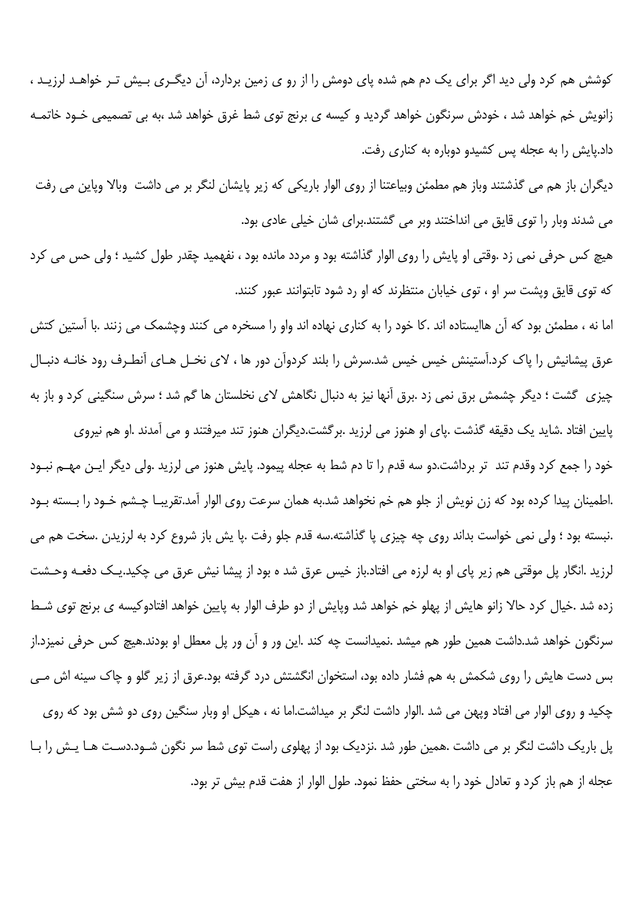کوشش هم کرد ولی دید اگر برای یک دم هم شده پای دومش را از رو ی زمین بردارد، آن دیگـری بـیش تـر خواهـد لرزیـد ، زانویش خم خواهد شد ، خودش سرنگون خواهد گردید و کیسه ی برنج توی شط غرق خواهد شد ،به بی تصمیمی خـود خاتمـه داد.پایش را به عجله پس کشیدو دوباره به کناری رفت.

دیگران باز هم می گذشتند وباز هم مطمئن وبیاعتنا از روی الوار باریکی که زیر پایشان لنگر بر می داشت وبالا وپاین می رفت می شدند وبار را توی قایق می انداختند وبر می گشتند.برای شان خیلی عادی بود.

هیچ کس حرفی نمی زد .وقتی او پایش را روی الوار گذاشته بود و مردد مانده بود ، نفهمید چقدر طول کشید ؛ ولی حس می کرد که توی قایق وپشت سر او ، توی خیابان منتظرند که او رد شود تابتوانند عبور کنند.

اما نه ، مطمئن بود که آن هاایستاده اند .کا خود را به کناری نهاده اند واو را مسخره می کنند وچشمک می زنند .با آستین کتش عرق پیشانیش را پاک کرد.آستینش خیس خیس شد.سرش را بلند کردوآن دور ها ، لای نخـل هـای آنطـرف رود خانـه دنبـال چیزی گشت ؛ دیگر چشمش برق نمی زد .برق آنها نیز به دنبال نگاهش لای نخلستان ها گم شد ؛ سرش سنگینی کرد و باز به پایین افتاد .شاید یک دقیقه گذشت .پای او هنوز می لرزید .برگشت.دیگران هنوز تند میرفتند و می آمدند .او هم نیروی خود را جمع کرد وقدم تند تر برداشت.دو سه قدم را تا دم شط به عجله پیمود. پایش هنوز می لرزید .ولی دیگر ایـن مهـم نبـود .اطمینان پیدا کرده بود که زن نویش از جلو هم خم نخواهد شد.به همان سرعت روی الوار آمد.تقریبـا چـشم خـود را بـسته بـود .نبسته بود ؛ ولی نمی خواست بداند روی چه چیزی پا گذاشته.سه قدم جلو رفت .پا یش باز شروع کرد به لرزیدن .سخت هم می لرزید .انگار پل موقتی هم زیر پای او به لرزه می افتاد.باز خیس عرق شد ه بود از پیشا نیش عرق می چکید.یـک دفعـه وحـشت زده شد .خیال کرد حالا زانو هایش از پهلو خم خواهد شد وپایش از دو طرف الوار به پایین خواهد افتادوکیسه ی برنج توی شـط سرنگون خواهد شد.داشت همین طور هم میشد .نمیدانست چه کند .این ور و آن ور پل معطل او بودند.هیچ کس حرفی نمیزد.از بس دست هایش را روی شکمش به هم فشار داده بود، استخوان انگشتش درد گرفته بود.عرق از زیر گلو و چاک سینه اش مـی چکید و روی الوار می افتاد وپهن می شد .الوار داشت لنگر بر میداشت.اما نه ، هیکل او وبار سنگین روی دو شش بود که روی پل باریک داشت لنگر بر می داشت .همین طور هم شد .نزدیک بود از پهلوی راست توی شط سر نگون شـود.دسـت هـا یـش را بـا عجله از هم باز کرد و تعادل خود را به سختی حفظ نمود. طول الوار از هفت قدم بیش تر بود.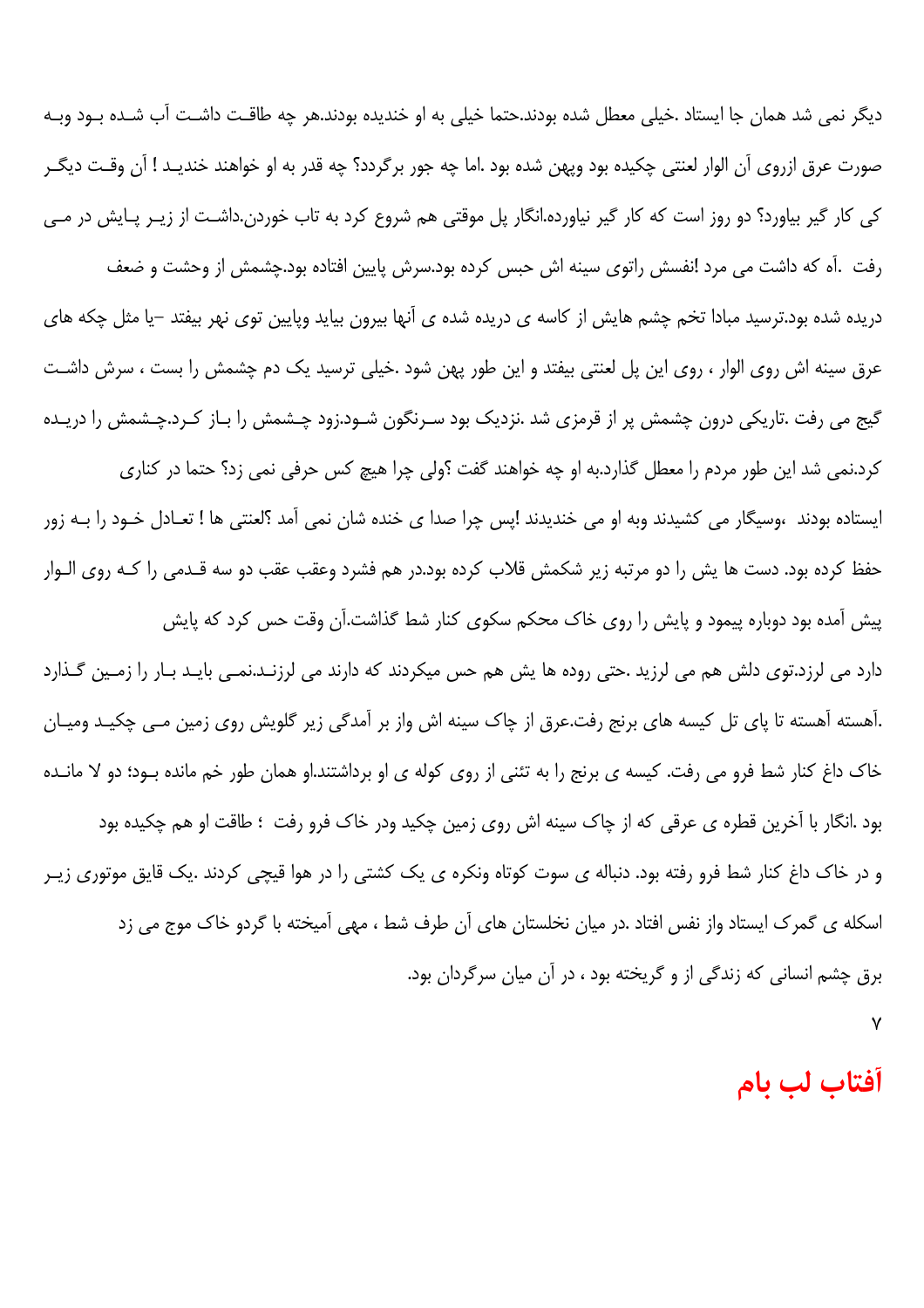دیگر نمی شد همان جا ایستاد .خیلی معطل شده بودند.حتما خیلی به او خندیده بودند.هر چه طاقت داشت آب شده بود وبه صورت عرق ازروی آن الوار لعنتی چکیده بود وپهن شده بود .اما چه جور برگردد؟ چه قدر به او خواهند خندید ! آن وقت دیگر کی کار گیر بیاورد؟ دو روز است که کار گیر نیاورده.انگار پل موقتی هم شروع کرد به تاب خوردن.داشت از زیر پایش در می رفت .آه که داشت می مرد !نفسش راتوی سینه اش حبس کرده بود.سرش پایین افتاده بود.چشمش از وحشت و ضعف دریده شده بود.ترسید مبادا تخم چشم هایش از کاسه ی دریده شده ی آنها بیرون بیاید وپایین توی نهر بیفتد –یا مثل چکه های عرق سینه اش روی الوار ، روی این پل لعنتی بیفتد و این طور پهن شود .خیلی ترسید یک دم چشمش را بست ، سرش داشت گیج می رفت .تاریکی درون چشمش پر از قرمزی شد .نزدیک بود سرنگون شود.زود چشمش را باز کرد.چشمش را دریده کرد.نمی شد این طور مردم را معطل گذارد.به او چه خواهند گفت ؟ولی چرا هیچ کس حرفی نمی زد؟ حتما در کناری ایستاده بودند ،وسیگار می کشیدند وبه او می خندیدند !پس چرا صدا ی خنده شان نمی آمد ؟لعنتی ها ! تعادل خود را به زور حفظ کرده بود. دست ها یش را دو مرتبه زیر شکمش قلاب کرده بود.در هم فشرد وعقب عقب دو سه قدمی را که روی الوار پیش آمده بود دوباره پیمود و پایش را روی خاک محکم سکوی کنار شط گذاشت.آن وقت حس کرد که پایش دارد می لرزد.توی دلش هم می لرزید .حتی روده ها یش هم حس میکردند که دارند می لرزند.نمی باید بار را زمین گذارد .آهسته آهسته تا پای تل کیسه های برنج رفت.عرق از چاک سینه اش واز بر آمدگی زیر گلویش روی زمین می چکید ومیان خاک داغ کنار شط فرو می رفت. کیسه ی برنج را به تئنی از روی کوله ی او برداشتند.او همان طور خم مانده بود؛ دو لا مانده بود .انگار با آخرین قطره ی عرقی که از چاک سینه اش روی زمین چکید ودر خاک فرو رفت ؛ طاقت او هم چکیده بود و در خاک داغ کنار شط فرو رفته بود. دنباله ی سوت کوتاه ونکره ی یک کشتی را در هوا قیچی کردند .یک قایق موتوری زیر اسکله ی گمرک ایستاد واز نفس افتاد .در میان نخلستان های آن طرف شط ، مهی آمیخته با گردو خاک موج می زد برق چشم انسانی که زندگی از و گریخته بود ، در آن میان سرگردان بود.

۷

## آفتاب لب بام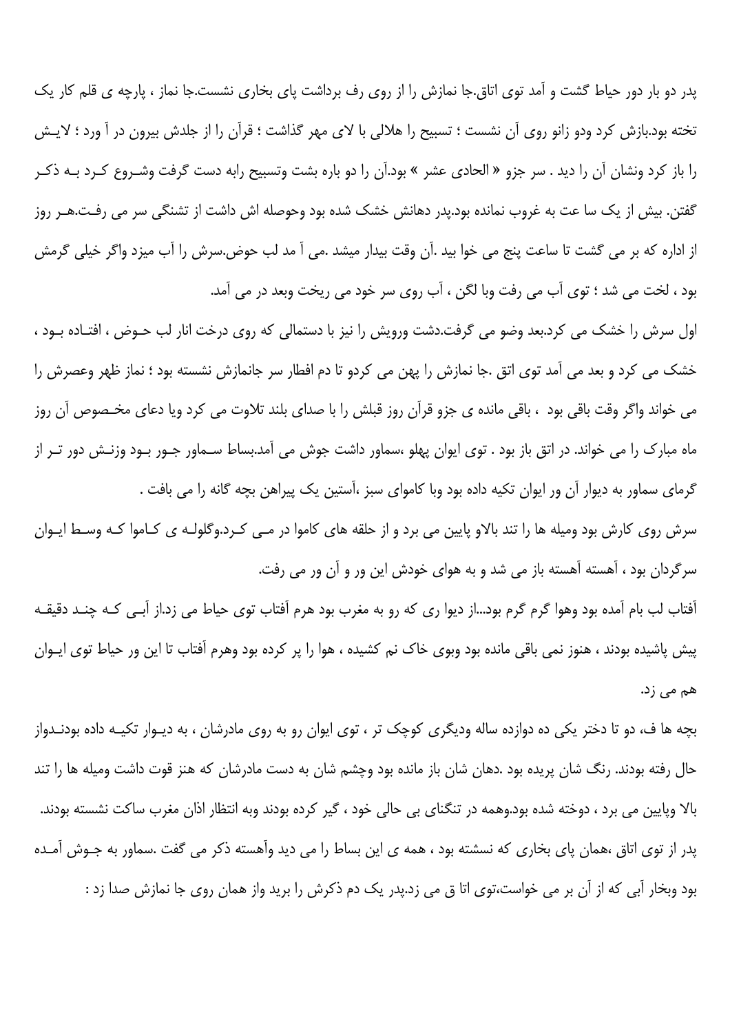پدر دو بار دور حیاط گشت و آمد توی اتاق.جا نمازش را از روی رف برداشت پای بخاری نشست.جا نماز ، پارچه ی قلم کار یک تخته بود.بازش کرد ودو زانو روی آن نشست ؛ تسبیح را هلالی با لای مهر گذاشت ؛ قرآن را از جلدش بیرون در آ ورد ؛ لایش را باز کرد ونشان آن را دید . سر جزو « الحادی عشر » بود.آن را دو باره بشت وتسبیح رابه دست گرفت وشروع کرد به ذکر گفتن. بیش از یک سا عت به غروب نمانده بود.پدر دهانش خشک شده بود وحوصله اش داشت از تشنگی سر می رفت.هر روز از اداره که بر می گشت تا ساعت پنج می خوا بید .آن وقت بیدار میشد .می آ مد لب حوض.سرش را آب میزد واگر خیلی گرمش بود ، لخت می شد ؛ توی آب می رفت وبا لگن ، آب روی سر خود می ریخت وبعد در می آمد.

اول سرش را خشک می کرد.بعد وضو می گرفت.دشت ورویش را نیز با دستمالی که روی درخت انار لب حوض ، افتاده بود ، خشک می کرد و بعد می آمد توی اتق .جا نمازش را پهن می کردو تا دم افطار سر جانمازش نشسته بود ؛ نماز ظهر وعصرش را می خواند واگر وقت باقی بود ، باقی مانده ی جزو قرآن روز قبلش را با صدای بلند تلاوت می کرد ویا دعای مخصوص آن روز ماه مبارک را می خواند. در اتق باز بود . توی ایوان پهلو ،سماور داشت جوش می آمد.بساط سماور جور بود وزنش دور تر از گرمای سماور به دیوار آن ور ایوان تکیه داده بود وبا کاموای سبز ،آستین یک پیراهن بچه گانه را می بافت .

سرش روی کارش بود ومیله ها را تند بالاو پایین می برد و از حلقه های کاموا در می کرد.وگلوله ی کاموا که وسط ایوان سرگردان بود ، آهسته آهسته باز می شد و به هوای خودش این ور و آن ور می رفت.

آفتاب لب بام آمده بود وهوا گرم گرم بود...از دیوا ری که رو به مغرب بود هرم آفتاب توی حیاط می زد.از آبی که چند دقیقه پیش پاشیده بودند ، هنوز نمی باقی مانده بود وبوی خاک نم کشیده ، هوا را پر کرده بود وهرم آفتاب تا این ور حیاط توی ایوان هم می زد.

بچه ها ف، دو تا دختر یکی ده دوازده ساله ودیگری کوچک تر ، توی ایوان رو به روی مادرشان ، به دیوار تکیه داده بودندواز حال رفته بودند. رنگ شان پریده بود .دهان شان باز مانده بود وچشم شان به دست مادرشان که هنز قوت داشت ومیله ها را تند بالا وپایین می برد ، دوخته شده بود.وهمه در تنگنای بی حالی خود ، گیر کرده بودند وبه انتظار اذان مغرب ساکت نشسته بودند.

پدر از توی اتاق ،همان پای بخاری که نسشته بود ، همه ی این بساط را می دید وآهسته ذکر می گفت .سماور به جوش آمده بود وبخار آبی که از آن بر می خواست،توی اتا ق می زد.پدر یک دم ذکرش را برید واز همان روی جا نمازش صدا زد :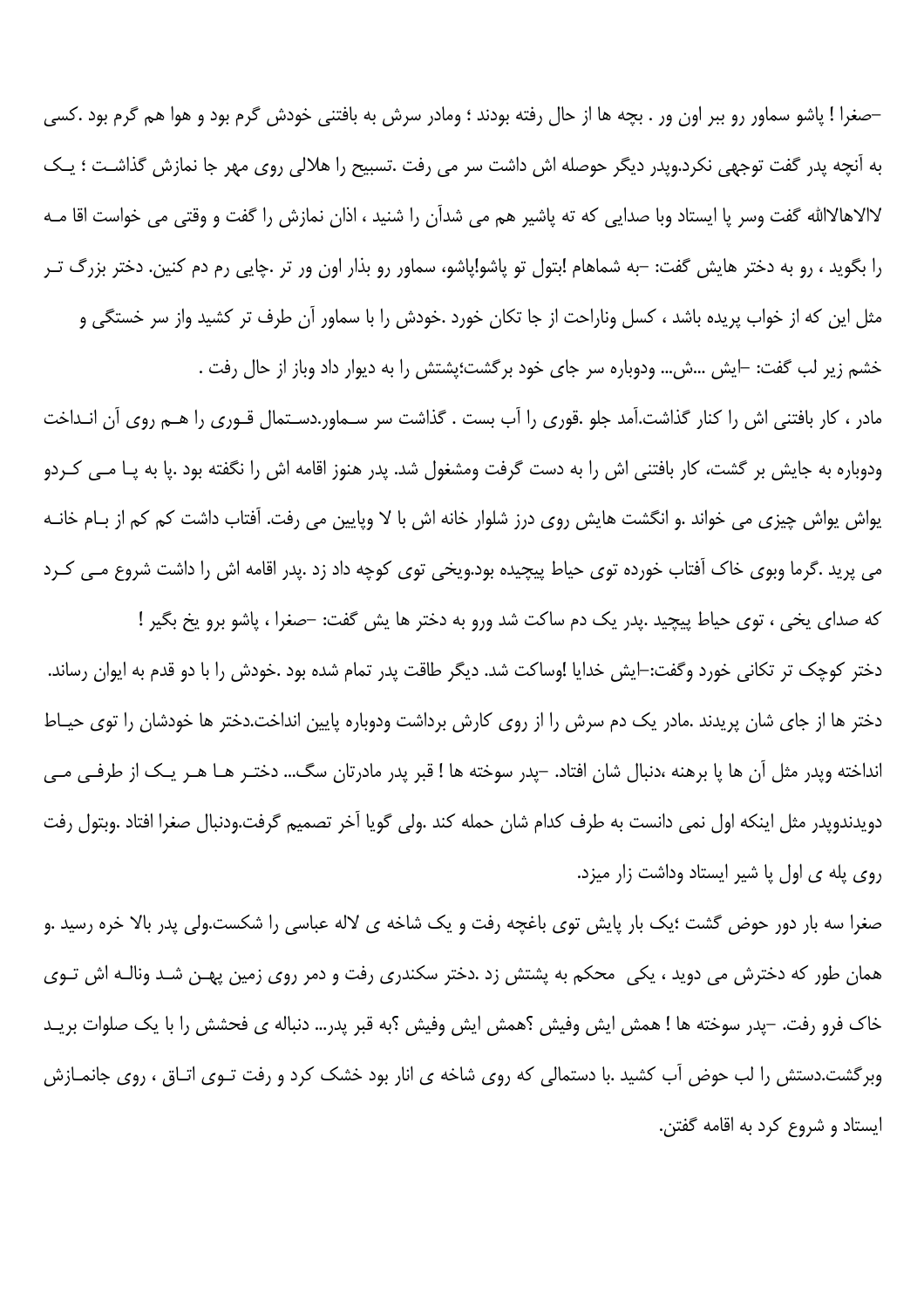–صغرا ! پاشو سماور رو ببر اون ور . بچه ها از حال رفته بودند ؛ ومادر سرش به بافتنی خودش گرم بود و هوا هم گرم بود .کسی به آنچه پدر گفت توجهی نکرد.وپدر دیگر حوصله اش داشت سر می رفت .تسبیح را هلالی روی مهر جا نمازش گذاشت ؛ یک لاالاهالاالله گفت وسر پا ایستاد وبا صدایی که ته پاشیر هم می شدآن را شنید ، اذان نمازش را گفت و وقتی می خواست اقا مه را بگوید ، رو به دختر هایش گفت: –به شماهام !بتول تو پاشو!پاشو، سماور رو بذار اون ور تر .چایی رم دم کنین. دختر بزرگ تر مثل این که از خواب پریده باشد ، کسل وناراحت از جا تکان خورد .خودش را با سماور آن طرف تر کشید واز سر خستگی و خشم زیر لب گفت: –ایش ...ش... ودوباره سر جای خود برگشت؛پشتش را به دیوار داد وباز از حال رفت .

مادر ، کار بافتنی اش را کنار گذاشت.آمد جلو .قوری را آب بست . گذاشت سر سماور.دستمال قوری را هم روی آن انداخت ودوباره به جایش بر گشت، کار بافتنی اش را به دست گرفت ومشغول شد. پدر هنوز اقامه اش را نگفته بود .پا به پا می کردو یواش یواش چیزی می خواند .و انگشت هایش روی درز شلوار خانه اش با لا وپایین می رفت. آفتاب داشت کم کم از بام خانه می پرید .گرما وبوی خاک آفتاب خورده توی حیاط پیچیده بود.ویخی توی کوچه داد زد .پدر اقامه اش را داشت شروع می کرد که صدای یخی ، توی حیاط پیچید .پدر یک دم ساکت شد ورو به دختر ها یش گفت: –صغرا ، پاشو برو یخ بگیر !

دختر کوچک تر تکانی خورد وگفت:–ایش خدایا !وساکت شد. دیگر طاقت پدر تمام شده بود .خودش را با دو قدم به ایوان رساند. دختر ها از جای شان پریدند .مادر یک دم سرش را از روی کارش برداشت ودوباره پایین انداخت.دختر ها خودشان را توی حیاط انداخته وپدر مثل آن ها پا برهنه ،دنبال شان افتاد. –پدر سوخته ها ! قبر پدر مادرتان سگ... دختر ها هر یک از طرفی می دویدندوپدر مثل اینکه اول نمی دانست به طرف کدام شان حمله کند .ولی گویا آخر تصمیم گرفت.ودنبال صغرا افتاد .وبتول رفت روی پله ی اول پا شیر ایستاد وداشت زار میزد.

صغرا سه بار دور حوض گشت ؛یک بار پایش توی باغچه رفت و یک شاخه ی لاله عباسی را شکست.ولی پدر بالا خره رسید .و همان طور که دخترش می دوید ، یکی محکم به پشتش زد .دختر سکندری رفت و دمر روی زمین پهن شد وناله اش توی خاک فرو رفت. –پدر سوخته ها ! همش ایش وفیش ؟همش ایش وفیش ؟به قبر پدر... دنباله ی فحشش را با یک صلوات برید وبرگشت.دستش را لب حوض آب کشید .با دستمالی که روی شاخه ی انار بود خشک کرد و رفت توی اتاق ، روی جانمازش ایستاد و شروع کرد به اقامه گفتن.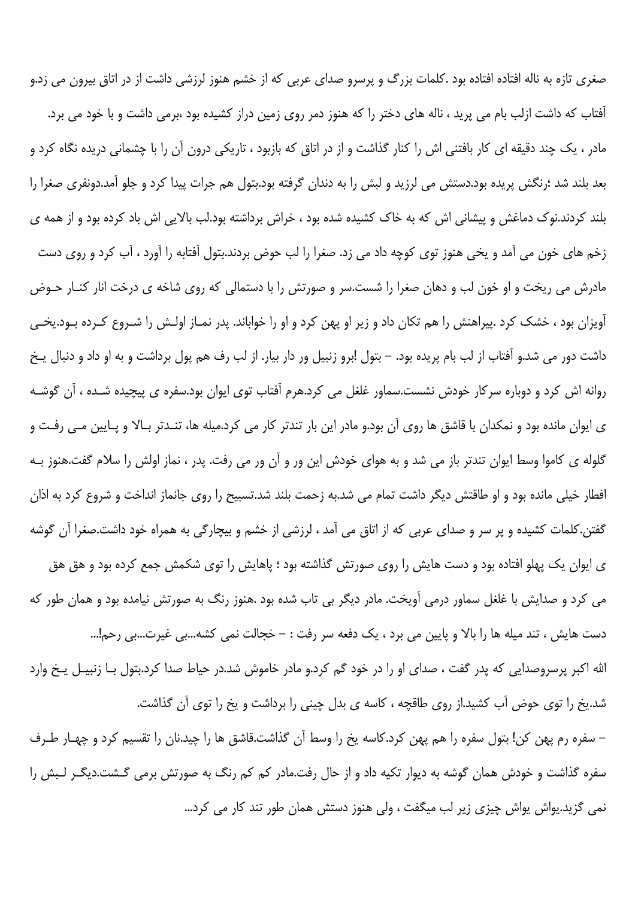صغری تازه به ناله افتاده بود .کلمات بزرگ و پرسرو صدای عربی که از خشم هنوز لرزشی داشت از در اتاق بیرون می زد.و آفتاب که داشت ازلب بام می پرید ، ناله های دختر را که هنوز دمر روی زمین دراز کشیده بود ،برمی داشت و با خود می برد.

مادر ، یک چند دقیقه ای کار بافتنی اش را کنار گذاشت و از در اتاق که بازبود ، تاریکی درون آن را با چشمانی دریده نگاه کرد و بعد بلند شد ؛رنگش پریده بود.دستش می لرزید و لبش را به دندان گرفته بود.بتول هم جرات پیدا کرد و جلو آمد.دونفری صغرا را بلند کردند.نوک دماغش و پیشانی اش که به خاک کشیده شده بود ، خراش برداشته بود.لب بالایی اش باد کرده بود و از همه ی زخم های خون می آمد و یخی هنوز توی کوچه داد می زد. صغرا را لب حوض بردند.بتول آفتابه را آورد ، آب کرد و روی دست مادرش می ریخت و او خون لب و دهان صغرا را شست.سر و صورتش را با دستمالی که روی شاخه ی درخت انار کنار حوض آویزان بود ، خشک کرد .پیراهنش را هم تکان داد و زیر او پهن کرد و او را خواباند. پدر نماز اولش را شروع کرده بود.یخی داشت دور می شد.و آفتاب از لب بام پریده بود. – بتول !برو زنبیل ور دار بیار. از لب رف هم پول برداشت و به او داد و دنبال یخ روانه اش کرد و دوباره سرکار خودش نشست.سماور غلغل می کرد.هرم آفتاب توی ایوان بود.سفره ی پیچیده شده ، آن گوشه ی ایوان مانده بود و نمکدان با قاشق ها روی آن بود.و مادر این بار تندتر کار می کرد.میله ها، تندتر بالا و پایین می رفت و گلوله ی کاموا وسط ایوان تندتر باز می شد و به هوای خودش این ور و آن ور می رفت. پدر ، نماز اولش را سلام گفت.هنوز به افطار خیلی مانده بود و او طاقتش دیگر داشت تمام می شد.به زحمت بلند شد.تسبیح را روی جانماز انداخت و شروع کرد به اذان گفتن.کلمات کشیده و پر سر و صدای عربی که از اتاق می آمد ، لرزشی از خشم و بیچارگی به همراه خود داشت.صغرا آن گوشه ی ایوان یک پهلو افتاده بود و دست هایش را روی صورتش گذاشته بود ؛ پاهایش را توی شکمش جمع کرده بود و هق هق می کرد و صدایش با غلغل سماور درمی آویخت. مادر دیگر بی تاب شده بود .هنوز رنگ به صورتش نیامده بود و همان طور که دست هایش ، تند میله ها را بالا و پایین می برد ، یک دفعه سر رفت : – خجالت نمی کشه...بی غیرت...بی رحم!...

الله اکبر پرسروصدایی که پدر گفت ، صدای او را در خود گم کرد.و مادر خاموش شد.در حیاط صدا کرد.بتول با زنبیل یخ وارد شد.یخ را توی حوض آب کشید.از روی طاقچه ، کاسه ی بدل چینی را برداشت و یخ را توی آن گذاشت.

– سفره رم پهن کن! بتول سفره را هم پهن کرد.کاسه یخ را وسط آن گذاشت.قاشق ها را چید.نان را تقسیم کرد و چهار طرف سفره گذاشت و خودش همان گوشه به دیوار تکیه داد و از حال رفت.مادر کم کم رنگ به صورتش برمی گشت.دیگر لبش را نمی گزید.یواش یواش چیزی زیر لب میگفت ، ولی هنوز دستش همان طور تند کار می کرد...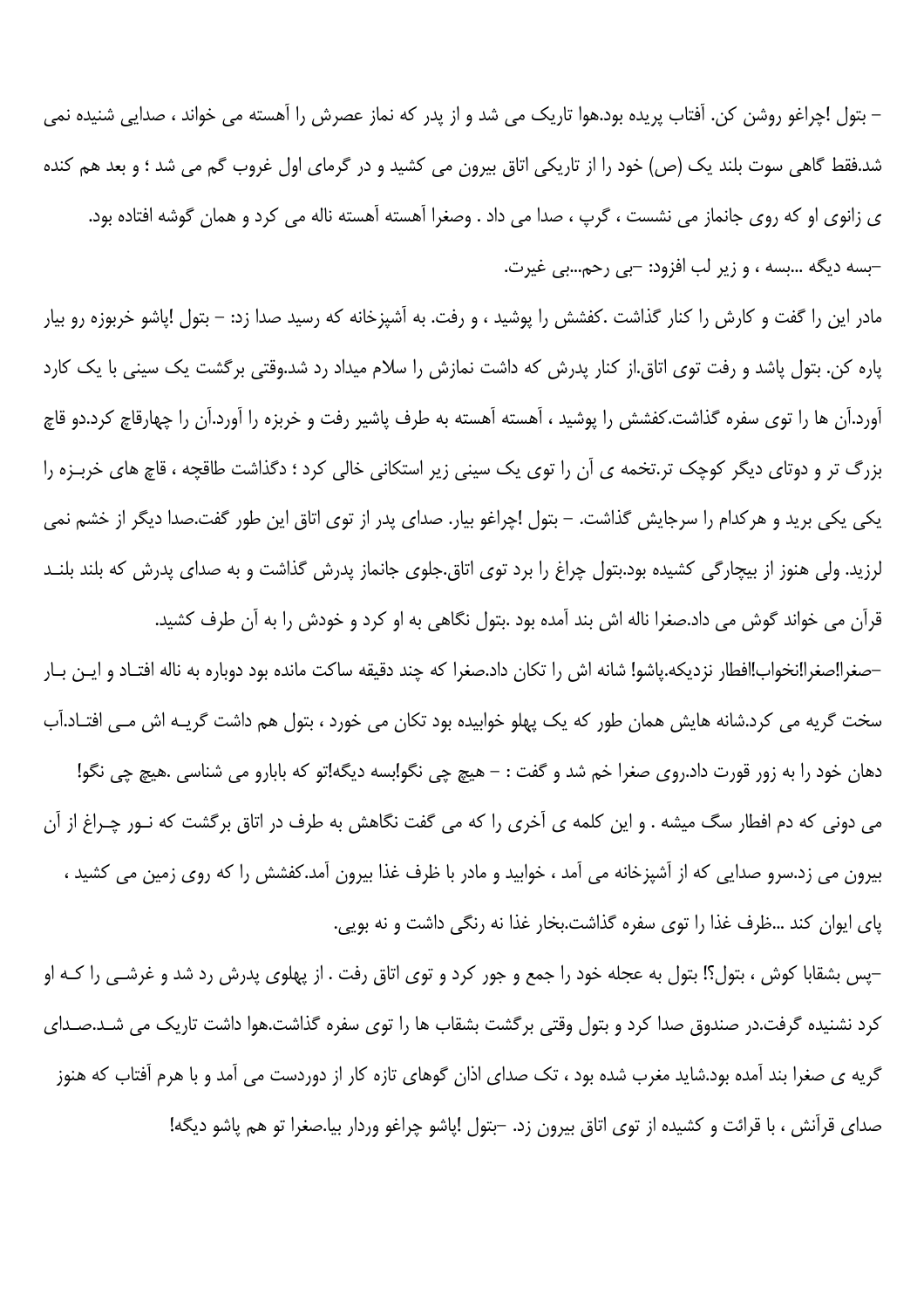– بتول !چراغو روشن کن. آفتاب پریده بود.هوا تاریک می شد و از پدر که نماز عصرش را آهسته می خواند ، صدایی شنیده نمی شد.فقط گاهی سوت بلند یک (ص) خود را از تاریکی اتاق بیرون می کشید و در گرمای اول غروب گم می شد ؛ و بعد هم کنده ی زانوی او که روی جانماز می نشست ، گرپ ، صدا می داد . وصغرا آهسته آهسته ناله می کرد و همان گوشه افتاده بود.

–بسه دیگه ...بسه ، و زیر لب افزود: –بی رحم...بی غیرت.

مادر این را گفت و کارش را کنار گذاشت .کفشش را پوشید ، و رفت. به آشپزخانه که رسید صدا زد: – بتول !پاشو خربوزه رو بیار پاره کن. بتول پاشد و رفت توی اتاق.از کنار پدرش که داشت نمازش را سلام میداد رد شد.وقتی برگشت یک سینی با یک کارد آورد.آن ها را توی سفره گذاشت.کفشش را پوشید ، آهسته آهسته به طرف پاشیر رفت و خربزه را آورد.آن را چهارقاچ کرد.دو قاچ بزرگ تر و دوتای دیگر کوچک تر.تخمه ی آن را توی یک سینی زیر استکانی خالی کرد ؛ دگذاشت طاقچه ، قاچ های خربـزه را یکی یکی برید و هرکدام را سرجایش گذاشت. – بتول !چراغو بیار. صدای پدر از توی اتاق این طور گفت.صدا دیگر از خشم نمی لرزید. ولی هنوز از بیچارگی کشیده بود.بتول چراغ را برد توی اتاق.جلوی جانماز پدرش گذاشت و به صدای پدرش که بلند بلنـد قرآن می خواند گوش می داد.صغرا ناله اش بند آمده بود .بتول نگاهی به او کرد و خودش را به آن طرف کشید.

–صغرا!صغرا!نخواب!افطار نزدیکه.پاشو! شانه اش را تکان داد.صغرا که چند دقیقه ساکت مانده بود دوباره به ناله افتـاد و ایـن بـار سخت گریه می کرد.شانه هایش همان طور که یک پهلو خوابیده بود تکان می خورد ، بتول هم داشت گریـه اش مـی افتـاد.آب دهان خود را به زور قورت داد.روی صغرا خم شد و گفت : – هیچ چی نگو!بسه دیگه!تو که بابارو می شناسی .هیچ چی نگو! می دونی که دم افطار سگ میشه . و این کلمه ی آخری را که می گفت نگاهش به طرف در اتاق برگشت که نـور چـراغ از آن بیرون می زد.سرو صدایی که از آشپزخانه می آمد ، خوابید و مادر با ظرف غذا بیرون آمد.کفشش را که روی زمین می کشید ، پای ایوان کند ...ظرف غذا را توی سفره گذاشت.بخار غذا نه رنگی داشت و نه بویی.

–پس بشقابا کوش ، بتول؟! بتول به عجله خود را جمع و جور کرد و توی اتاق رفت . از پهلوی پدرش رد شد و غرشـی را کـه او کرد نشنیده گرفت.در صندوق صدا کرد و بتول وقتی برگشت بشقاب ها را توی سفره گذاشت.هوا داشت تاریک می شـد.صـدای گریه ی صغرا بند آمده بود.شاید مغرب شده بود ، تک صدای اذان گوهای تازه کار از دوردست می آمد و با هرم آفتاب که هنوز صدای قرآنش ، با قرائت و کشیده از توی اتاق بیرون زد. –بتول !پاشو چراغو وردار بیا.صغرا تو هم پاشو دیگه!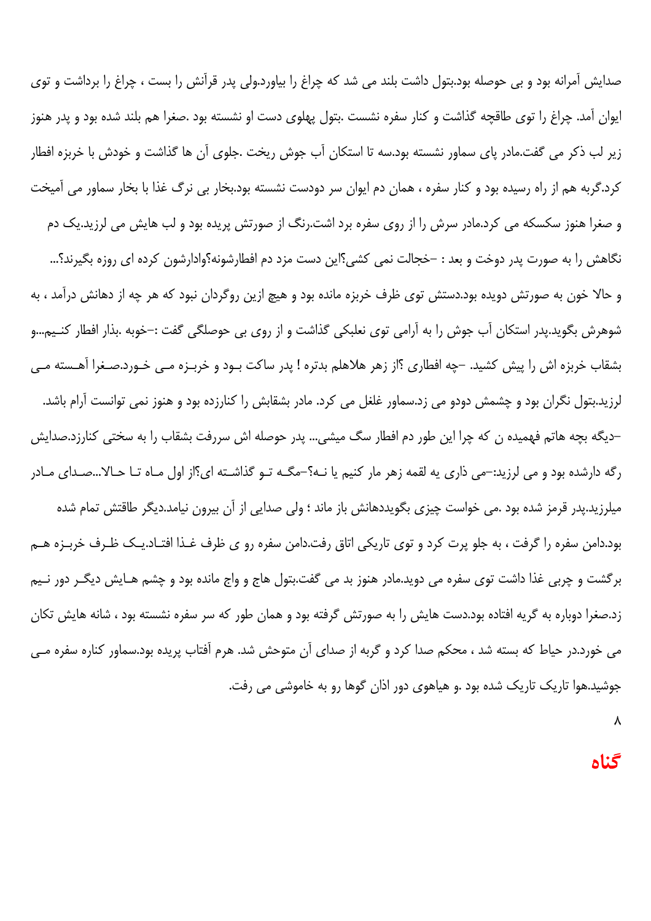صدایش آمرانه بود و بی حوصله بود.بتول داشت بلند می شد که چراغ را بیاورد.ولی پدر قرآنش را بست ، چراغ را برداشت و توی ایوان آمد. چراغ را توی طاقچه گذاشت و کنار سفره نشست .بتول پهلوی دست او نشسته بود .صغرا هم بلند شده بود و پدر هنوز زیر لب ذکر می گفت.مادر پای سماور نشسته بود.سه تا استکان آب جوش ریخت .جلوی آن ها گذاشت و خودش با خربزه افطار کرد.گربه هم از راه رسیده بود و کنار سفره ، همان دم ایوان سر دودست نشسته بود.بخار بی نرگ غذا با بخار سماور می آمیخت و صغرا هنوز سکسکه می کرد.مادر سرش را از روی سفره برد اشت.رنگ از صورتش پریده بود و لب هایش می لرزید.یک دم نگاهش را به صورت پدر دوخت و بعد : –خجالت نمی کشی؟این دست مزد دم افطارشونه؟وادارشون کرده ای روزه بگیرند؟...

و حالا خون به صورتش دویده بود.دستش توی ظرف خربزه مانده بود و هیچ ازین روگردان نبود که هر چه از دهانش درآمد ، به شوهرش بگوید.پدر استکان آب جوش را به آرامی توی نعلبکی گذاشت و از روی بی حوصلگی گفت :–خوبه .بذار افطار کنیم...و بشقاب خربزه اش را پیش کشید. –چه افطاری ؟از زهر هلاهلم بدتره ! پدر ساکت بود و خربزه می خورد.صغرا آهسته می لرزید.بتول نگران بود و چشمش دودو می زد.سماور غلغل می کرد. مادر بشقابش را کنارزده بود و هنوز نمی توانست آرام باشد. –دیگه بچه هاتم فهمیده ن که چرا این طور دم افطار سگ میشی... پدر حوصله اش سررفت بشقاب را به سختی کنارزد.صدایش رگه دارشده بود و می لرزید:–می ذاری یه لقمه زهر مار کنیم یا نه؟–مگه تو گذاشته ای؟از اول ماه تا حالا...صدای مادر میلرزید.پدر قرمز شده بود .می خواست چیزی بگوید‌دهانش باز ماند ؛ ولی صدایی از آن بیرون نیامد.دیگر طاقتش تمام شده بود.دامن سفره را گرفت ، به جلو پرت کرد و توی تاریکی اتاق رفت.دامن سفره رو ی ظرف غذا افتاد.یک ظرف خربزه هم برگشت و چربی غذا داشت توی سفره می دوید.مادر هنوز بد می گفت.بتول هاج و واج مانده بود و چشم هایش دیگر دور نیم زد.صغرا دوباره به گریه افتاده بود.دست هایش را به صورتش گرفته بود و همان طور که سر سفره نشسته بود ، شانه هایش تکان می خورد.در حیاط که بسته شد ، محکم صدا کرد و گربه از صدای آن متوحش شد. هرم آفتاب پریده بود.سماور کناره سفره می جوشید.هوا تاریک تاریک شده بود .و هیاهوی دور اذان گوها رو به خاموشی می رفت.

۸

## گناه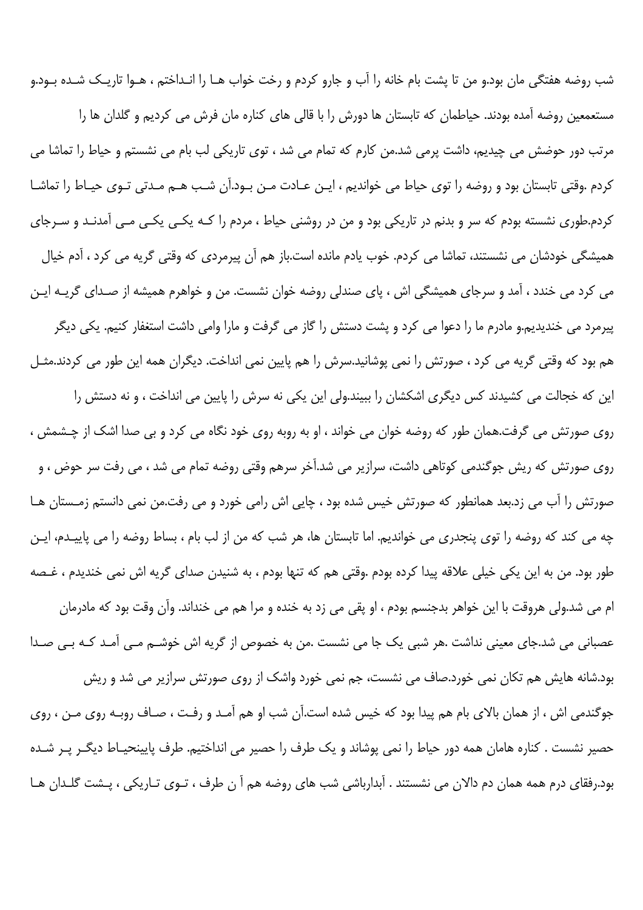شب روضه هفتگی مان بود.و من تا پشت بام خانه را آب و جارو کردم و رخت خواب ها را انداختم ، هوا تاریک شده بود.و مستعمین روضه آمده بودند. حیاطمان که تابستان ها دورش را با قالی های کناره مان فرش می کردیم و گلدان ها را مرتب دور حوضش می چیدیم، داشت پرمی شد.من کارم که تمام می شد ، توی تاریکی لب بام می نشستم و حیاط را تماشا می کردم .وقتی تابستان بود و روضه را توی حیاط می خواندیم ، این عادت من بود.آن شب هم مدتی توی حیاط را تماشا کردم.طوری نشسته بودم که سر و بدنم در تاریکی بود و من در روشنی حیاط ، مردم را که یکی یکی می آمدند و سرجای همیشگی خودشان می نشستند، تماشا می کردم. خوب یادم مانده است.باز هم آن پیرمردی که وقتی گریه می کرد ، آدم خیال می کرد می خندد ، آمد و سرجای همیشگی اش ، پای صندلی روضه خوان نشست. من و خواهرم همیشه از صدای گریه این پیرمرد می خندیدیم.و مادرم ما را دعوا می کرد و پشت دستش را گاز می گرفت و مارا وامی داشت استغفار کنیم. یکی دیگر هم بود که وقتی گریه می کرد ، صورتش را نمی پوشانید.سرش را هم پایین نمی انداخت. دیگران همه این طور می کردند.مثل این که خجالت می کشیدند کس دیگری اشکشان را ببیند.ولی این یکی نه سرش را پایین می انداخت ، و نه دستش را روی صورتش می گرفت.همان طور که روضه خوان می خواند ، او به روبه روی خود نگاه می کرد و بی صدا اشک از چشمش ، روی صورتش که ریش جوگندمی کوتاهی داشت، سرازیر می شد.آخر سرهم وقتی روضه تمام می شد ، می رفت سر حوض ، و صورتش را آب می زد.بعد همانطور که صورتش خیس شده بود ، چایی اش رامی خورد و می رفت.من نمی دانستم زمستان ها چه می کند که روضه را توی پنجدری می خواندیم. اما تابستان ها، هر شب که من از لب بام ، بساط روضه را می پاییدم، این طور بود. من به این یکی خیلی علاقه پیدا کرده بودم .وقتی هم که تنها بودم ، به شنیدن صدای گریه اش نمی خندیدم ، غصه ام می شد.ولی هروقت با این خواهر بدجنسم بودم ، او یقی می زد به خنده و مرا هم می خنداند. وآن وقت بود که مادرمان عصبانی می شد.جای معینی نداشت .هر شبی یک جا می نشست .من به خصوص از گریه اش خوشم می آمد که بی صدا بود.شانه هایش هم تکان نمی خورد.صاف می نشست، جم نمی خورد واشک از روی صورتش سرازیر می شد و ریش جوگندمی اش ، از همان بالای بام هم پیدا بود که خیس شده است.آن شب او هم آمد و رفت ، صاف روبه روی من ، روی حصیر نشست . کناره هامان همه دور حیاط را نمی پوشاند و یک طرف را حصیر می انداختیم. طرف پایینحیاط دیگر پر شده بود.رفقای درم همه همان دم دالان می نشستند . آبدارباشی شب های روضه هم آ ن طرف ، توی تاریکی ، پشت گلدان ها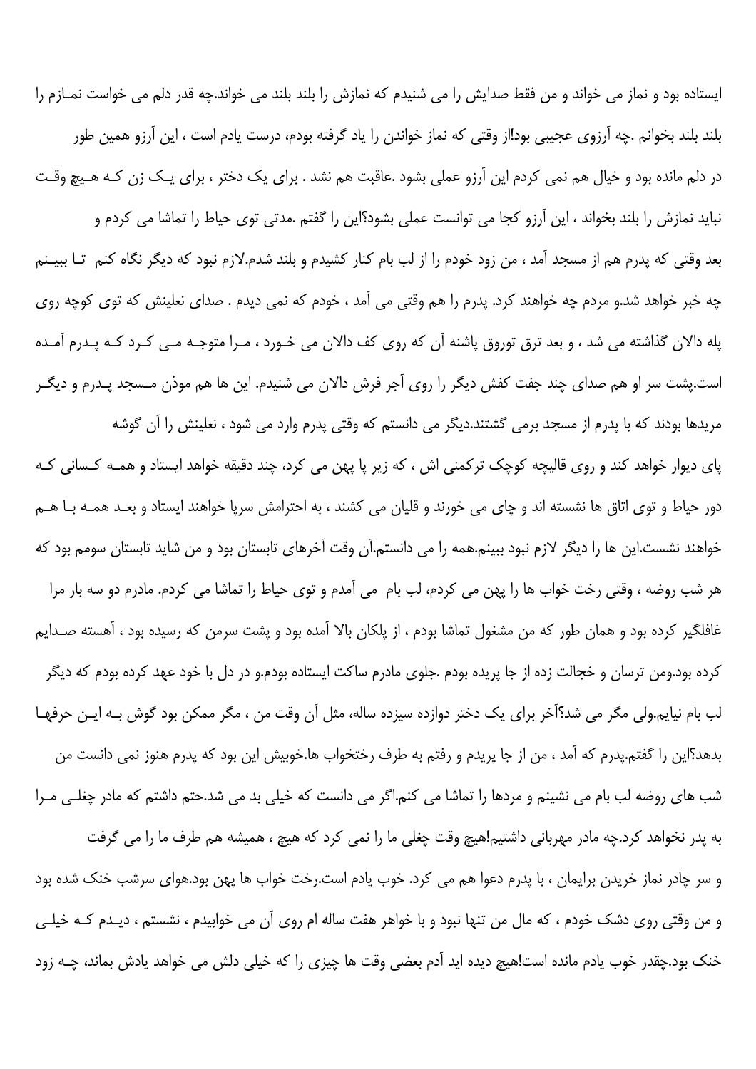ایستاده بود و نماز می خواند و من فقط صدایش را می شنیدم که نمازش را بلند بلند می خواند.چه قدر دلم می خواست نمـازم را بلند بلند بخوانم .چه آرزوی عجیبی بود!از وقتی که نماز خواندن را یاد گرفته بودم، درست یادم است ، این آرزو همین طور در دلم مانده بود و خیال هم نمی کردم این آرزو عملی بشود .عاقبت هم نشد . برای یک دختر ، برای یـک زن کـه هـیچ وقـت نباید نمازش را بلند بخواند ، این آرزو کجا می توانست عملی بشود؟این را گفتم .مدتی توی حیاط را تماشا می کردم و بعد وقتی که پدرم هم از مسجد آمد ، من زود خودم را از لب بام کنار کشیدم و بلند شدم.لازم نبود که دیگر نگاه کنم تـا ببیـنم چه خبر خواهد شد.و مردم چه خواهند کرد. پدرم را هم وقتی می آمد ، خودم که نمی دیدم . صدای نعلینش که توی کوچه روی پله دالان گذاشته می شد ، و بعد ترق توروق پاشنه آن که روی کف دالان می خـورد ، مـرا متوجـه مـی کـرد کـه پـدرم آمـده است.پشت سر او هم صدای چند جفت کفش دیگر را روی آجر فرش دالان می شنیدم. این ها هم موذن مـسجد پـدرم و دیگـر مریدها بودند که با پدرم از مسجد برمی گشتند.دیگر می دانستم که وقتی پدرم وارد می شود ، نعلینش را آن گوشه پای دیوار خواهد کند و روی قالیچه کوچک ترکمنی اش ، که زیر پا پهن می کرد، چند دقیقه خواهد ایستاد و همـه کـسانی کـه دور حیاط و توی اتاق ها نشسته اند و چای می خورند و قلیان می کشند ، به احترامش سرپا خواهند ایستاد و بعـد همـه بـا هـم خواهند نشست.این ها را دیگر لازم نبود ببینم.همه را می دانستم.آن وقت آخرهای تابستان بود و من شاید تابستان سومم بود که هر شب روضه ، وقتی رخت خواب ها را پهن می کردم، لب بام می آمدم و توی حیاط را تماشا می کردم. مادرم دو سه بار مرا غافلگیر کرده بود و همان طور که من مشغول تماشا بودم ، از پلکان بالا آمده بود و پشت سرمن که رسیده بود ، آهسته صـدایم کرده بود.ومن ترسان و خجالت زده از جا پریده بودم .جلوی مادرم ساکت ایستاده بودم.و در دل با خود عهد کرده بودم که دیگر لب بام نیایم.ولی مگر می شد؟آخر برای یک دختر دوازده سیزده ساله، مثل آن وقت من ، مگر ممکن بود گوش بـه ایـن حرفهـا بدهد؟این را گفتم.پدرم که آمد ، من از جا پریدم و رفتم به طرف رختخواب ها.خوبیش این بود که پدرم هنوز نمی دانست من شب های روضه لب بام می نشینم و مردها را تماشا می کنم.اگر می دانست که خیلی بد می شد.حتم داشتم که مادر چغلـی مـرا به پدر نخواهد کرد.چه مادر مهربانی داشتیم!هیچ وقت چغلی ما را نمی کرد که هیچ ، همیشه هم طرف ما را می گرفت و سر چادر نماز خریدن برایمان ، با پدرم دعوا هم می کرد. خوب یادم است.رخت خواب ها پهن بود.هوای سرشب خنک شده بود و من وقتی روی دشک خودم ، که مال من تنها نبود و با خواهر هفت ساله ام روی آن می خوابیدم ، نشستم ، دیـدم کـه خیلـی خنک بود.چقدر خوب یادم مانده است!هیچ دیده اید آدم بعضی وقت ها چیزی را که خیلی دلش می خواهد یادش بماند، چـه زود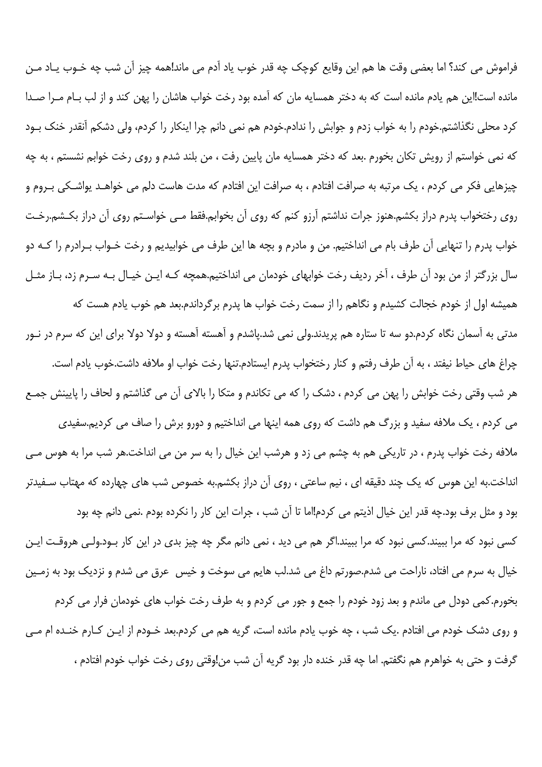فراموش می کند؟ اما بعضی وقت ها هم این وقایع کوچک چه قدر خوب یاد آدم می ماند!همه چیز آن شب چه خوب یاد من مانده است!این هم یادم مانده است که به دختر همسایه مان که آمده بود رخت خواب هاشان را پهن کند و از لب بام مرا صدا کرد محلی نگذاشتم.خودم را به خواب زدم و جوابش را ندادم.خودم هم نمی دانم چرا اینکار را کردم، ولی دشکم آنقدر خنک بود که نمی خواستم از رویش تکان بخورم .بعد که دختر همسایه مان پایین رفت ، من بلند شدم و روی رخت خوابم نشستم ، به چه چیزهایی فکر می کردم ، یک مرتبه به صرافت افتادم ، به صرافت این افتادم که مدت هاست دلم می خواهد یواشکی بروم و روی رختخواب پدرم دراز بکشم.هنوز جرات نداشتم آرزو کنم که روی آن بخوابم.فقط می خواستم روی آن دراز بکشم.رخت خواب پدرم را تنهایی آن طرف بام می انداختیم. من و مادرم و بچه ها این طرف می خوابیدیم و رخت خواب برادرم را که دو سال بزرگتر از من بود آن طرف ، آخر ردیف رخت خوابهای خودمان می انداختیم.همچه که این خیال به سرم زد، باز مثل همیشه اول از خودم خجالت کشیدم و نگاهم را از سمت رخت خواب ها پدرم برگرداندم.بعد هم خوب یادم هست که مدتی به آسمان نگاه کردم.دو سه تا ستاره هم پریدند.ولی نمی شد.پاشدم و آهسته آهسته و دولا دولا برای این که سرم در نور چراغ های حیاط نیفتد ، به آن طرف رفتم و کنار رختخواب پدرم ایستادم.تنها رخت خواب او ملافه داشت.خوب یادم است. هر شب وقتی رخت خوابش را پهن می کردم ، دشک را که می تکاندم و متکا را بالای آن می گذاشتم و لحاف را پایینش جمع می کردم ، یک ملافه سفید و بزرگ هم داشت که روی همه اینها می انداختیم و دورو برش را صاف می کردیم.سفیدی ملافه رخت خواب پدرم ، در تاریکی هم به چشم می زد و هرشب این خیال را به سر من می انداخت.هر شب مرا به هوس می انداخت.به این هوس که یک چند دقیقه ای ، نیم ساعتی ، روی آن دراز بکشم.به خصوص شب های چهارده که مهتاب سفیدتر بود و مثل برف بود.چه قدر این خیال اذیتم می کردم!اما تا آن شب ، جرات این کار را نکرده بودم .نمی دانم چه بود کسی نبود که مرا ببیند.کسی نبود که مرا ببیند.اگر هم می دید ، نمی دانم مگر چه چیز بدی در این کار بود.ولی هروقت این خیال به سرم می افتاد، ناراحت می شدم.صورتم داغ می شد.لب هایم می سوخت و خیس عرق می شدم و نزدیک بود به زمین بخورم.کمی دودل می ماندم و بعد زود خودم را جمع و جور می کردم و به طرف رخت خواب های خودمان فرار می کردم و روی دشک خودم می افتادم .یک شب ، چه خوب یادم مانده است، گریه هم می کردم.بعد خودم از این کارم خنده ام می گرفت و حتی به خواهرم هم نگفتم. اما چه قدر خنده دار بود گریه آن شب من!وقتی روی رخت خواب خودم افتادم ،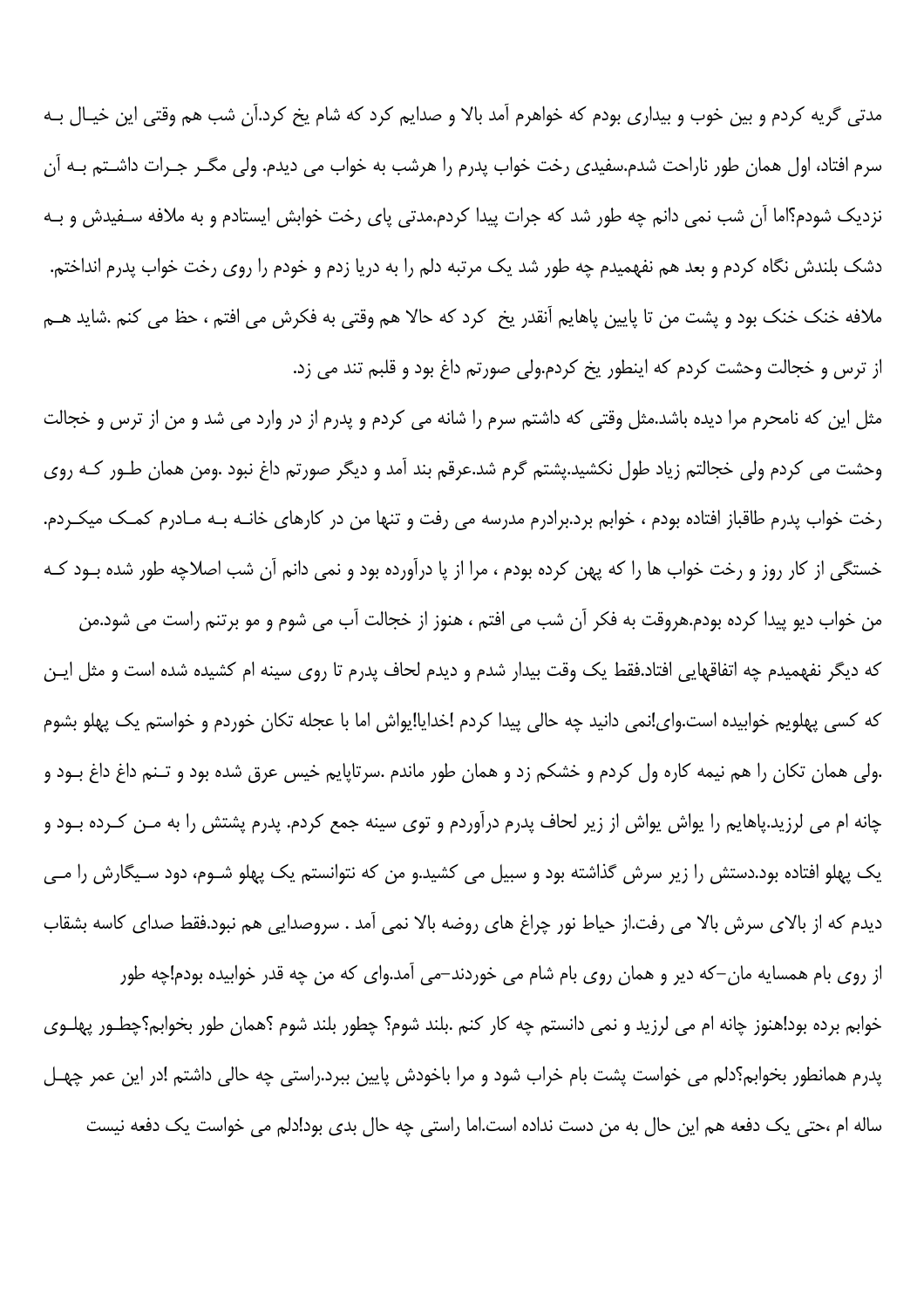مدتی گریه کردم و بین خوب و بیداری بودم که خواهرم آمد بالا و صدایم کرد که شام یخ کرد.آن شب هم وقتی این خیال به سرم افتاد، اول همان طور ناراحت شدم.سفیدی رخت خواب پدرم را هرشب به خواب می دیدم. ولی مگر جرات داشتم به آن نزدیک شودم؟اما آن شب نمی دانم چه طور شد که جرات پیدا کردم.مدتی پای رخت خوابش ایستادم و به ملافه سفیدش و به دشک بلندش نگاه کردم و بعد هم نفهمیدم چه طور شد یک مرتبه دلم را به دریا زدم و خودم را روی رخت خواب پدرم انداختم. ملافه خنک خنک بود و پشت من تا پایین پاهایم آنقدر یخ کرد که حالا هم وقتی به فکرش می افتم ، حظ می کنم .شاید هم از ترس و خجالت وحشت کردم که اینطور یخ کردم.ولی صورتم داغ بود و قلبم تند می زد.

مثل این که نامحرم مرا دیده باشد.مثل وقتی که داشتم سرم را شانه می کردم و پدرم از در وارد می شد و من از ترس و خجالت وحشت می کردم ولی خجالتم زیاد طول نکشید.پشتم گرم شد.عرقم بند آمد و دیگر صورتم داغ نبود .ومن همان طور که روی رخت خواب پدرم طاقباز افتاده بودم ، خوابم برد.برادرم مدرسه می رفت و تنها من در کارهای خانه به مادرم کمک میکردم. خستگی از کار روز و رخت خواب ها را که پهن کرده بودم ، مرا از پا درآورده بود و نمی دانم آن شب اصلاچه طور شده بود که من خواب دیو پیدا کرده بودم.هروقت به فکر آن شب می افتم ، هنوز از خجالت آب می شوم و مو برتنم راست می شود.من که دیگر نفهمیدم چه اتفاقهایی افتاد.فقط یک وقت بیدار شدم و دیدم لحاف پدرم تا روی سینه ام کشیده شده است و مثل این که کسی پهلویم خوابیده است.وای!نمی دانید چه حالی پیدا کردم !خدایا!یواش اما با عجله تکان خوردم و خواستم یک پهلو بشوم .ولی همان تکان را هم نیمه کاره ول کردم و خشکم زد و همان طور ماندم .سرتاپایم خیس عرق شده بود و تنم داغ داغ بود و چانه ام می لرزید.پاهایم را یواش یواش از زیر لحاف پدرم درآوردم و توی سینه جمع کردم. پدرم پشتش را به من کرده بود و یک پهلو افتاده بود.دستش را زیر سرش گذاشته بود و سبیل می کشید.و من که نتوانستم یک پهلو شوم، دود سیگارش را می دیدم که از بالای سرش بالا می رفت.از حیاط نور چراغ های روضه بالا نمی آمد . سروصدایی هم نبود.فقط صدای کاسه بشقاب از روی بام همسایه مان–که دیر و همان روی بام شام می خوردند–می آمد.وای که من چه قدر خوابیده بودم!چه طور خوابم برده بود!هنوز چانه ام می لرزید و نمی دانستم چه کار کنم .بلند شوم؟ چطور بلند شوم ؟همان طور بخوابم؟چطور پهلوی پدرم همانطور بخوابم؟دلم می خواست پشت بام خراب شود و مرا باخودش پایین ببرد.راستی چه حالی داشتم !در این عمر چهل ساله ام ،حتی یک دفعه هم این حال به من دست نداده است.اما راستی چه حال بدی بود!دلم می خواست یک دفعه نیست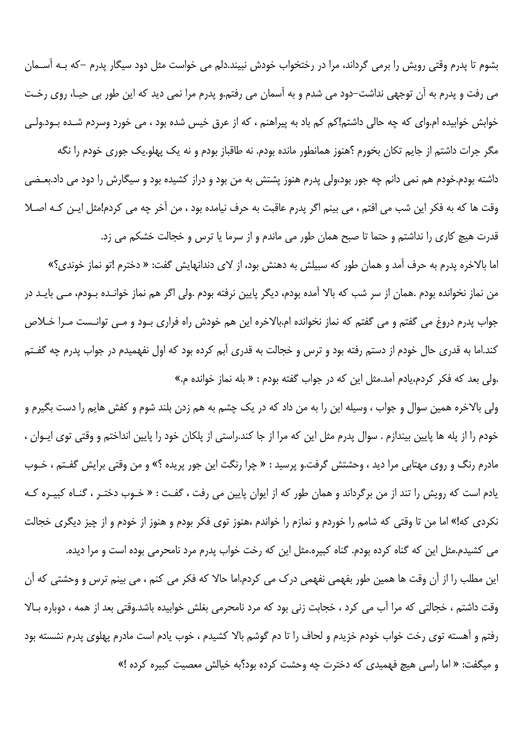بشوم تا پدرم وقتی رویش را برمی گرداند، مرا در رختخواب خودش نبیند.دلم می خواست مثل دود سیگار پدرم –که بـه آسـمان می رفت و پدرم به آن توجهی نداشت–دود می شدم و به آسمان می رفتم.و پدرم مرا نمی دید که این طور بی حیـا، روی رخـت خوابش خوابیده ام.وای که چه حالی داشتم!کم کم باد به پیراهنم ، که از عرق خیس شده بود ، می خورد وسردم شـده بـود.ولـی مگر جرات داشتم از جایم تکان بخورم ؟هنوز همانطور مانده بودم. نه طاقباز بودم و نه یک پهلو.یک جوری خودم را نگه داشته بودم.خودم هم نمی دانم چه جور بود،ولی پدرم هنوز پشتش به من بود و دراز کشیده بود و سیگارش را دود می داد.بعـضی وقت ها که به فکر این شب می افتم ، می بینم اگر پدرم عاقبت به حرف نیامده بود ، من آخر چه می کردم!مثل ایـن کـه اصـلا قدرت هیچ کاری را نداشتم و حتما تا صبح همان طور می ماندم و از سرما یا ترس و خجالت خشکم می زد.

اما بالاخره پدرم به حرف آمد و همان طور که سبیلش به دهنش بود، از لای دندانهایش گفت: « دخترم !تو نماز خوندی؟»

من نماز نخوانده بودم .همان از سر شب که بالا آمده بودم، دیگر پایین نرفته بودم .ولی اگر هم نماز خوانـده بـودم، مـی بایـد در جواب پدرم دروغ می گفتم و می گفتم که نماز نخوانده ام.بالاخره این هم خودش راه فراری بـود و مـی توانـست مـرا خـلاص کند.اما به قدری حال خودم از دستم رفته بود و ترس و خجالت به قدری آبم کرده بود که اول نفهمیدم در جواب پدرم چه گفـتم .ولی بعد که فکر کردم،یادم آمد.مثل این که در جواب گفته بودم : « بله نماز خوانده م.»

ولی بالاخره همین سوال و جواب ، وسیله این را به من داد که در یک چشم به هم زدن بلند شوم و کفش هایم را دست بگیرم و خودم را از پله ها پایین بیندازم . سوال پدرم مثل این که مرا از جا کند.راستی از پلکان خود را پایین انداختم و وقتی توی ایـوان ، مادرم رنگ و روی مهتابی مرا دید ، وحشتش گرفت.و پرسید : « چرا رنگت این جور پریده ؟» و من وقتی برایش گفـتم ، خـوب یادم است که رویش را تند از من برگرداند و همان طور که از ایوان پایین می رفت ، گفـت : « خـوب دختـر ، گنـاه کبیـره کـه نکردی که!» اما من تا وقتی که شامم را خوردم و نمازم را خواندم ،هنوز توی فکر بودم و هنوز از خودم و از چیز دیگری خجالت می کشیدم.مثل این که گناه کرده بودم. گناه کبیره.مثل این که رخت خواب پدرم مرد نامحرمی بوده است و مرا دیده.

این مطلب را از آن وقت ها همین طور بفهمی نفهمی درک می کردم.اما حالا که فکر می کنم ، می بینم ترس و وحشتی که آن وقت داشتم ، خجالتی که مرا آب می کرد ، خجابت زنی بود که مرد نامحرمی بغلش خوابیده باشد.وقتی بعد از همه ، دوباره بـالا رفتم و آهسته توی رخت خواب خودم خزیدم و لحاف را تا دم گوشم بالا کشیدم ، خوب یادم است مادرم پهلوی پدرم نشسته بود و میگفت: « اما راسی هیچ فهمیدی که دخترت چه وحشت کرده بود؟به خیالش معصیت کبیره کرده !»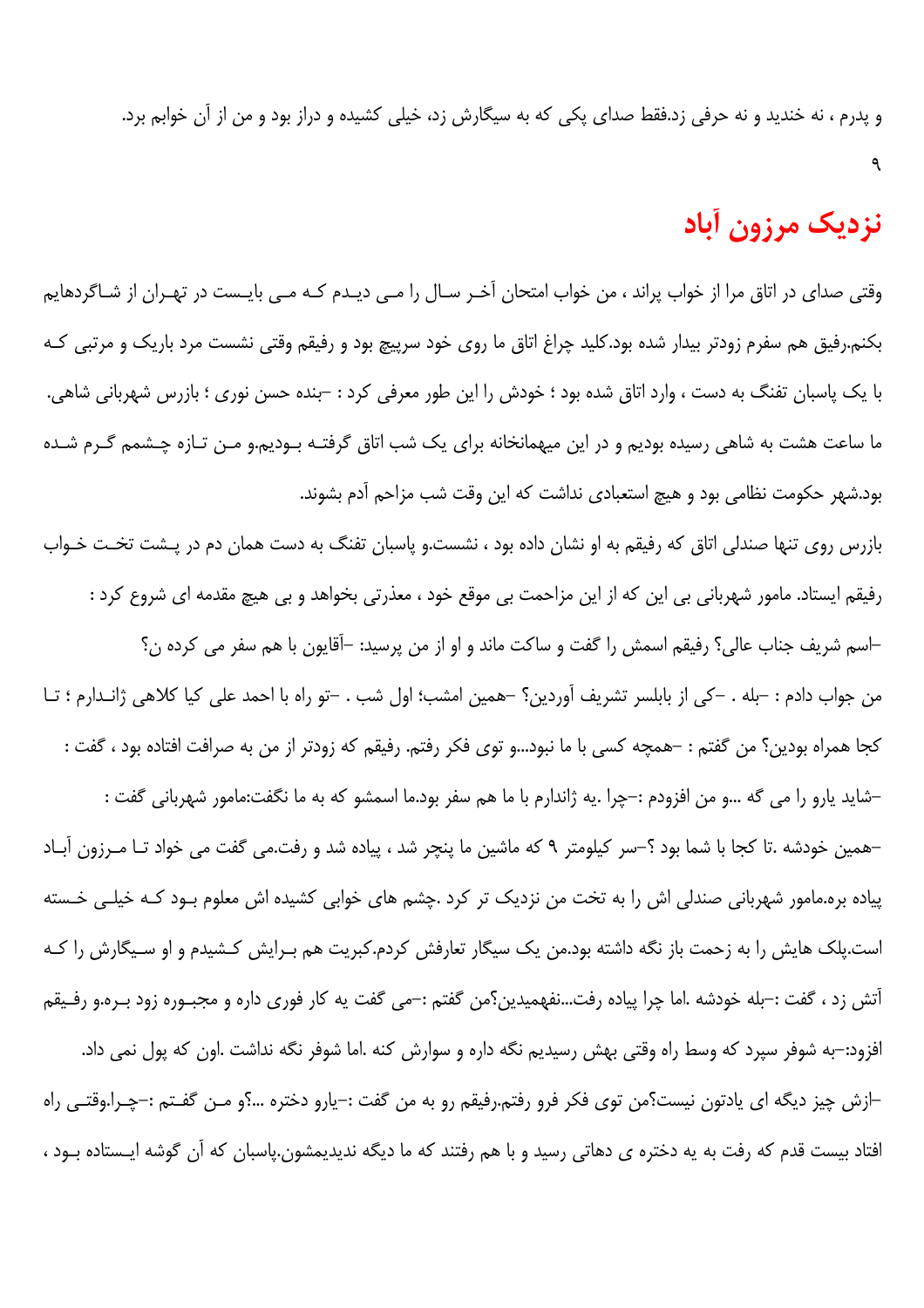و پدرم ، نه خندید و نه حرفی زد.فقط صدای پکی که به سیگارش زد، خیلی کشیده و دراز بود و من از آن خوابم برد.

۹

# نزدیک مرزون آباد

وقتی صدای در اتاق مرا از خواب پراند ، من خواب امتحان آخـر سـال را مـی دیـدم کـه مـی بایـست در تهـران از شـاگردهایم بکنم.رفیق هم سفرم زودتر بیدار شده بود.کلید چراغ اتاق ما روی خود سرپیچ بود و رفیقم وقتی نشست مرد باریک و مرتبی کـه با یک پاسبان تفنگ به دست ، وارد اتاق شده بود ؛ خودش را این طور معرفی کرد : –بنده حسن نوری ؛ بازرس شهربانی شاهی. ما ساعت هشت به شاهی رسیده بودیم و در این میهمانخانه برای یک شب اتاق گرفتـه بـودیم.و مـن تـازه چـشمم گـرم شـده بود.شهر حکومت نظامی بود و هیچ استعبادی نداشت که این وقت شب مزاحم آدم بشوند.

بازرس روی تنها صندلی اتاق که رفیقم به او نشان داده بود ، نشست.و پاسبان تفنگ به دست همان دم در پـشت تخـت خـواب رفیقم ایستاد. مامور شهربانی بی این که از این مزاحمت بی موقع خود ، معذرتی بخواهد و بی هیچ مقدمه ای شروع کرد :

–اسم شریف جناب عالی؟ رفیقم اسمش را گفت و ساکت ماند و او از من پرسید: –آقایون با هم سفر می کرده ن؟

من جواب دادم : –بله . –کی از بابلسر تشریف آوردین؟ –همین امشب؛ اول شب . –تو راه با احمد علی کیا کلاهی ژانـدارم ؛ تـا کجا همراه بودین؟ من گفتم : –همچه کسی با ما نبود...و توی فکر رفتم. رفیقم که زودتر از من به صرافت افتاده بود ، گفت :

–شاید یارو را می گه ...و من افزودم :–چرا .یه ژاندارم با ما هم سفر بود.ما اسمشو که به ما نگفت:مامور شهربانی گفت :

–همین خودشه .تا کجا با شما بود ؟–سر کیلومتر ۹ که ماشین ما پنچر شد ، پیاده شد و رفت.می گفت می خواد تـا مـرزون آبـاد پیاده بره.مامور شهربانی صندلی اش را به تخت من نزدیک تر کرد .چشم های خوابی کشیده اش معلوم بـود کـه خیلـی خـسته است.پلک هایش را به زحمت باز نگه داشته بود.من یک سیگار تعارفش کردم.کبریت هم بـرایش کـشیدم و او سـیگارش را کـه آتش زد ، گفت :–بله خودشه .اما چرا پیاده رفت...نفهمیدین؟من گفتم :–می گفت یه کار فوری داره و مجبـوره زود بـره.و رفـیقم افزود:–به شوفر سپرد که وسط راه وقتی بهش رسیدیم نگه داره و سوارش کنه .اما شوفر نگه نداشت .اون که پول نمی داد.

–ازش چیز دیگه ای یادتون نیست؟من توی فکر فرو رفتم.رفیقم رو به من گفت :–یارو دختره ...؟و مـن گفـتم :–چـرا.وقتـی راه افتاد بیست قدم که رفت به یه دختره ی دهاتی رسید و با هم رفتند که ما دیگه ندیدیمشون.پاسبان که آن گوشه ایـستاده بـود ،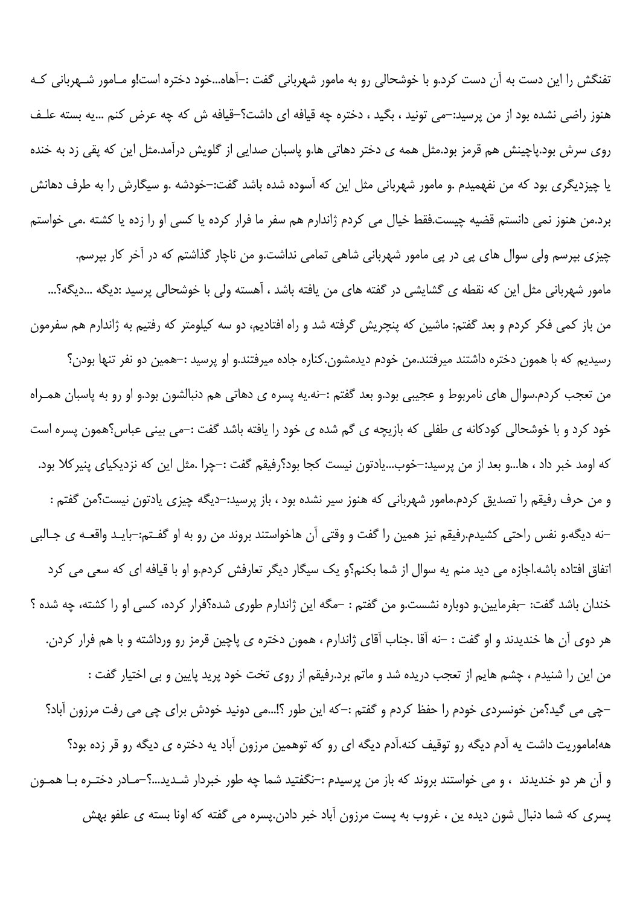تفنگش را این دست به آن دست کرد.و با خوشحالی رو به مامور شهربانی گفت :–آهاه...خود دختره است!و مامور شهربانی که هنوز راضی نشده بود از من پرسید:–می تونید ، بگید ، دختره چه قیافه ای داشت؟–قیافه ش که چه عرض کنم ...یه بسته علف روی سرش بود.پاچینش هم قرمز بود.مثل همه ی دختر دهاتی ها.و پاسبان صدایی از گلویش درآمد.مثل این که پقی زد به خنده یا چیزدیگری بود که من نفهمیدم .و مامور شهربانی مثل این که آسوده شده باشد گفت:–خودشه .و سیگارش را به طرف دهانش برد.من هنوز نمی دانستم قضیه چیست.فقط خیال می کردم ژاندارم هم سفر ما فرار کرده یا کسی او را زده یا کشته .می خواستم چیزی بپرسم ولی سوال های پی در پی مامور شهربانی شاهی تمامی نداشت.و من ناچار گذاشتم که در آخر کار بپرسم.

مامور شهربانی مثل این که نقطه ی گشایشی در گفته های من یافته باشد ، آهسته ولی با خوشحالی پرسید :دیگه ...دیگه؟...

من باز کمی فکر کردم و بعد گفتم: ماشین که پنچریش گرفته شد و راه افتادیم، دو سه کیلومتر که رفتیم به ژاندارم هم سفرمون رسیدیم که با همون دختره داشتند میرفتند.من خودم دیدمشون.کناره جاده میرفتند.و او پرسید :–همین دو نفر تنها بودن؟

من تعجب کردم.سوال های نامربوط و عجیبی بود.و بعد گفتم :–نه.یه پسره ی دهاتی هم دنبالشون بود.و او رو به پاسبان همراه خود کرد و با خوشحالی کودکانه ی طفلی که بازیچه ی گم شده ی خود را یافته باشد گفت :–می بینی عباس؟همون پسره است که اومد خبر داد ، ها...و بعد از من پرسید:–خوب...یادتون نیست کجا بود؟رفیقم گفت :–چرا .مثل این که نزدیکیای پنیرکلا بود.

و من حرف رفیقم را تصدیق کردم.مامور شهربانی که هنوز سیر نشده بود ، باز پرسید:–دیگه چیزی یادتون نیست؟من گفتم :

–نه دیگه.و نفس راحتی کشیدم.رفیقم نیز همین را گفت و وقتی آن هاخواستند بروند من رو به او گفتم:–باید واقعه ی جالبی اتفاق افتاده باشه.اجازه می دید منم یه سوال از شما بکنم؟و یک سیگار دیگر تعارفش کردم.و او با قیافه ای که سعی می کرد خندان باشد گفت: –بفرمایین.و دوباره نشست.و من گفتم : –مگه این ژاندارم طوری شده؟فرار کرده، کسی او را کشته، چه شده ؟

هر دوی آن ها خندیدند و او گفت : –نه آقا .جناب آقای ژاندارم ، همون دختره ی پاچین قرمز رو ورداشته و با هم فرار کردن.

من این را شنیدم ، چشم هایم از تعجب دریده شد و ماتم برد.رفیقم از روی تخت خود پرید پایین و بی اختیار گفت :

–چی می گید؟من خونسردی خودم را حفظ کردم و گفتم :–که این طور ؟!...می دونید خودش برای چی می رفت مرزون آباد؟

هه!ماموریت داشت یه آدم دیگه رو توقیف کنه.آدم دیگه ای رو که توهمین مرزون آباد یه دختره ی دیگه رو قر زده بود؟

و آن هر دو خندیدند ، و می خواستند بروند که باز من پرسیدم :–نگفتید شما چه طور خبردار شدید...؟–مادر دختره با همون پسری که شما دنبال شون دیده ین ، غروب به پست مرزون آباد خبر دادن.پسره می گفته که اونا بسته ی علفو بهش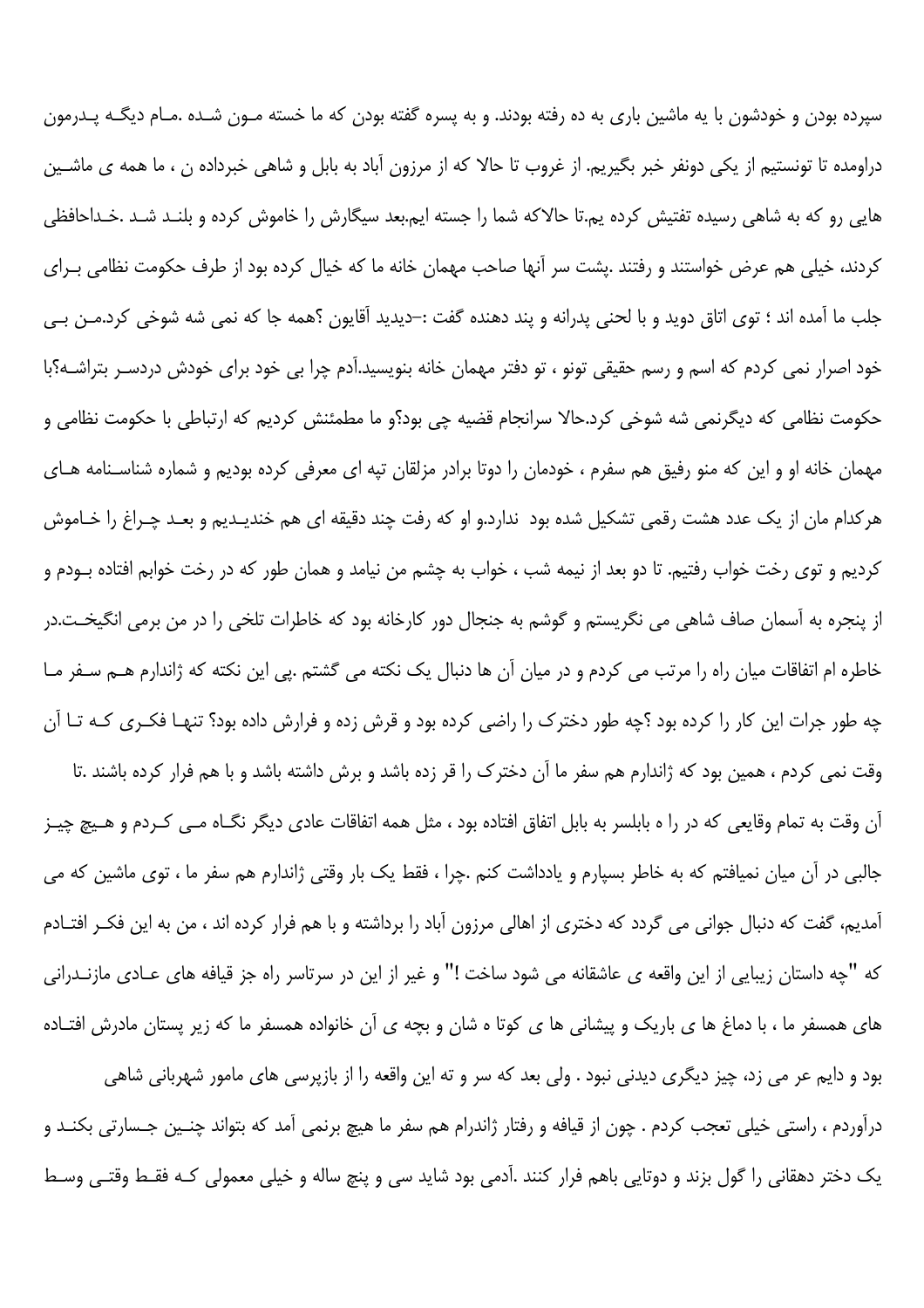سپرده بودن و خودشون با یه ماشین باری به ده رفته بودند. و به پسره گفته بودن که ما خسته مـون شـده .مـام دیگـه پـدرمون دراومده تا تونستیم از یکی دونفر خبر بگیریم. از غروب تا حالا که از مرزون آباد به بابل و شاهی خبرداده ن ، ما همه ی ماشـین هایی رو که به شاهی رسیده تفتیش کرده یم.تا حالاکه شما را جسته ایم.بعد سیگارش را خاموش کرده و بلنـد شـد .خـداحافظی کردند، خیلی هم عرض خواستند و رفتند .پشت سر آنها صاحب مهمان خانه ما که خیال کرده بود از طرف حکومت نظامی بـرای جلب ما آمده اند ؛ توی اتاق دوید و با لحنی پدرانه و پند دهنده گفت :–دیدید آقایون ؟همه جا که نمی شه شوخی کرد.مـن بـی خود اصرار نمی کردم که اسم و رسم حقیقی تونو ، تو دفتر مهمان خانه بنویسید.آدم چرا بی خود برای خودش دردسـر بتراشـه؟با حکومت نظامی که دیگرنمی شه شوخی کرد.حالا سرانجام قضیه چی بود؟و ما مطمئنش کردیم که ارتباطی با حکومت نظامی و مهمان خانه او و این که منو رفیق هم سفرم ، خودمان را دوتا برادر مزلقان تپه ای معرفی کرده بودیم و شماره شناسـنامه هـای هرکدام مان از یک عدد هشت رقمی تشکیل شده بود ندارد.و او که رفت چند دقیقه ای هم خندیـدیم و بعـد چـراغ را خـاموش کردیم و توی رخت خواب رفتیم. تا دو بعد از نیمه شب ، خواب به چشم من نیامد و همان طور که در رخت خوابم افتاده بـودم و از پنجره به آسمان صاف شاهی می نگریستم و گوشم به جنجال دور کارخانه بود که خاطرات تلخی را در من برمی انگیخـت.در خاطره ام اتفاقات میان راه را مرتب می کردم و در میان آن ها دنبال یک نکته می گشتم .پی این نکته که ژاندارم هـم سـفر مـا چه طور جرات این کار را کرده بود ؟چه طور دخترک را راضی کرده بود و قرش زده و فرارش داده بود؟ تنهـا فکـری کـه تـا آن وقت نمی کردم ، همین بود که ژاندارم هم سفر ما آن دخترک را قر زده باشد و برش داشته باشد و با هم فرار کرده باشند .تا آن وقت به تمام وقایعی که در را ه بابلسر به بابل اتفاق افتاده بود ، مثل همه اتفاقات عادی دیگر نگـاه مـی کـردم و هـیچ چیـز جالبی در آن میان نمیافتم که به خاطر بسپارم و یادداشت کنم .چرا ، فقط یک بار وقتی ژاندارم هم سفر ما ، توی ماشین که می آمدیم، گفت که دنبال جوانی می گردد که دختری از اهالی مرزون آباد را برداشته و با هم فرار کرده اند ، من به این فکـر افتـادم که "چه داستان زیبایی از این واقعه ی عاشقانه می شود ساخت !" و غیر از این در سرتاسر راه جز قیافه های عـادی مازنـدرانی های همسفر ما ، با دماغ ها ی باریک و پیشانی ها ی کوتا ه شان و بچه ی آن خانواده همسفر ما که زیر پستان مادرش افتـاده بود و دایم عر می زد، چیز دیگری دیدنی نبود . ولی بعد که سر و ته این واقعه را از بازپرسی های مامور شهربانی شاهی درآوردم ، راستی خیلی تعجب کردم . چون از قیافه و رفتار ژاندرام هم سفر ما هیچ برنمی آمد که بتواند چنـین جـسارتی بکنـد و یک دختر دهقانی را گول بزند و دوتایی باهم فرار کنند .آدمی بود شاید سی و پنچ ساله و خیلی معمولی کـه فقـط وقتـی وسـط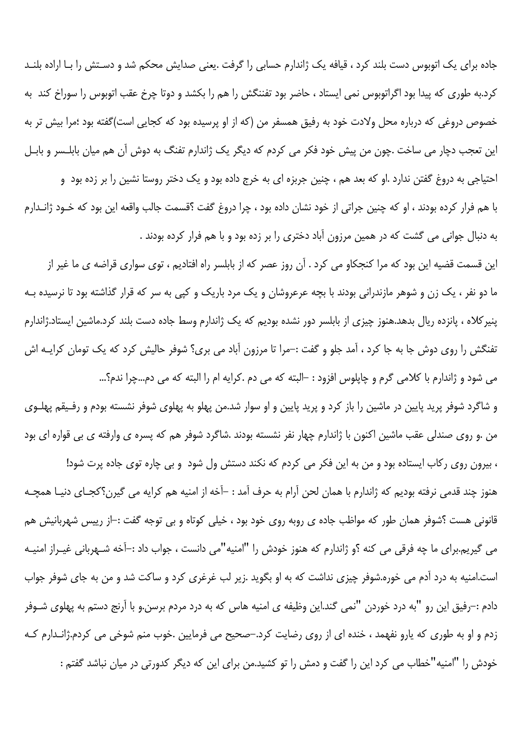جاده برای یک اتوبوس دست بلند کرد ، قیافه یک ژاندارم حسابی را گرفت .یعنی صدایش محکم شد و دستش را با اراده بلند کرد.به طوری که پیدا بود اگراتوبوس نمی ایستاد ، حاضر بود تفنگش را هم را بکشد و دوتا چرخ عقب اتوبوس را سوراخ کند به خصوص دروغی که درباره محل ولادت خود به رفیق همسفر من (که از او پرسیده بود که کجایی است)گفته بود ؛مرا بیش تر به این تعجب دچار می ساخت .چون من پیش خود فکر می کردم که دیگر یک ژاندارم تفنگ به دوش آن هم میان بابلسر و بابل احتیاجی به دروغ گفتن ندارد .او که بعد هم ، چنین جربزه ای به خرج داده بود و یک دختر روستا نشین را بر زده بود و با هم فرار کرده بودند ، او که چنین جراتی از خود نشان داده بود ، چرا دروغ گفت ؟قسمت جالب واقعه این بود که خود ژاندارم به دنبال جوانی می گشت که در همین مرزون آباد دختری را بر زده بود و با هم فرار کرده بودند .

این قسمت قضیه این بود که مرا کنجکاو می کرد . آن روز عصر که از بابلسر راه افتادیم ، توی سواری قراضه ی ما غیر از ما دو نفر ، یک زن و شوهر مازندرانی بودند با بچه عرعروشان و یک مرد باریک و کپی به سر که قرار گذاشته بود تا نرسیده به پنیرکلاه ، پانزده ریال بدهد.هنوز چیزی از بابلسر دور نشده بودیم که یک ژاندارم وسط جاده دست بلند کرد.ماشین ایستاد.ژاندارم تفنگش را روی دوش جا به جا کرد ، آمد جلو و گفت :–مرا تا مرزون آباد می بری؟ شوفر حالیش کرد که یک تومان کرایه اش می شود و ژاندارم با کلامی گرم و چاپلوس افزود : –البته که می دم .کرایه ام را البته که می دم...چرا ندم؟...

و شاگرد شوفر پرید پایین در ماشین را باز کرد و پرید پایین و او سوار شد.من پهلو به پهلوی شوفر نشسته بودم و رفیقم پهلوی من .و روی صندلی عقب ماشین اکنون با ژاندارم چهار نفر نشسته بودند .شاگرد شوفر هم که پسره ی وارفته ی بی قواره ای بود ، بیرون روی رکاب ایستاده بود و من به این فکر می کردم که نکند دستش ول شود و بی چاره توی جاده پرت شود!

هنوز چند قدمی نرفته بودیم که ژاندارم با همان لحن آرام به حرف آمد : –آخه از امنیه هم کرایه می گیرن؟کجای دنیا همچه قانونی هست ؟شوفر همان طور که مواظب جاده ی روبه روی خود بود ، خیلی کوتاه و بی توجه گفت :–از رییس شهربانیش هم می گیریم.برای ما چه فرقی می کنه ؟و ژاندارم که هنوز خودش را "امنیه"می دانست ، جواب داد :–آخه شهربانی غیراز امنیه است.امنیه به درد آدم می خوره.شوفر چیزی نداشت که به او بگوید .زیر لب غرغری کرد و ساکت شد و من به جای شوفر جواب دادم :–رفیق این رو "به درد خوردن "نمی گند.این وظیفه ی امنیه هاس که به درد مردم برسن.و با آرنج دستم به پهلوی شوفر زدم و او به طوری که یارو نفهمد ، خنده ای از روی رضایت کرد.–صحیح می فرمایین .خوب منم شوخی می کردم.ژاندارم که خودش را "امنیه"خطاب می کرد این را گفت و دمش را تو کشید.من برای این که دیگر کدورتی در میان نباشد گفتم :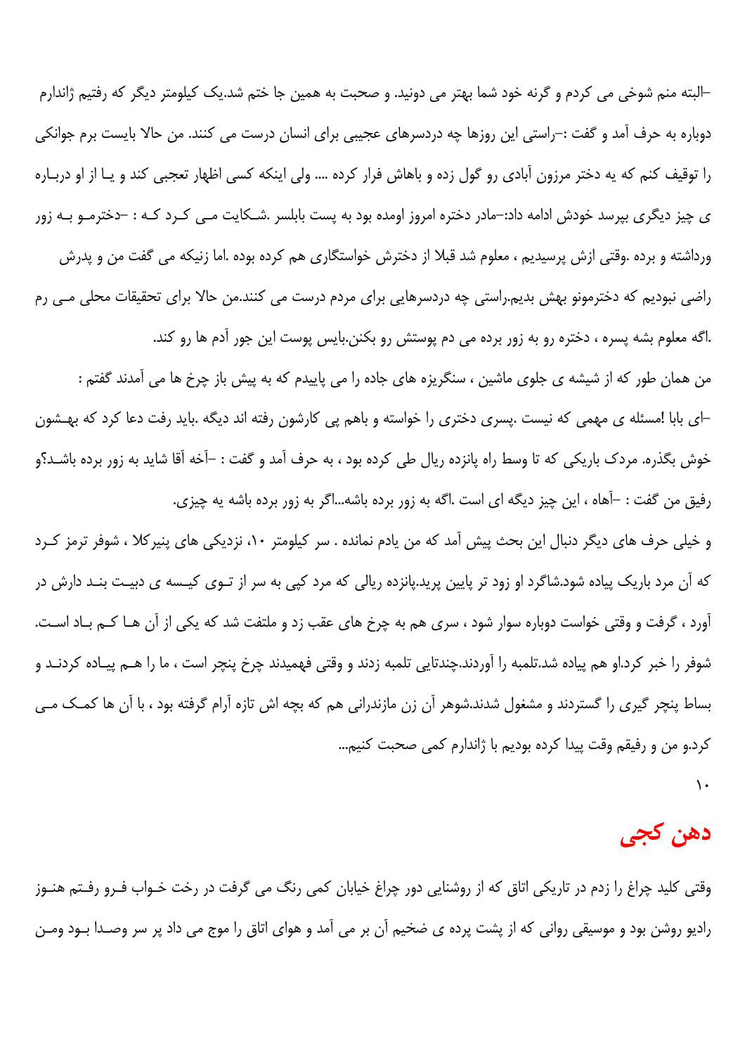–البته منم شوخی می کردم و گرنه خود شما بهتر می دونید. و صحبت به همین جا ختم شد.یک کیلومتر دیگر که رفتیم ژاندارم دوباره به حرف آمد و گفت :–راستی این روزها چه دردسرهای عجیبی برای انسان درست می کنند. من حالا بایست برم جوانکی را توقیف کنم که یه دختر مرزون آبادی رو گول زده و باهاش فرار کرده .... ولی اینکه کسی اظهار تعجبی کند و یـا از او دربـاره ی چیز دیگری بپرسد خودش ادامه داد:–مادر دختره امروز اومده بود به پست بابلسر .شـکایت مـی کـرد کـه : –دخترمـو بـه زور ورداشته و برده .وقتی ازش پرسیدیم ، معلوم شد قبلا از دخترش خواستگاری هم کرده بوده .اما زنیکه می گفت من و پدرش راضی نبودیم که دخترمونو بهش بدیم.راستی چه دردسرهایی برای مردم درست می کنند.من حالا برای تحقیقات محلی مـی رم .اگه معلوم بشه پسره ، دختره رو به زور برده می دم پوستش رو بکنن.بایس پوست این جور آدم ها رو کند.

من همان طور که از شیشه ی جلوی ماشین ، سنگریزه های جاده را می پاییدم که به پیش باز چرخ ها می آمدند گفتم :

–ای بابا !مسئله ی مهمی که نیست .پسری دختری را خواسته و باهم پی کارشون رفته اند دیگه .باید رفت دعا کرد که بهـشون خوش بگذره. مردک باریکی که تا وسط راه پانزده ریال طی کرده بود ، به حرف آمد و گفت : –آخه آقا شاید به زور برده باشـد؟و رفیق من گفت : –آهاه ، این چیز دیگه ای است .اگه به زور برده باشه...اگر به زور برده باشه یه چیزی.

و خیلی حرف های دیگر دنبال این بحث پیش آمد که من یادم نمانده . سر کیلومتر ۱۰، نزدیکی های پنیرکلا ، شوفر ترمز کـرد که آن مرد باریک پیاده شود.شاگرد او زودتر پایین پرید.پانزده ریالی که مرد کپی به سر از تـوی کیـسه ی دبیـت بنـد دارش در آورد ، گرفت و وقتی خواست دوباره سوار شود ، سری هم به چرخ های عقب زد و ملتفت شد که یکی از آن هـا کـم بـاد اسـت. شوفر را خبر کرد.او هم پیاده شد.تلمبه را آوردند.چندتایی تلمبه زدند و وقتی فهمیدند چرخ پنچر است ، ما را هـم پیـاده کردنـد و بساط پنچر گیری را گستردند و مشغول شدند.شوهر آن زن مازندرانی هم که بچه اش تازه آرام گرفته بود ، با آن ها کمـک مـی کرد.و من و رفیقم وقت پیدا کرده بودیم با ژاندارم کمی صحبت کنیم...

۱۰

# دهن کجی

وقتی کلید چراغ را زدم در تاریکی اتاق که از روشنایی دور چراغ خیابان کمی رنگ می گرفت در رخت خـواب فـرو رفـتم هنـوز رادیو روشن بود و موسیقی روانی که از پشت پرده ی ضخیم آن بر می آمد و هوای اتاق را موج می داد پر سر وصـدا بـود ومـن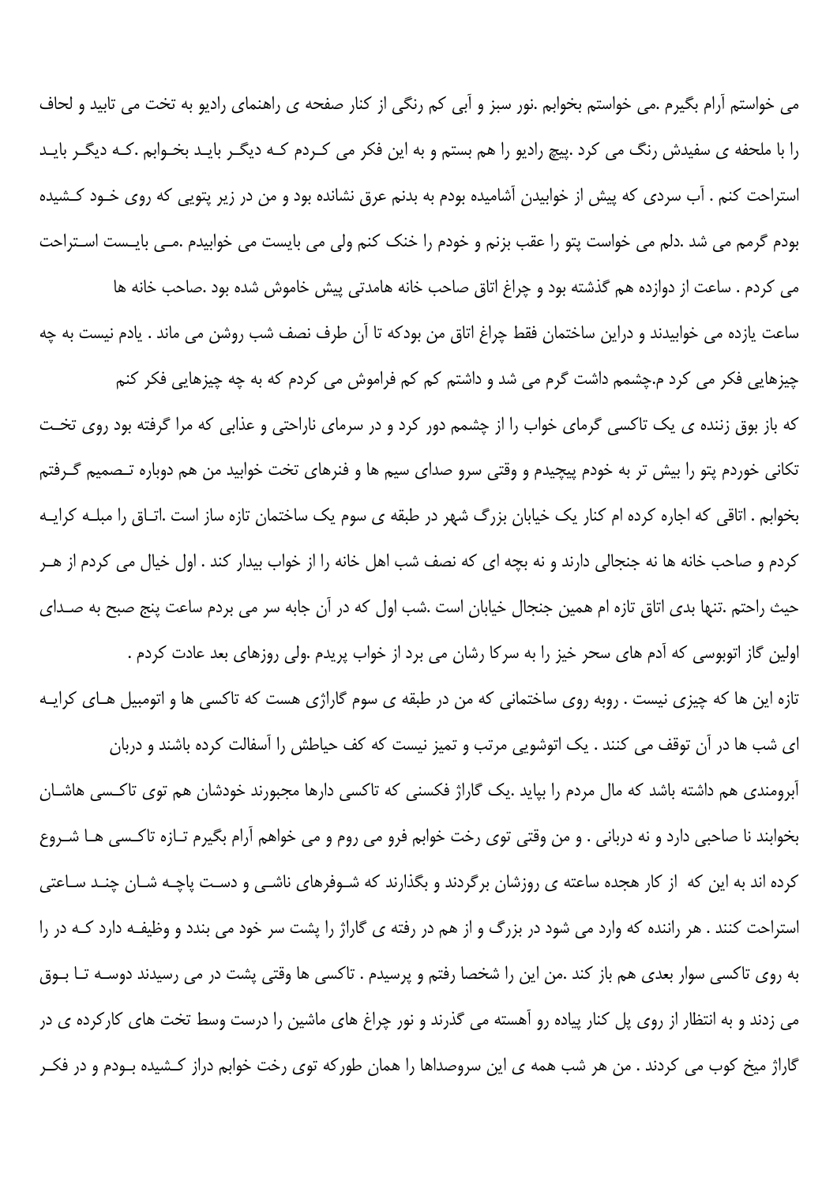می خواستم آرام بگیرم .می خواستم بخوابم .نور سبز و آبی کم رنگی از کنار صفحه ی راهنمای رادیو به تخت می تابید و لحاف را با ملحفه ی سفیدش رنگ می کرد .پیچ رادیو را هم بستم و به این فکر می کردم که دیگر باید بخوابم .که دیگر باید استراحت کنم . آب سردی که پیش از خوابیدن آشامیده بودم به بدنم عرق نشانده بود و من در زیر پتویی که روی خود کشیده بودم گرمم می شد .دلم می خواست پتو را عقب بزنم و خودم را خنک کنم ولی می بایست می خوابیدم .می بایست استراحت می کردم . ساعت از دوازده هم گذشته بود و چراغ اتاق صاحب خانه هامدتی پیش خاموش شده بود .صاحب خانه ها ساعت یازده می خوابیدند و دراین ساختمان فقط چراغ اتاق من بودکه تا آن طرف نصف شب روشن می ماند . یادم نیست به چه چیزهایی فکر می کرد م.چشمم داشت گرم می شد و داشتم کم کم فراموش می کردم که به چه چیزهایی فکر کنم

که باز بوق زننده ی یک تاکسی گرمای خواب را از چشمم دور کرد و در سرمای ناراحتی و عذابی که مرا گرفته بود روی تخت تکانی خوردم پتو را بیش تر به خودم پیچیدم و وقتی سرو صدای سیم ها و فنرهای تخت خوابید من هم دوباره تصمیم گرفتم بخوابم . اتاقی که اجاره کرده ام کنار یک خیابان بزرگ شهر در طبقه ی سوم یک ساختمان تازه ساز است .اتاق را مبلغ کرایه کردم و صاحب خانه ها نه جنجالی دارند و نه بچه ای که نصف شب اهل خانه را از خواب بیدار کند . اول خیال می کردم از هر حیث راحتم .تنها بدی اتاق تازه ام همین جنجال خیابان است .شب اول که در آن جابه سر می بردم ساعت پنج صبح به صدای اولین گاز اتوبوسی که آدم های سحر خیز را به سرکا رشان می برد از خواب پریدم .ولی روزهای بعد عادت کردم .

تازه این ها که چیزی نیست . روبه روی ساختمانی که من در طبقه ی سوم گاراژی هست که تاکسی ها و اتومبیل های کرایه ای شب ها در آن توقف می کنند . یک اتوشویی مرتب و تمیز نیست که کف حیاطش را آسفالت کرده باشند و دربان آبرومندی هم داشته باشد که مال مردم را بپاید .یک گاراژ فکسنی که تاکسی دارها مجبورند خودشان هم توی تاکسی هاشان بخوابند نا صاحبی دارد و نه دربانی . و من وقتی توی رخت خوابم فرو می روم و می خواهم آرام بگیرم تازه تاکسی ها شروع کرده اند به این که از کار هجده ساعته ی روزشان برگردند و بگذارند که شوفرهای ناشی و دست پاچه شان چند ساعتی استراحت کنند . هر راننده که وارد می شود در بزرگ و از هم در رفته ی گاراژ را پشت سر خود می بندد و وظیفه دارد که در را به روی تاکسی سوار بعدی هم باز کند .من این را شخصا رفتم و پرسیدم . تاکسی ها وقتی پشت در می رسیدند دوسه تا بوق می زدند و به انتظار از روی پل کنار پیاده رو آهسته می گذرند و نور چراغ های ماشین را درست وسط تخت های کارکرده ی در گاراژ میخ کوب می کردند . من هر شب همه ی این سروصداها را همان طورکه توی رخت خوابم دراز کشیده بودم و در فکر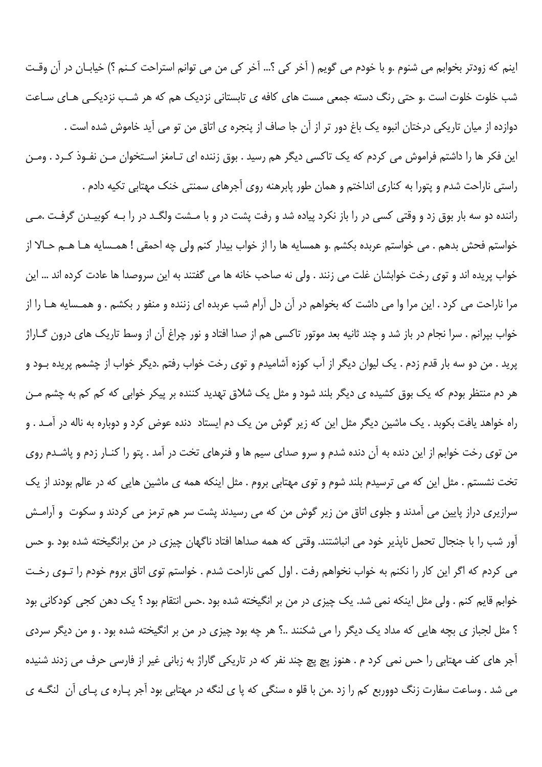اینم که زودتر بخوابم می شنوم .و با خودم می گویم ( آخر کی ؟... آخر کی من می توانم استراحت کنم ؟) خیابان در آن وقت شب خلوت خلوت است .و حتی رنگ دسته جمعی مست های کافه ی تابستانی نزدیک هم که هر شب نزدیکی های ساعت دوازده از میان تاریکی درختان انبوه یک باغ دور تر از آن جا صاف از پنجره ی اتاق من تو می آید خاموش شده است .

این فکر ها را داشتم فراموش می کردم که یک تاکسی دیگر هم رسید . بوق زننده ای تامغز استخوان من نفوذ کرد . ومن راستی ناراحت شدم و پتورا به کناری انداختم و همان طور پابرهنه روی آجرهای سمنتی خنک مهتابی تکیه دادم .

راننده دو سه بار بوق زد و وقتی کسی در را باز نکرد پیاده شد و رفت پشت در و با مشت ولگد در را به کوبیدن گرفت .می خواستم فحش بدهم . می خواستم عربده بکشم .و همسایه ها را از خواب بیدار کنم ولی چه احمقی ! همسایه ها هم حالا از خواب پریده اند و توی رخت خوابشان غلت می زنند . ولی نه صاحب خانه ها می گفتند به این سروصدا ها عادت کرده اند ... این مرا ناراحت می کرد . این مرا وا می داشت که بخواهم در آن دل آرام شب عربده ای زننده و منفو ر بکشم . و همسایه ها را از خواب بپرانم . سرا نجام در باز شد و چند ثانیه بعد موتور تاکسی هم از صدا افتاد و نور چراغ آن از وسط تاریک های درون گاراژ پرید . من دو سه بار قدم زدم . یک لیوان دیگر از آب کوزه آشامیدم و توی رخت خواب رفتم .دیگر خواب از چشمم پریده بود و هر دم منتظر بودم که یک بوق کشیده ی دیگر بلند شود و مثل یک شلاق تهدید کننده بر پیکر خوابی که کم کم به چشم من راه خواهد یافت بکوبد . یک ماشین دیگر مثل این که زیر گوش من یک دم ایستاد دنده عوض کرد و دوباره به ناله در آمد . و من توی رخت خوابم از این دنده به آن دنده شدم و سرو صدای سیم ها و فنرهای تخت در آمد . پتو را کنار زدم و پاشدم روی تخت نشستم . مثل این که می ترسیدم بلند شوم و توی مهتابی بروم . مثل اینکه همه ی ماشین هایی که در عالم بودند از یک سرازیری دراز پایین می آمدند و جلوی اتاق من زیر گوش من که می رسیدند پشت سر هم ترمز می کردند و سکوت و آرامش آور شب را با جنجال تحمل ناپذیر خود می انباشتند. وقتی که همه صداها افتاد ناگهان چیزی در من برانگیخته شده بود .و حس می کردم که اگر این کار را نکنم به خواب نخواهم رفت . اول کمی ناراحت شدم . خواستم توی اتاق بروم خودم را توی رخت خوابم قایم کنم . ولی مثل اینکه نمی شد. یک چیزی در من بر انگیخته شده بود .حس انتقام بود ؟ یک دهن کجی کودکانی بود ؟ مثل لجباز ی بچه هایی که مداد یک دیگر را می شکنند ..؟ هر چه بود چیزی در من بر انگیخته شده بود . و من دیگر سردی آجر های کف مهتابی را حس نمی کرد م . هنوز پچ پچ چند نفر که در تاریکی گاراژ به زبانی غیر از فارسی حرف می زدند شنیده می شد . وساعت سفارت زنگ دووربع کم را زد .من با قلو ه سنگی که پا ی لنگه در مهتابی بود آجر پاره ی پای آن لنگه ی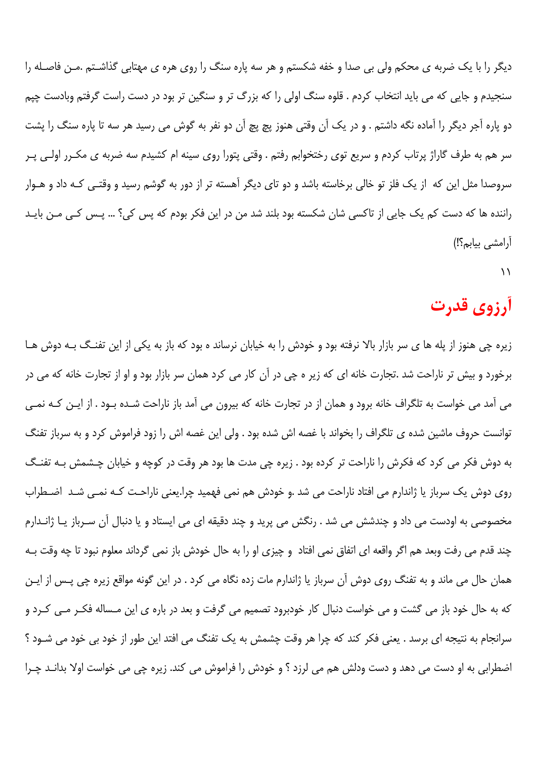دیگر را با یک ضربه ی محکم ولی بی صدا و خفه شکستم و هر سه پاره سنگ را روی هره ی مهتابی گذاشتم .من فاصله را سنجیدم و جایی که می باید انتخاب کردم . قلوه سنگ اولی را که بزرگ تر و سنگین تر بود در دست راست گرفتم وبادست چپم دو پاره آجر دیگر را آماده نگه داشتم . و در یک آن وقتی هنوز پچ پچ آن دو نفر به گوش می رسید هر سه تا پاره سنگ را پشت سر هم به طرف گاراژ پرتاب کردم و سریع توی رختخوابم رفتم . وقتی پتورا روی سینه ام کشیدم سه ضربه ی مکرر اولی پر سروصدا مثل این که از یک فلز تو خالی برخاسته باشد و دو تای دیگر آهسته تر از دور به گوشم رسید و وقتی که داد و هوار راننده ها که دست کم یک جایی از تاکسی شان شکسته بود بلند شد من در این فکر بودم که پس کی؟ ... پس کی من باید آرامشی بیابم؟!)

۱۱

# آرزوی قدرت

زیره چی هنوز از پله ها ی سر بازار بالا نرفته بود و خودش را به خیابان نرسانده بود که باز به یکی از این تفنگ به دوش ها برخورد و بیش تر ناراحت شد .تجارت خانه ای که زیر ه چی در آن کار می کرد همان سر بازار بود و او از تجارت خانه که می در می آمد می خواست به تلگراف خانه برود و همان از در تجارت خانه که بیرون می آمد باز ناراحت شده بود . از این که نمی توانست حروف ماشین شده ی تلگراف را بخواند با غصه اش شده بود . ولی این غصه اش را زود فراموش کرد و به سرباز تفنگ به دوش فکر می کرد که فکرش را ناراحت تر کرده بود . زیره چی مدت ها بود هر وقت در کوچه و خیابان چشمش به تفنگ روی دوش یک سرباز یا ژاندارم می افتاد ناراحت می شد .و خودش هم نمی فهمید چرا.یعنی ناراحت که نمی شد اضطراب مخصوصی به اودست می داد و چندشش می شد . رنگش می پرید و چند دقیقه ای می ایستاد و یا دنبال آن سرباز یا ژاندارم چند قدم می رفت وبعد هم اگر واقعه ای اتفاق نمی افتاد و چیزی او را به حال خودش باز نمی گرداند معلوم نبود تا چه وقت به همان حال می ماند و به تفنگ روی دوش آن سرباز یا ژاندارم مات زده نگاه می کرد . در این گونه مواقع زیره چی پس از این که به حال خود باز می گشت و می خواست دنبال کار خودبرود تصمیم می گرفت و بعد در باره ی این مساله فکر می کرد و سرانجام به نتیجه ای برسد . یعنی فکر کند که چرا هر وقت چشمش به یک تفنگ می افتد این طور از خود بی خود می شود ؟ اضطرابی به او دست می دهد و دست ودلش هم می لرزد ؟ و خودش را فراموش می کند. زیره چی می خواست اولا بداند چرا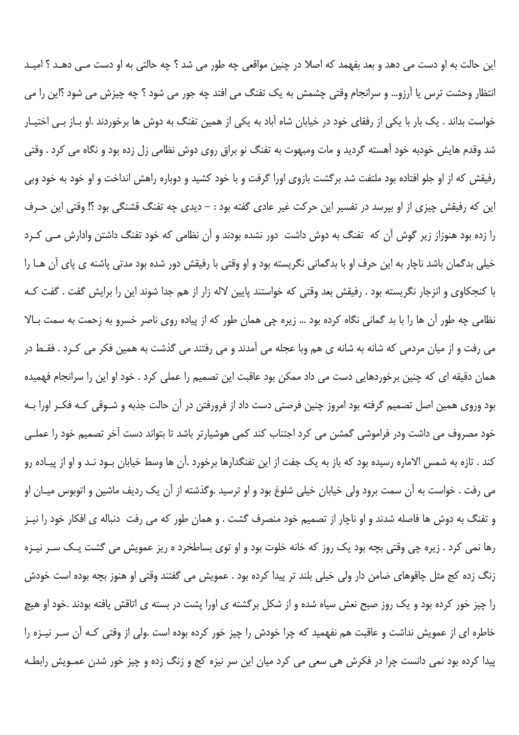این حالت به او دست می دهد و بعد بفهمد که اصلا در چنین مواقعی چه طور می شد ؟ چه حالتی به او دست مـی دهـد ؟ امیـد انتظار وحشت ترس یا آرزو... و سرانجام وقتی چشمش به یک تفنگ می افتد چه جور می شود ؟ چه چیزش می شود ؟این را می خواست بداند . یک بار با یکی از رفقای خود در خیابان شاه آباد به یکی از همین تفنگ به دوش ها برخوردند .او بـاز بـی اختیـار شد وقدم هایش خودبه خود آهسته گردید و مات ومبهوت به تفنگ نو براق روی دوش نظامی زل زده بود و نگاه می کرد . وقتی رفیقش که از او جلو افتاده بود ملتفت شد برگشت بازوی اورا گرفت و با خود کشید و دوباره راهش انداخت و او خود به خود وبی این که رفیقش چیزی از او بپرسد در تفسیر این حرکت غیر عادی گفته بود : – دیدی چه تفنگ قشنگی بود ؟! وقتی این حـرف را زده بود هنوزاز زیر گوش آن که تفنگ به دوش داشت دور نشده بودند و آن نظامی که خود تفنگ داشتن وادارش مـی کـرد خیلی بدگمان باشد ناچار به این حرف او با بدگمانی نگریسته بود و او وقتی با رفیقش دور شده بود مدتی پاشنه ی پای آن هـا را با کنجکاوی و انزجار نگریسته بود . رفیقش بعد وقتی که خواستند پایین لاله زار از هم جدا شوند این را برایش گفت . گفت کـه نظامی چه طور آن ها را با بد گمانی نگاه کرده بود ... زیره چی همان طور که از پیاده روی ناصر خسرو به زحمت به سمت بـالا می رفت و از میان مردمی که شانه به شانه ی هم وبا عجله می آمدند و می رفتند می گذشت به همین فکر می کـرد . فقـط در همان دقیقه ای که چنین برخوردهایی دست می داد ممکن بود عاقبت این تصمیم را عملی کرد . خود او این را سرانجام فهمیده بود وروی همین اصل تصمیم گرفته بود امروز چنین فرصتی دست داد از فرورفتن در آن حالت جذبه و شـوقی کـه فکـر اورا بـه خود مصروف می داشت ودر فراموشی گمشن می کرد اجتناب کند کمی هوشیارتر باشد تا بتواند دست آخر تصمیم خود را عملـی کند . تازه به شمس الاماره رسیده بود که باز به یک جفت از این تفنگدارها برخورد .آن ها وسط خیابان بـود نـد و او از پیـاده رو می رفت . خواست به آن سمت برود ولی خیابان خیلی شلوغ بود و او ترسید .وگذشته از آن یک ردیف ماشین و اتوبوس میـان او و تفنگ به دوش ها فاصله شدند و او ناچار از تصمیم خود منصرف گشت . و همان طور که می رفت دنباله ی افکار خود را نیـز رها نمی کرد . زیره چی وقتی بچه بود یک روز که خانه خلوت بود و او توی بساطخرد ه ریز عمویش می گشت یـک سـر نیـزه زنگ زده کج مثل چاقوهای ضامن دار ولی خیلی بلند تر پیدا کرده بود . عمویش می گفتند وقتی او هنوز بچه بوده است خودش را چیز خور کرده بود و یک روز صبح نعش سیاه شده و از شکل برگشته ی اورا پشت در بسته ی اتاقش یافته بودند .خود او هیچ خاطره ای از عمویش نداشت و عاقبت هم نفهمید که چرا خودش را چیز خور کرده بوده است .ولی از وقتی کـه آن سـر نیـزه را پیدا کرده بود نمی دانست چرا در فکرش هی سعی می کرد میان این سر نیزه کج و زنگ زده و چیز خور شدن عمـویش رابطـه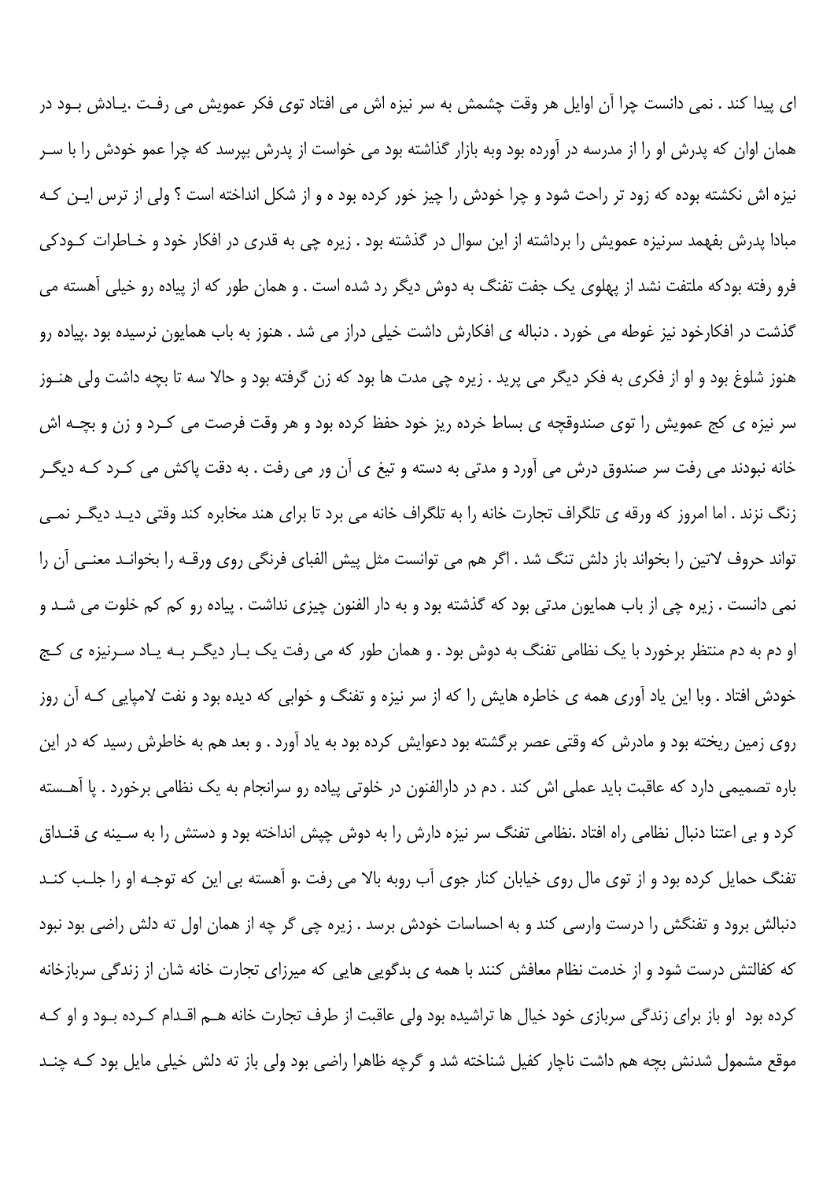ای پیدا کند . نمی دانست چرا آن اوایل هر وقت چشمش به سر نیزه اش می افتاد توی فکر عمویش می رفت .یادش بود در همان اوان که پدرش او را از مدرسه در آورده بود وبه بازار گذاشته بود می خواست از پدرش بپرسد که چرا عمو خودش را با سر نیزه اش نکشته بوده که زود تر راحت شود و چرا خودش را چیز خور کرده بود ه و از شکل انداخته است ؟ ولی از ترس این که مبادا پدرش بفهمد سرنیزه عمویش را برداشته از این سوال در گذشته بود . زیره چی به قدری در افکار خود و خاطرات کودکی فرو رفته بودکه ملتفت نشد از پهلوی یک جفت تفنگ به دوش دیگر رد شده است . و همان طور که از پیاده رو خیلی آهسته می گذشت در افکارخود نیز غوطه می خورد . دنباله ی افکارش داشت خیلی دراز می شد . هنوز به باب همایون نرسیده بود .پیاده رو هنوز شلوغ بود و او از فکری به فکر دیگر می پرید . زیره چی مدت ها بود که زن گرفته بود و حالا سه تا بچه داشت ولی هنوز سر نیزه ی کج عمویش را توی صندوقچه ی بساط خرده ریز خود حفظ کرده بود و هر وقت فرصت می کرد و زن و بچه اش خانه نبودند می رفت سر صندوق درش می آورد و مدتی به دسته و تیغ ی آن ور می رفت . به دقت پاکش می کرد که دیگر زنگ نزند . اما امروز که ورقه ی تلگراف تجارت خانه را به تلگراف خانه می برد تا برای هند مخابره کند وقتی دید دیگر نمی تواند حروف لاتین را بخواند باز دلش تنگ شد . اگر هم می توانست مثل پیش الفبای فرنگی روی ورقه را بخواند معنی آن را نمی دانست . زیره چی از باب همایون مدتی بود که گذشته بود و به دار الفنون چیزی نداشت . پیاده رو کم کم خلوت می شد و او دم به دم منتظر برخورد با یک نظامی تفنگ به دوش بود . و همان طور که می رفت یک بار دیگر به یاد سرنیزه ی کج خودش افتاد . وبا این یاد آوری همه ی خاطره هایش را که از سر نیزه و تفنگ و خوابی که دیده بود و نفت لامپایی که آن روز روی زمین ریخته بود و مادرش که وقتی عصر برگشته بود دعوایش کرده بود به یاد آورد . و بعد هم به خاطرش رسید که در این باره تصمیمی دارد که عاقبت باید عملی اش کند . دم در دارالفنون در خلوتی پیاده رو سرانجام به یک نظامی برخورد . پا آهسته کرد و بی اعتنا دنبال نظامی راه افتاد .نظامی تفنگ سر نیزه دارش را به دوش چپش انداخته بود و دستش را به سینه ی قنداق تفنگ حمایل کرده بود و از توی مال روی خیابان کنار جوی آب روبه بالا می رفت .و آهسته بی این که توجه او را جلب کند دنبالش برود و تفنگش را درست وارسی کند و به احساسات خودش برسد . زیره چی گر چه از همان اول ته دلش راضی بود نبود که کفالتش درست شود و از خدمت نظام معافش کنند با همه ی بدگویی هایی که میرزای تجارت خانه شان از زندگی سربازخانه کرده بود  او باز برای زندگی سربازی خود خیال ها تراشیده بود ولی عاقبت از طرف تجارت خانه هم اقدام کرده بود و او که موقع مشمول شدنش بچه هم داشت ناچار کفیل شناخته شد و گرچه ظاهرا راضی بود ولی باز ته دلش خیلی مایل بود که چند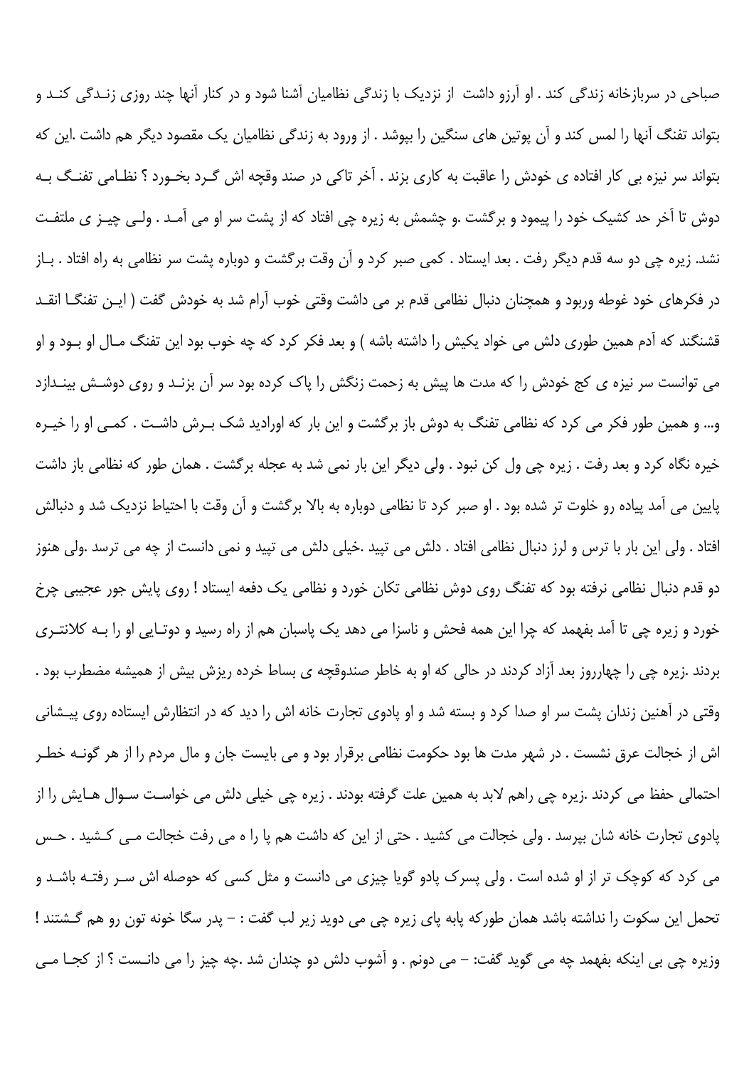صباحی در سربازخانه زندگی کند . او آرزو داشت از نزدیک با زندگی نظامیان آشنا شود و در کنار آنها چند روزی زندگی کند و بتواند تفنگ آنها را لمس کند و آن پوتین های سنگین را بپوشد . از ورود به زندگی نظامیان یک مقصود دیگر هم داشت .این که بتواند سر نیزه بی کار افتاده ی خودش را عاقبت به کاری بزند . آخر تاکی در صند وقچه اش گرد بخورد ؟ نظامی تفنگ به دوش تا آخر حد کشیک خود را پیمود و برگشت .و چشمش به زیره چی افتاد که از پشت سر او می آمد . ولی چیز ی ملتفت نشد. زیره چی دو سه قدم دیگر رفت . بعد ایستاد . کمی صبر کرد و آن وقت برگشت و دوباره پشت سر نظامی به راه افتاد . باز در فکرهای خود غوطه وربود و همچنان دنبال نظامی قدم بر می داشت وقتی خوب آرام شد به خودش گفت ( این تفنگا انقد قشنگند که آدم همین طوری دلش می خواد یکیش را داشته باشه ) و بعد فکر کرد که چه خوب بود این تفنگ مال او بود و او می توانست سر نیزه ی کج خودش را که مدت ها پیش به زحمت زنگش را پاک کرده بود سر آن بزند و روی دوشش بیندازد و... و همین طور فکر می کرد که نظامی تفنگ به دوش باز برگشت و این بار که اورادید شک برش داشت . کمی او را خیره خیره نگاه کرد و بعد رفت . زیره چی ول کن نبود . ولی دیگر این بار نمی شد به عجله برگشت . همان طور که نظامی باز داشت پایین می آمد پیاده رو خلوت تر شده بود . او صبر کرد تا نظامی دوباره به بالا برگشت و آن وقت با احتیاط نزدیک شد و دنبالش افتاد . ولی این بار با ترس و لرز دنبال نظامی افتاد . دلش می تپید .خیلی دلش می تپید و نمی دانست از چه می ترسد .ولی هنوز دو قدم دنبال نظامی نرفته بود که تفنگ روی دوش نظامی تکان خورد و نظامی یک دفعه ایستاد ! روی پایش جور عجیبی چرخ خورد و زیره چی تا آمد بفهمد که چرا این همه فحش و ناسزا می دهد یک پاسبان هم از راه رسید و دوتایی او را به کلانتری بردند .زیره چی را چهارروز بعد آزاد کردند در حالی که او به خاطر صندوقچه ی بساط خرده ریزش بیش از همیشه مضطرب بود . وقتی در آهنین زندان پشت سر او صدا کرد و بسته شد و او پادوی تجارت خانه اش را دید که در انتظارش ایستاده روی پیشانی اش از خجالت عرق نشست . در شهر مدت ها بود حکومت نظامی برقرار بود و می بایست جان و مال مردم را از هر گونه خطر احتمالی حفظ می کردند .زیره چی راهم لابد به همین علت گرفته بودند . زیره چی خیلی دلش می خواست سوال هایش را از پادوی تجارت خانه شان بپرسد . ولی خجالت می کشید . حتی از این که داشت هم پا را ه می رفت خجالت می کشید . حس می کرد که کوچک تر از او شده است . ولی پسرک پادو گویا چیزی می دانست و مثل کسی که حوصله اش سر رفته باشد و تحمل این سکوت را نداشته باشد همان طورکه پابه پای زیره چی می دوید زیر لب گفت : – پدر سگا خونه تون رو هم گشتند ! وزیره چی بی اینکه بفهمد چه می گوید گفت: – می دونم . و آشوب دلش دو چندان شد .چه چیز را می دانست ؟ از کجا می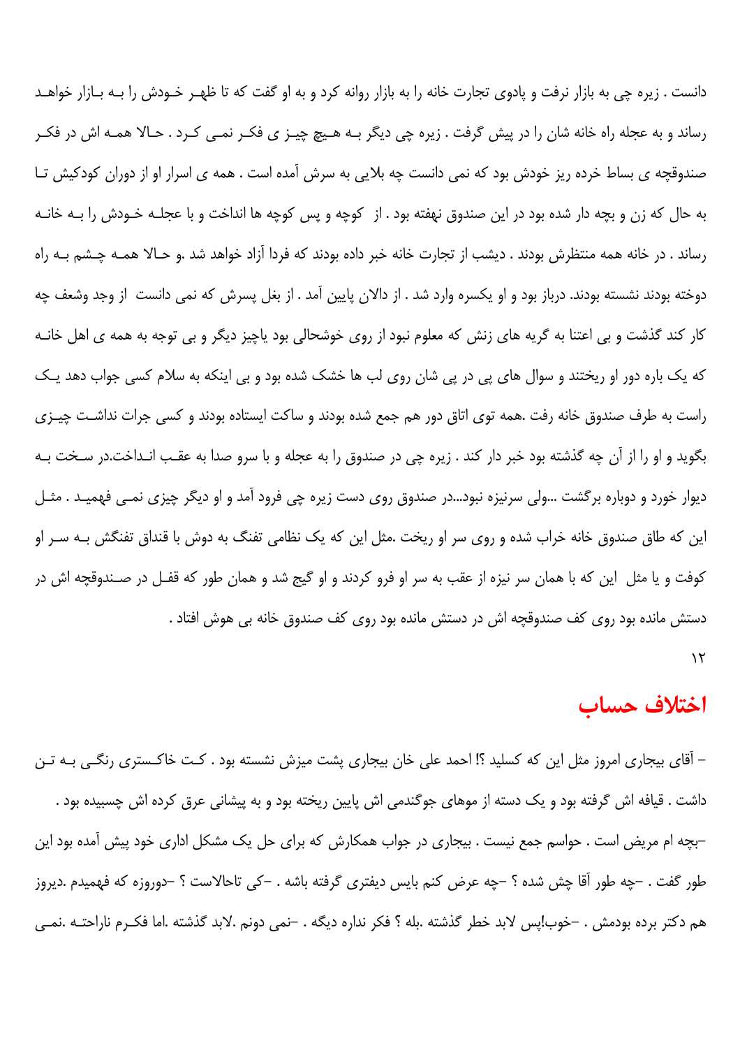دانست . زیره چی به بازار نرفت و پادوی تجارت خانه را به بازار روانه کرد و به او گفت که تا ظهر خودش را به بازار خواهد رساند و به عجله راه خانه شان را در پیش گرفت . زیره چی دیگر به هیچ چیز ی فکر نمی کرد . حالا همه اش در فکر صندوقچه ی بساط خرده ریز خودش بود که نمی دانست چه بلایی به سرش آمده است . همه ی اسرار او از دوران کودکیش تا به حال که زن و بچه دار شده بود در این صندوق نهفته بود . از کوچه و پس کوچه ها انداخت و با عجله خودش را به خانه رساند . در خانه همه منتظرش بودند . دیشب از تجارت خانه خبر داده بودند که فردا آزاد خواهد شد .و حالا همه چشم به راه دوخته بودند نشسته بودند. درباز بود و او یکسره وارد شد . از دالان پایین آمد . از بغل پسرش که نمی دانست از وجد وشعف چه کار کند گذشت و بی اعتنا به گریه های زنش که معلوم نبود از روی خوشحالی بود یاچیز دیگر و بی توجه به همه ی اهل خانه که یک باره دور او ریختند و سوال های پی در پی شان روی لب ها خشک شده بود و بی اینکه به سلام کسی جواب دهد یک راست به طرف صندوق خانه رفت .همه توی اتاق دور هم جمع شده بودند و ساکت ایستاده بودند و کسی جرات نداشت چیزی بگوید و او را از آن چه گذشته بود خبر دار کند . زیره چی در صندوق را به عجله و با سرو صدا به عقب انداخت.در سخت به دیوار خورد و دوباره برگشت ...ولی سرنیزه نبود...در صندوق روی دست زیره چی فرود آمد و او دیگر چیزی نمی فهمید . مثل این که طاق صندوق خانه خراب شده و روی سر او ریخت .مثل این که یک نظامی تفنگ به دوش با قنداق تفنگش به سر او کوفت و یا مثل این که با همان سر نیزه از عقب به سر او فرو کردند و او گیج شد و همان طور که قفل در صندوقچه اش در دستش مانده بود روی کف صندوقچه اش در دستش مانده بود روی کف صندوق خانه بی هوش افتاد .

۱۲

## اختلاف حساب

– آقای بیجاری امروز مثل این که کسلید ؟! احمد علی خان بیجاری پشت میزش نشسته بود . کت خاکستری رنگی به تن داشت . قیافه اش گرفته بود و یک دسته از موهای جوگندمی اش پایین ریخته بود و به پیشانی عرق کرده اش چسبیده بود .
–بچه ام مریض است . حواسم جمع نیست . بیجاری در جواب همکارش که برای حل یک مشکل اداری خود پیش آمده بود این طور گفت . –چه طور آقا چش شده ؟ –چه عرض کنم بایس دیفتری گرفته باشه . –کی تاحالاست ؟ –دوروزه که فهمیدم .دیروز هم دکتر برده بودمش . –خوب!پس لابد خطر گذشته .بله ؟ فکر نداره دیگه . –نمی دونم .لابد گذشته .اما فکرم ناراحته .نمی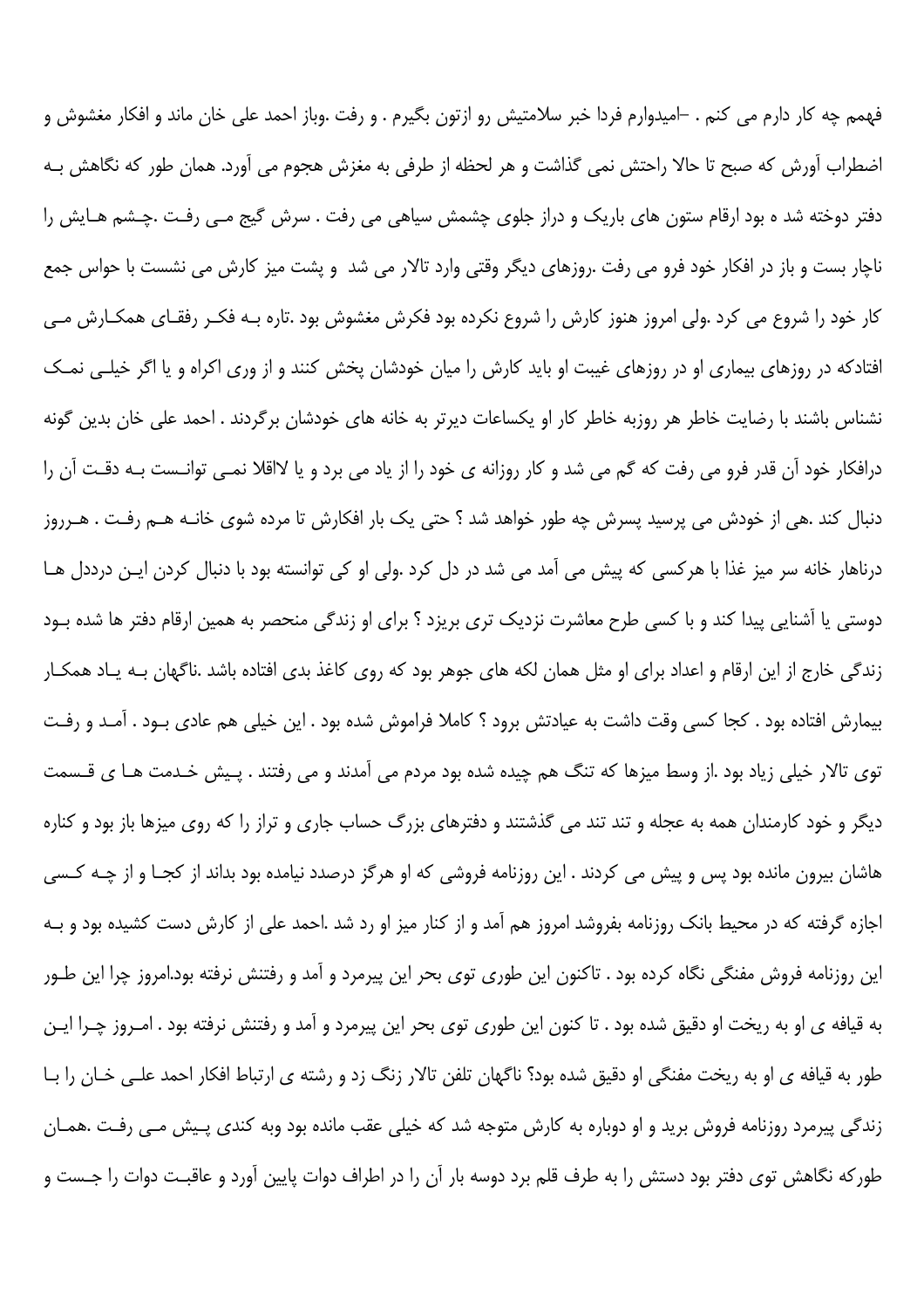فهمم چه کار دارم می کنم . –امیدوارم فردا خبر سلامتیش رو ازتون بگیرم . و رفت .وباز احمد علی خان ماند و افکار مغشوش و اضطراب آورش که صبح تا حالا راحتش نمی گذاشت و هر لحظه از طرفی به مغزش هجوم می آورد. همان طور که نگاهش بـه دفتر دوخته شده بود ارقام ستون های باریک و دراز جلوی چشمش سیاهی می رفت . سرش گیج مـی رفـت .چـشم هـایش را ناچار بست و باز در افکار خود فرو می رفت .روزهای دیگر وقتی وارد تالار می شد و پشت میز کارش می نشست با حواس جمع کار خود را شروع می کرد .ولی امروز هنوز کارش را شروع نکرده بود فکرش مغشوش بود .تاره بـه فکـر رفقـای همکـارش مـی افتادکه در روزهای بیماری او در روزهای غیبت او باید کارش را میان خودشان پخش کنند و از وری اکراه و یا اگر خیلـی نمـک نشناس باشند با رضایت خاطر هر روزبه خاطر کار او یکساعات دیرتر به خانه های خودشان برگردند . احمد علی خان بدین گونه درافکار خود آن قدر فرو می رفت که گم می شد و کار روزانه ی خود را از یاد می برد و یا لااقلا نمـی توانـست بـه دقـت آن را دنبال کند .هی از خودش می پرسید پسرش چه طور خواهد شد ؟ حتی یک بار افکارش تا مرده شوی خانـه هـم رفـت . هـرروز درناهار خانه سر میز غذا با هرکسی که پیش می آمد می شد در دل کرد .ولی او کی توانسته بود با دنبال کردن ایـن درددل هـا دوستی یا آشنایی پیدا کند و با کسی طرح معاشرت نزدیک تری بریزد ؟ برای او زندگی منحصر به همین ارقام دفتر ها شده بـود زندگی خارج از این ارقام و اعداد برای او مثل همان لکه های جوهر بود که روی کاغذ بدی افتاده باشد .ناگهان بـه یـاد همکـار بیمارش افتاده بود . کجا کسی وقت داشت به عیادتش برود ؟ کاملا فراموش شده بود . این خیلی هم عادی بـود . آمـد و رفـت توی تالار خیلی زیاد بود .از وسط میزها که تنگ هم چیده شده بود مردم می آمدند و می رفتند . پـیش خـدمت هـا ی قـسمت دیگر و خود کارمندان همه به عجله و تند تند می گذشتند و دفترهای بزرگ حساب جاری و تراز را که روی میزها باز بود و کناره هاشان بیرون مانده بود پس و پیش می کردند . این روزنامه فروشی که او هرگز درصدد نیامده بود بداند از کجـا و از چـه کـسی اجازه گرفته که در محیط بانک روزنامه بفروشد امروز هم آمد و از کنار میز او رد شد .احمد علی از کارش دست کشیده بود و بـه این روزنامه فروش مفنگی نگاه کرده بود . تاکنون این طوری توی بحر این پیرمرد و آمد و رفتنش نرفته بود.امروز چرا این طـور به قیافه ی او به ریخت او دقیق شده بود . تا کنون این طوری توی بحر این پیرمرد و آمد و رفتنش نرفته بود . امـروز چـرا ایـن طور به قیافه ی او به ریخت مفنگی او دقیق شده بود؟ ناگهان تلفن تالار زنگ زد و رشته ی ارتباط افکار احمد علـی خـان را بـا زندگی پیرمرد روزنامه فروش برید و او دوباره به کارش متوجه شد که خیلی عقب مانده بود وبه کندی پـیش مـی رفـت .همـان طورکه نگاهش توی دفتر بود دستش را به طرف قلم برد دوسه بار آن را در اطراف دوات پایین آورد و عاقبـت دوات را جـست و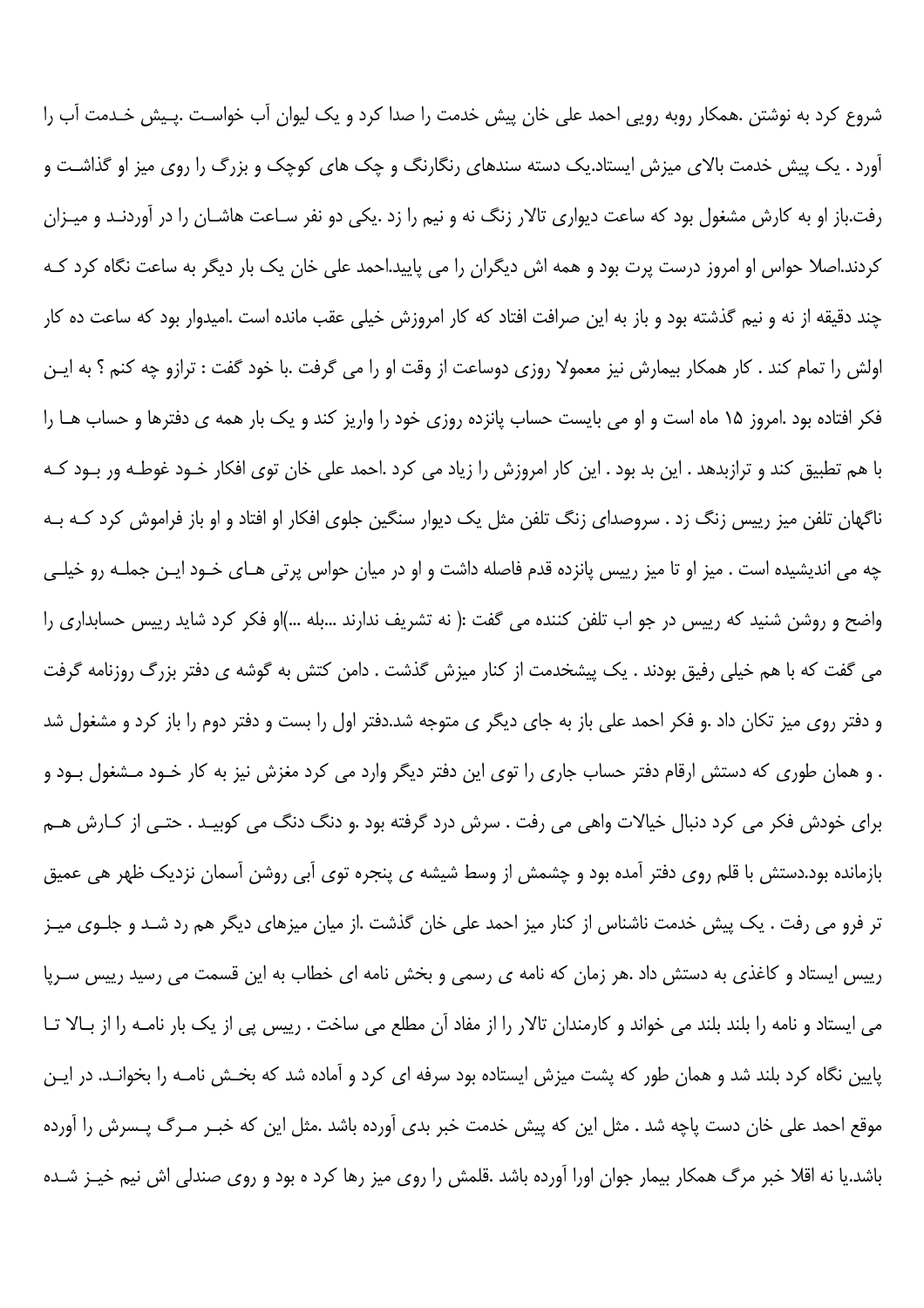شروع کرد به نوشتن .همکار روبه رویی احمد علی خان پیش خدمت را صدا کرد و یک لیوان آب خواست .پیش خدمت آب را آورد . یک پیش خدمت بالای میزش ایستاد.یک دسته سندهای رنگارنگ و چک های کوچک و بزرگ را روی میز او گذاشت و رفت.باز او به کارش مشغول بود که ساعت دیواری تالار زنگ نه و نیم را زد .یکی دو نفر ساعت هاشان را در آوردند و میزان کردند.اصلا حواس او امروز درست پرت بود و همه اش دیگران را می پایید.احمد علی خان یک بار دیگر به ساعت نگاه کرد که چند دقیقه از نه و نیم گذشته بود و باز به این صرافت افتاد که کار امروزش خیلی عقب مانده است .امیدوار بود که ساعت ده کار اولش را تمام کند . کار همکار بیمارش نیز معمولا روزی دوساعت از وقت او را می گرفت .با خود گفت : ترازو چه کنم ؟ به این فکر افتاده بود .امروز ۱۵ ماه است و او می بایست حساب پانزده روزی خود را واریز کند و یک بار همه ی دفترها و حساب ها را با هم تطبیق کند و ترازبدهد . این بد بود . این کار امروزش را زیاد می کرد .احمد علی خان توی افکار خود غوطه ور بود که ناگهان تلفن میز رییس زنگ زد . سروصدای زنگ تلفن مثل یک دیوار سنگین جلوی افکار او افتاد و او باز فراموش کرد که به چه می اندیشیده است . میز او تا میز رییس پانزده قدم فاصله داشت و او در میان حواس پرتی های خود این جمله رو خیلی واضح و روشن شنید که رییس در جو اب تلفن کننده می گفت :( نه تشریف ندارند ...بله ...)او فکر کرد شاید رییس حسابداری را می گفت که با هم خیلی رفیق بودند . یک پیشخدمت از کنار میزش گذشت . دامن کتش به گوشه ی دفتر بزرگ روزنامه گرفت و دفتر روی میز تکان داد .و فکر احمد علی باز به جای دیگر ی متوجه شد.دفتر اول را بست و دفتر دوم را باز کرد و مشغول شد . و همان طوری که دستش ارقام دفتر حساب جاری را توی این دفتر دیگر وارد می کرد مغزش نیز به کار خود مشغول بود و برای خودش فکر می کرد دنبال خیالات واهی می رفت . سرش درد گرفته بود .و دنگ دنگ می کوبید . حتی از کارش هم بازمانده بود.دستش با قلم روی دفتر آمده بود و چشمش از وسط شیشه ی پنجره توی آبی روشن آسمان نزدیک ظهر هی عمیق تر فرو می رفت . یک پیش خدمت ناشناس از کنار میز احمد علی خان گذشت .از میان میزهای دیگر هم رد شد و جلوی میز رییس ایستاد و کاغذی به دستش داد .هر زمان که نامه ی رسمی و بخش نامه ای خطاب به این قسمت می رسید رییس سرپا می ایستاد و نامه را بلند بلند می خواند و کارمندان تالار را از مفاد آن مطلع می ساخت . رییس پی از یک بار نامه را از بالا تا پایین نگاه کرد بلند شد و همان طور که پشت میزش ایستاده بود سرفه ای کرد و آماده شد که بخش نامه را بخواند. در این موقع احمد علی خان دست پاچه شد . مثل این که پیش خدمت خبر بدی آورده باشد .مثل این که خبر مرگ پسرش را آورده باشد.یا نه اقلا خبر مرگ همکار بیمار جوان اورا آورده باشد .قلمش را روی میز رها کرد ه بود و روی صندلی اش نیم خیز شده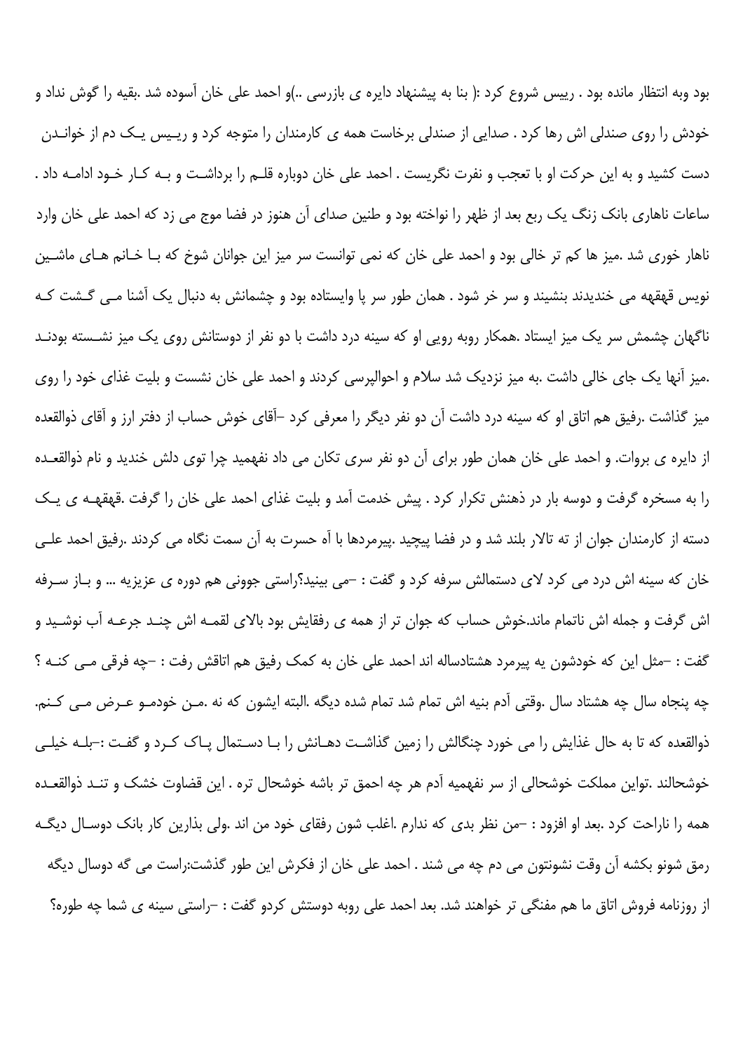بود وبه انتظار مانده بود . رییس شروع کرد :( بنا به پیشنهاد دایره ی بازرسی ..)و احمد علی خان آسوده شد .بقیه را گوش نداد و خودش را روی صندلی اش رها کرد . صدایی از صندلی برخاست همه ی کارمندان را متوجه کرد و رییس یک دم از خواندن دست کشید و به این حرکت او با تعجب و نفرت نگریست . احمد علی خان دوباره قلم را برداشت و به کار خود ادامه داد .

ساعات ناهاری بانک زنگ یک ربع بعد از ظهر را نواخته بود و طنین صدای آن هنوز در فضا موج می زد که احمد علی خان وارد ناهار خوری شد .میز ها کم تر خالی بود و احمد علی خان که نمی توانست سر میز این جوانان شوخ که با خانم های ماشین نویس قهقهه می خندیدند بنشیند و سر خر شود . همان طور سر پا وایستاده بود و چشمانش به دنبال یک آشنا می گشت که ناگهان چشمش سر یک میز ایستاد .همکار روبه رویی او که سینه درد داشت با دو نفر از دوستانش روی یک میز نشسته بودند .میز آنها یک جای خالی داشت .به میز نزدیک شد سلام و احوالپرسی کردند و احمد علی خان نشست و بلیت غذای خود را روی میز گذاشت .رفیق هم اتاق او که سینه درد داشت آن دو نفر دیگر را معرفی کرد –آقای خوش حساب از دفتر ارز و آقای ذوالقعده از دایره ی بروات. و احمد علی خان همان طور برای آن دو نفر سری تکان می داد نفهمید چرا توی دلش خندید و نام ذوالقعده را به مسخره گرفت و دوسه بار در ذهنش تکرار کرد . پیش خدمت آمد و بلیت غذای احمد علی خان را گرفت .قهقهه ی یک دسته از کارمندان جوان از ته تالار بلند شد و در فضا پیچید .پیرمردها با آه حسرت به آن سمت نگاه می کردند .رفیق احمد علی خان که سینه اش درد می کرد لای دستمالش سرفه کرد و گفت : –می بینید؟راستی جوونی هم دوره ی عزیزیه ... و باز سرفه اش گرفت و جمله اش ناتمام ماند.خوش حساب که جوان تر از همه ی رفقایش بود بالای لقمه اش چند جرعه آب نوشید و گفت : –مثل این که خودشون یه پیرمرد هشتادساله اند احمد علی خان به کمک رفیق هم اتاقش رفت : –چه فرقی می کنه ؟ چه پنجاه سال چه هشتاد سال .وقتی آدم بنیه اش تمام شد تمام شده دیگه .البته ایشون که نه .من خودمو عرض می کنم. ذوالقعده که تا به حال غذایش را می خورد چنگالش را زمین گذاشت دهانش را با دستمال پاک کرد و گفت :–بله خیلی خوشحالند .تواین مملکت خوشحالی از سر نفهمیه آدم هر چه احمق تر باشه خوشحال تره . این قضاوت خشک و تند ذوالقعده همه را ناراحت کرد .بعد او افزود : –من نظر بدی که ندارم .اغلب شون رفقای خود من اند .ولی بذارین کار بانک دوسال دیگه رمق شونو بکشه آن وقت نشونتون می دم چه می شند . احمد علی خان از فکرش این طور گذشت:راست می گه دوسال دیگه از روزنامه فروش اتاق ما هم مفنگی تر خواهند شد. بعد احمد علی روبه دوستش کردو گفت : –راستی سینه ی شما چه طوره؟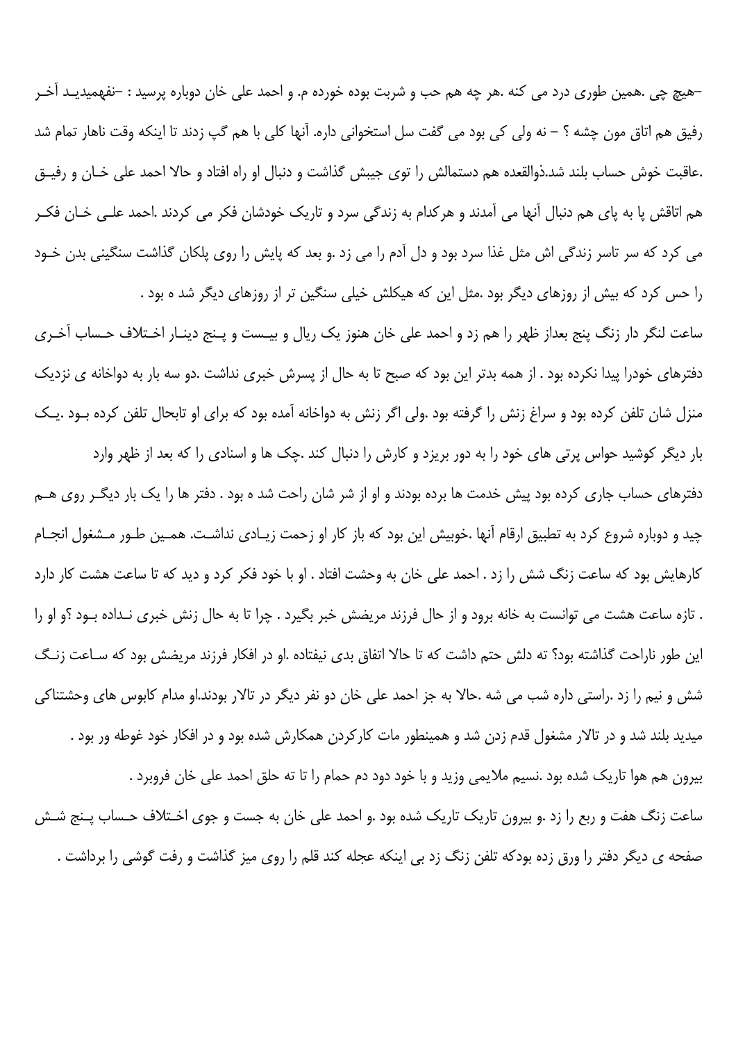–هیچ چی .همین طوری درد می کنه .هر چه هم حب و شربت بوده خورده م. و احمد علی خان دوباره پرسید : –نفهمیدید آخر رفیق هم اتاق مون چشه ؟ – نه ولی کی بود می گفت سل استخوانی داره. آنها کلی با هم گپ زدند تا اینکه وقت ناهار تمام شد .عاقبت خوش حساب بلند شد.ذوالقعده هم دستمالش را توی جیبش گذاشت و دنبال او راه افتاد و حالا احمد علی خان و رفیق هم اتاقش پا به پای هم دنبال آنها می آمدند و هرکدام به زندگی سرد و تاریک خودشان فکر می کردند .احمد علی خان فکر می کرد که سر تاسر زندگی اش مثل غذا سرد بود و دل آدم را می زد .و بعد که پایش را روی پلکان گذاشت سنگینی بدن خود را حس کرد که بیش از روزهای دیگر بود .مثل این که هیکلش خیلی سنگین تر از روزهای دیگر شد ه بود .

ساعت لنگر دار زنگ پنج بعداز ظهر را هم زد و احمد علی خان هنوز یک ریال و بیست و پنج دینار اختلاف حساب آخری دفترهای خودرا پیدا نکرده بود . از همه بدتر این بود که صبح تا به حال از پسرش خبری نداشت .دو سه بار به دواخانه ی نزدیک منزل شان تلفن کرده بود و سراغ زنش را گرفته بود .ولی اگر زنش به دواخانه آمده بود که برای او تابحال تلفن کرده بود .یک بار دیگر کوشید حواس پرتی های خود را به دور بریزد و کارش را دنبال کند .چک ها و اسنادی را که بعد از ظهر وارد دفترهای حساب جاری کرده بود پیش خدمت ها برده بودند و او از شر شان راحت شد ه بود . دفتر ها را یک بار دیگر روی هم چید و دوباره شروع کرد به تطبیق ارقام آنها .خوبیش این بود که باز کار او زحمت زیادی نداشت. همین طور مشغول انجام کارهایش بود که ساعت زنگ شش را زد . احمد علی خان به وحشت افتاد . او با خود فکر کرد و دید که تا ساعت هشت کار دارد . تازه ساعت هشت می توانست به خانه برود و از حال فرزند مریضش خبر بگیرد . چرا تا به حال زنش خبری نداده بود ؟و او را این طور ناراحت گذاشته بود؟ ته دلش حتم داشت که تا حالا اتفاق بدی نیفتاده .او در افکار فرزند مریضش بود که ساعت زنگ شش و نیم را زد .راستی داره شب می شه .حالا به جز احمد علی خان دو نفر دیگر در تالار بودند.او مدام کابوس های وحشتناکی میدید بلند شد و در تالار مشغول قدم زدن شد و همینطور مات کارکردن همکارش شده بود و در افکار خود غوطه ور بود .

بیرون هم هوا تاریک شده بود .نسیم ملایمی وزید و با خود دود دم حمام را تا ته حلق احمد علی خان فروبرد .

ساعت زنگ هفت و ربع را زد .و بیرون تاریک تاریک شده بود .و احمد علی خان به جست و جوی اختلاف حساب پنج شش صفحه ی دیگر دفتر را ورق زده بودکه تلفن زنگ زد بی اینکه عجله کند قلم را روی میز گذاشت و رفت گوشی را برداشت .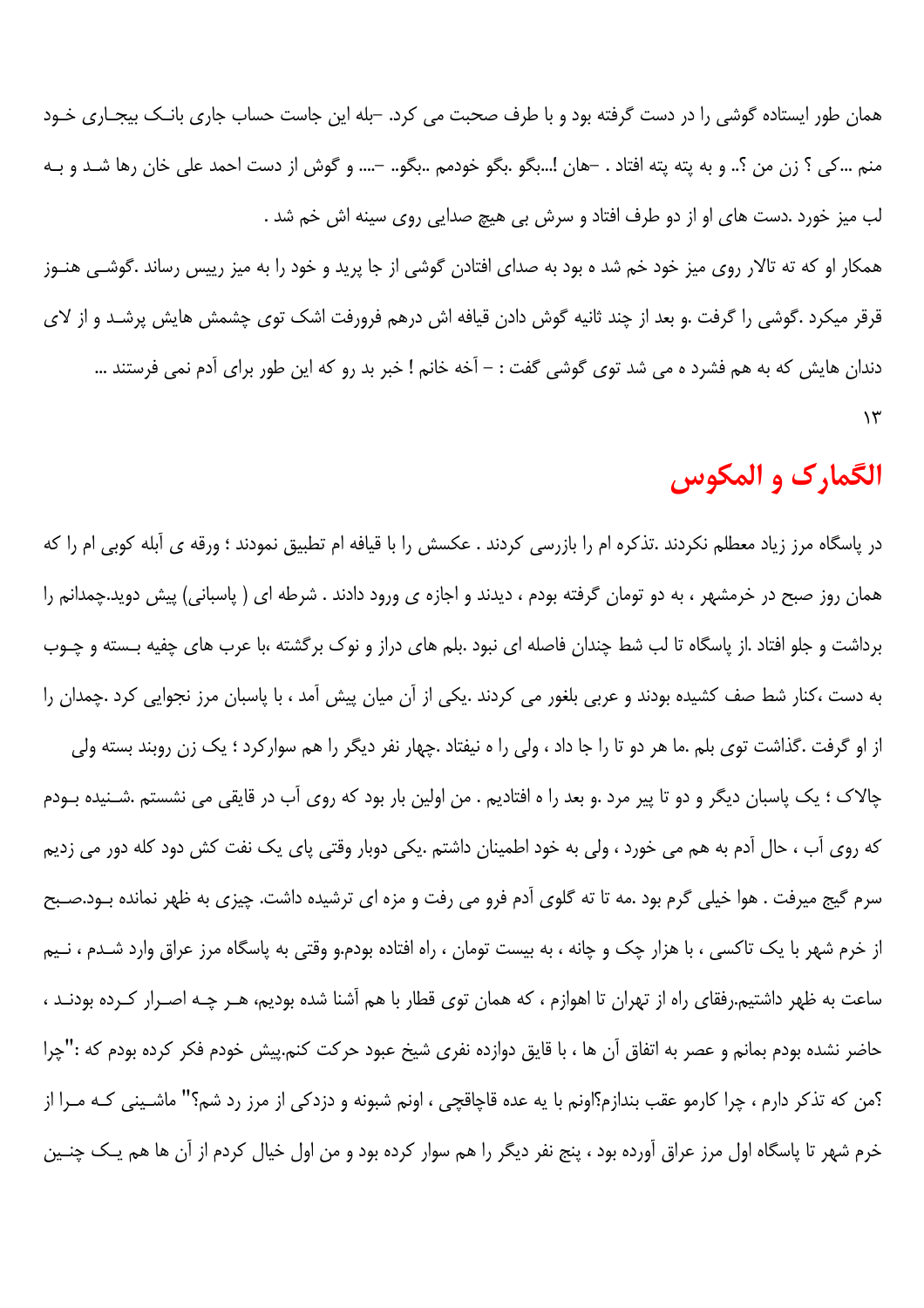همان طور ایستاده گوشی را در دست گرفته بود و با طرف صحبت می کرد. –بله این جاست حساب جاری بانک بیجاری خود منم ...کی ؟ زن من ؟.. و به پته پته افتاد . –هان !...بگو .بگو خودمم ..بگو.. –.... و گوش از دست احمد علی خان رها شد و به لب میز خورد .دست های او از دو طرف افتاد و سرش بی هیچ صدایی روی سینه اش خم شد .

همکار او که ته تالار روی میز خود خم شد ه بود به صدای افتادن گوشی از جا پرید و خود را به میز رییس رساند .گوشی هنوز قرقر میکرد .گوشی را گرفت .و بعد از چند ثانیه گوش دادن قیافه اش درهم فرورفت اشک توی چشمش هایش پرشد و از لای دندان هایش که به هم فشرد ه می شد توی گوشی گفت : – آخه خانم ! خبر بد رو که این طور برای آدم نمی فرستند ...

۱۳

# الگمارک و المکوس

در پاسگاه مرز زیاد معطلم نکردند .تذکره ام را بازرسی کردند . عکسش را با قیافه ام تطبیق نمودند ؛ ورقه ی آبله کوبی ام را که همان روز صبح در خرمشهر ، به دو تومان گرفته بودم ، دیدند و اجازه ی ورود دادند . شرطه ای ( پاسبانی) پیش دوید.چمدانم را برداشت و جلو افتاد .از پاسگاه تا لب شط چندان فاصله ای نبود .بلم های دراز و نوک برگشته ،با عرب های چفیه بسته و چوب به دست ،کنار شط صف کشیده بودند و عربی بلغور می کردند .یکی از آن میان پیش آمد ، با پاسبان مرز نجوایی کرد .چمدان را از او گرفت .گذاشت توی بلم .ما هر دو تا را جا داد ، ولی را ه نیفتاد .چهار نفر دیگر را هم سوارکرد ؛ یک زن روبند بسته ولی چالاک ؛ یک پاسبان دیگر و دو تا پیر مرد .و بعد را ه افتادیم . من اولین بار بود که روی آب در قایقی می نشستم .شنیده بودم که روی آب ، حال آدم به هم می خورد ، ولی به خود اطمینان داشتم .یکی دوبار وقتی پای یک نفت کش دود کله دور می زدیم سرم گیج میرفت . هوا خیلی گرم بود .مه تا ته گلوی آدم فرو می رفت و مزه ای ترشیده داشت. چیزی به ظهر نمانده بود.صبح از خرم شهر با یک تاکسی ، با هزار چک و چانه ، به بیست تومان ، راه افتاده بودم.و وقتی به پاسگاه مرز عراق وارد شدم ، نیم ساعت به ظهر داشتیم.رفقای راه از تهران تا اهوازم ، که همان توی قطار با هم آشنا شده بودیم، هر چه اصرار کرده بودند ، حاضر نشده بودم بمانم و عصر به اتفاق آن ها ، با قایق دوازده نفری شیخ عبود حرکت کنم.پیش خودم فکر کرده بودم که :"چرا ؟من که تذکر دارم ، چرا کارمو عقب بندازم؟اونم با یه عده قاچاقچی ، اونم شبونه و دزدکی از مرز رد شم؟" ماشینی که مرا از خرم شهر تا پاسگاه اول مرز عراق آورده بود ، پنج نفر دیگر را هم سوار کرده بود و من اول خیال کردم از آن ها هم یک چنین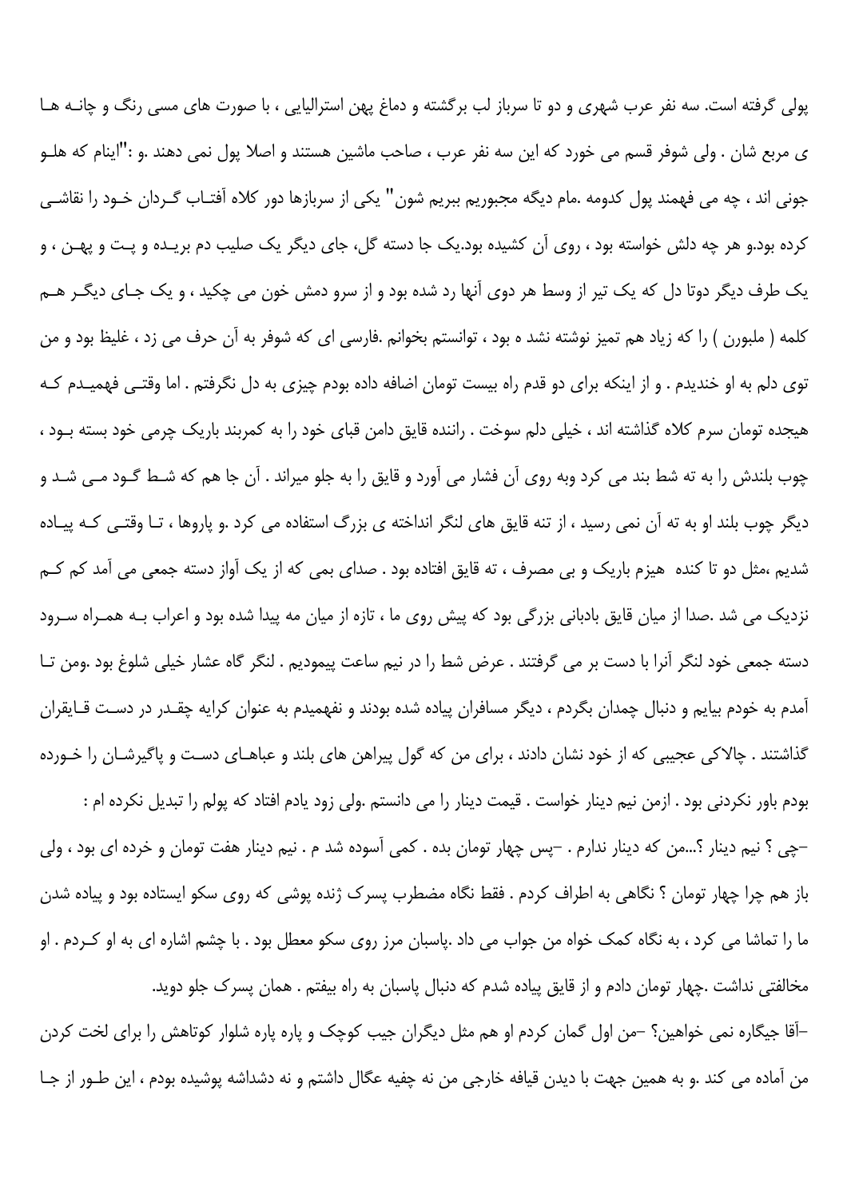پولی گرفته است. سه نفر عرب شهری و دو تا سرباز لب برگشته و دماغ پهن استرالیایی ، با صورت های مسی رنگ و چانـه هـا ی مربع شان . ولی شوفر قسم می خورد که این سه نفر عرب ، صاحب ماشین هستند و اصلا پول نمی دهند .و :"اینام که هلـو جونی اند ، چه می فهمند پول کدومه .مام دیگه مجبوریم ببریم شون" یکی از سربازها دور کلاه آفتـاب گـردان خـود را نقاشـی کرده بود.و هر چه دلش خواسته بود ، روی آن کشیده بود.یک جا دسته گل، جای دیگر یک صلیب دم بریـده و پـت و پهـن ، و یک طرف دیگر دوتا دل که یک تیر از وسط هر دوی آنها رد شده بود و از سرو دمش خون می چکید ، و یک جـای دیگـر هـم کلمه ( ملبورن ) را که زیاد هم تمیز نوشته نشد ه بود ، توانستم بخوانم .فارسی ای که شوفر به آن حرف می زد ، غلیظ بود و من توی دلم به او خندیدم . و از اینکه برای دو قدم راه بیست تومان اضافه داده بودم چیزی به دل نگرفتم . اما وقتـی فهمیـدم کـه هیجده تومان سرم کلاه گذاشته اند ، خیلی دلم سوخت . راننده قایق دامن قبای خود را به کمربند باریک چرمی خود بسته بـود ، چوب بلندش را به ته شط بند می کرد وبه روی آن فشار می آورد و قایق را به جلو میراند . آن جا هم که شـط گـود مـی شـد و دیگر چوب بلند او به ته آن نمی رسید ، از تنه قایق های لنگر انداخته ی بزرگ استفاده می کرد .و پاروها ، تـا وقتـی کـه پیـاده شدیم ،مثل دو تا کنده  هیزم باریک و بی مصرف ، ته قایق افتاده بود . صدای بمی که از یک آواز دسته جمعی می آمد کم کـم نزدیک می شد .صدا از میان قایق بادبانی بزرگی بود که پیش روی ما ، تازه از میان مه پیدا شده بود و اعراب بـه همـراه سـرود دسته جمعی خود لنگر آنرا با دست بر می گرفتند . عرض شط را در نیم ساعت پیمودیم . لنگر گاه عشار خیلی شلوغ بود .ومن تـا آمدم به خودم بیایم و دنبال چمدان بگردم ، دیگر مسافران پیاده شده بودند و نفهمیدم به عنوان کرایه چقـدر در دسـت قـایقران گذاشتند . چالاکی عجیبی که از خود نشان دادند ، برای من که گول پیراهن های بلند و عباهـای دسـت و پاگیرشـان را خـورده بودم باور نکردنی بود . ازمن نیم دینار خواست . قیمت دینار را می دانستم .ولی زود یادم افتاد که پولم را تبدیل نکرده ام :

–چی ؟ نیم دینار ؟...من که دینار ندارم . –پس چهار تومان بده . کمی آسوده شد م . نیم دینار هفت تومان و خرده ای بود ، ولی باز هم چرا چهار تومان ؟ نگاهی به اطراف کردم . فقط نگاه مضطرب پسرک ژنده پوشی که روی سکو ایستاده بود و پیاده شدن ما را تماشا می کرد ، به نگاه کمک خواه من جواب می داد .پاسبان مرز روی سکو معطل بود . با چشم اشاره ای به او کـردم . او مخالفتی نداشت .چهار تومان دادم و از قایق پیاده شدم که دنبال پاسبان به راه بیفتم . همان پسرک جلو دوید.

–آقا جیگاره نمی خواهین؟ –من اول گمان کردم او هم مثل دیگران جیب کوچک و پاره پاره شلوار کوتاهش را برای لخت کردن من آماده می کند .و به همین جهت با دیدن قیافه خارجی من نه چفیه عگال داشتم و نه دشداشه پوشیده بودم ، این طـور از جـا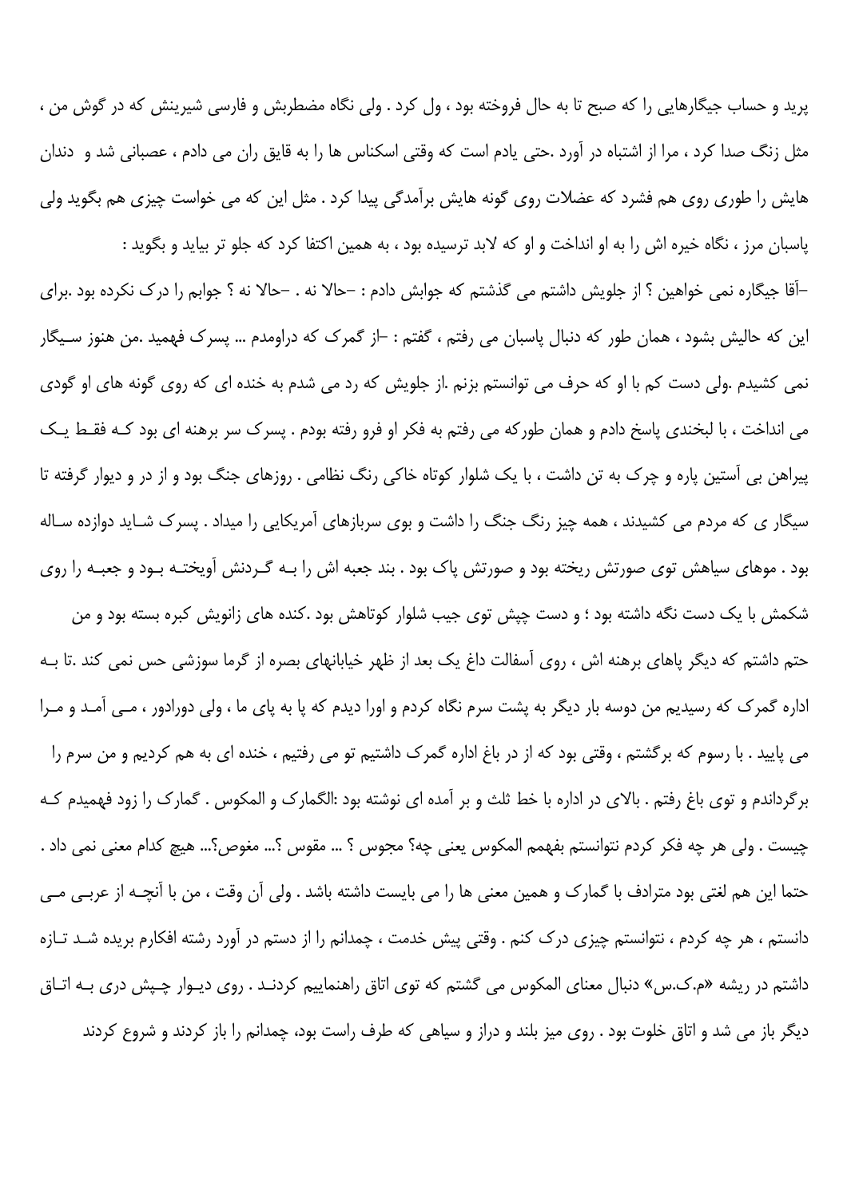پرید و حساب جیگارهایی را که صبح تا به حال فروخته بود ، ول کرد . ولی نگاه مضطربش و فارسی شیرینش که در گوش من ، مثل زنگ صدا کرد ، مرا از اشتباه در آورد .حتی یادم است که وقتی اسکناس ها را به قایق ران می دادم ، عصبانی شد و دندان هایش را طوری روی هم فشرد که عضلات روی گونه هایش برآمدگی پیدا کرد . مثل این که می خواست چیزی هم بگوید ولی پاسبان مرز ، نگاه خیره اش را به او انداخت و او که لابد ترسیده بود ، به همین اکتفا کرد که جلو تر بیاید و بگوید :

–آقا جیگاره نمی خواهین ؟ از جلویش داشتم می گذشتم که جوابش دادم : –حالا نه . –حالا نه ؟ جوابم را درک نکرده بود .برای این که حالیش بشود ، همان طور که دنبال پاسبان می رفتم ، گفتم : –از گمرک که دراومدم ... پسرک فهمید .من هنوز سیگار نمی کشیدم .ولی دست کم با او که حرف می توانستم بزنم .از جلویش که رد می شدم به خنده ای که روی گونه های او گودی می انداخت ، با لبخندی پاسخ دادم و همان طورکه می رفتم به فکر او فرو رفته بودم . پسرک سر برهنه ای بود کـه فقـط یـک پیراهن بی آستین پاره و چرک به تن داشت ، با یک شلوار کوتاه خاکی رنگ نظامی . روزهای جنگ بود و از در و دیوار گرفته تا سیگار ی که مردم می کشیدند ، همه چیز رنگ جنگ را داشت و بوی سربازهای آمریکایی را میداد . پسرک شـاید دوازده سـاله بود . موهای سیاهش توی صورتش ریخته بود و صورتش پاک بود . بند جعبه اش را بـه گـردنش آویختـه بـود و جعبـه را روی شکمش با یک دست نگه داشته بود ؛ و دست چپش توی جیب شلوار کوتاهش بود .کنده های زانویش کبره بسته بود و من حتم داشتم که دیگر پاهای برهنه اش ، روی آسفالت داغ یک بعد از ظهر خیابانهای بصره از گرما سوزشی حس نمی کند .تا بـه اداره گمرک که رسیدیم من دوسه بار دیگر به پشت سرم نگاه کردم و اورا دیدم که پا به پای ما ، ولی دورادور ، مـی آمـد و مـرا می پایید . با رسوم که برگشتم ، وقتی بود که از در باغ اداره گمرک داشتیم تو می رفتیم ، خنده ای به هم کردیم و من سرم را برگرداندم و توی باغ رفتم . بالای در اداره با خط ثلث و بر آمده ای نوشته بود :الگمارک و المکوس . گمارک را زود فهمیدم کـه چیست . ولی هر چه فکر کردم نتوانستم بفهمم المکوس یعنی چه؟ مجوس ؟ ... مقوس ؟... مغوص؟... هیچ کدام معنی نمی داد . حتما این هم لغتی بود مترادف با گمارک و همین معنی ها را می بایست داشته باشد . ولی آن وقت ، من با آنچـه از عربـی مـی دانستم ، هر چه کردم ، نتوانستم چیزی درک کنم . وقتی پیش خدمت ، چمدانم را از دستم در آورد رشته افکارم بریده شـد تـازه داشتم در ریشه «م.ک.س» دنبال معنای المکوس می گشتم که توی اتاق راهنماییم کردنـد . روی دیـوار چـپش دری بـه اتـاق دیگر باز می شد و اتاق خلوت بود . روی میز بلند و دراز و سیاهی که طرف راست بود، چمدانم را باز کردند و شروع کردند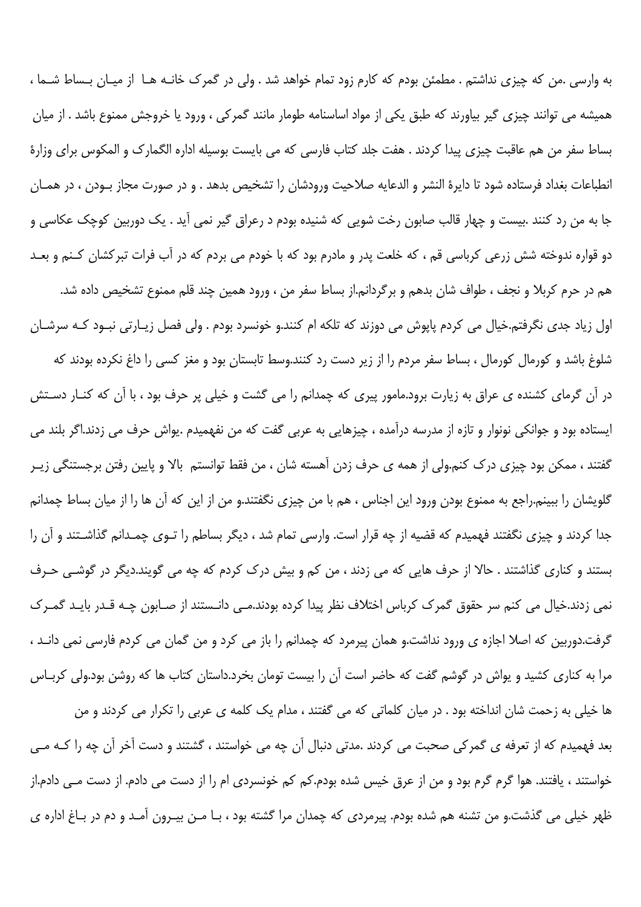به وارسی .من که چیزی نداشتم . مطمئن بودم که کارم زود تمام خواهد شد . ولی در گمرک خانه ها از میان بساط شما ، همیشه می توانند چیزی گیر بیاورند که طبق یکی از مواد اساسنامه طومار مانند گمرکی ، ورود یا خروجش ممنوع باشد . از میان بساط سفر من هم عاقبت چیزی پیدا کردند . هفت جلد کتاب فارسی که می بایست بوسیله اداره الگمارک و المکوس برای وزارهٔ انطباعات بغداد فرستاده شود تا دایرهٔ النشر و الدعایه صلاحیت ورودشان را تشخیص بدهد . و در صورت مجاز بودن ، در همان جا به من رد کنند .بیست و چهار قالب صابون رخت شویی که شنیده بودم د رعراق گیر نمی آید . یک دوربین کوچک عکاسی و دو قواره ندوخته شش زرعی کرباسی قم ، که خلعت پدر و مادرم بود که با خودم می بردم که در آب فرات تبرکشان کنم و بعد هم در حرم کربلا و نجف ، طواف شان بدهم و برگردانم.از بساط سفر من ، ورود همین چند قلم ممنوع تشخیص داده شد.

اول زیاد جدی نگرفتم.خیال می کردم پاپوش می دوزند که تلکه ام کنند.و خونسرد بودم . ولی فصل زیارتی نبود که سرشان شلوغ باشد و کورمال کورمال ، بساط سفر مردم را از زیر دست رد کنند.وسط تابستان بود و مغز کسی را داغ نکرده بودند که در آن گرمای کشنده ی عراق به زیارت برود.مامور پیری که چمدانم را می گشت و خیلی پر حرف بود ، با آن که کنار دستش ایستاده بود و جوانکی نونوار و تازه از مدرسه درآمده ، چیزهایی به عربی گفت که من نفهمیدم .یواش حرف می زدند.اگر بلند می گفتند ، ممکن بود چیزی درک کنم.ولی از همه ی حرف زدن آهسته شان ، من فقط توانستم بالا و پایین رفتن برجستنگی زیر گلویشان را ببینم.راجع به ممنوع بودن ورود این اجناس ، هم با من چیزی نگفتند.و من از این که آن ها را از میان بساط چمدانم جدا کردند و چیزی نگفتند فهمیدم که قضیه از چه قرار است. وارسی تمام شد ، دیگر بساطم را توی چمدانم گذاشتند و آن را بستند و کناری گذاشتند . حالا از حرف هایی که می زدند ، من کم و بیش درک کردم که چه می گویند.دیگر در گوشی حرف نمی زدند.خیال می کنم سر حقوق گمرک کرباس اختلاف نظر پیدا کرده بودند.می دانستند از صابون چه قدر باید گمرک گرفت.دوربین که اصلا اجازه ی ورود نداشت.و همان پیرمرد که چمدانم را باز می کرد و من گمان می کردم فارسی نمی داند ، مرا به کناری کشید و یواش در گوشم گفت که حاضر است آن را بیست تومان بخرد.داستان کتاب ها که روشن بود.ولی کرباس ها خیلی به زحمت شان انداخته بود . در میان کلماتی که می گفتند ، مدام یک کلمه ی عربی را تکرار می کردند و من بعد فهمیدم که از تعرفه ی گمرکی صحبت می کردند .مدتی دنبال آن چه می خواستند ، گشتند و دست آخر آن چه را که می خواستند ، یافتند. هوا گرم گرم بود و من از عرق خیس شده بودم.کم کم خونسردی ام را از دست می دادم. از دست می دادم.از ظهر خیلی می گذشت.و من تشنه هم شده بودم. پیرمردی که چمدان مرا گشته بود ، با من بیرون آمد و دم در باغ اداره ی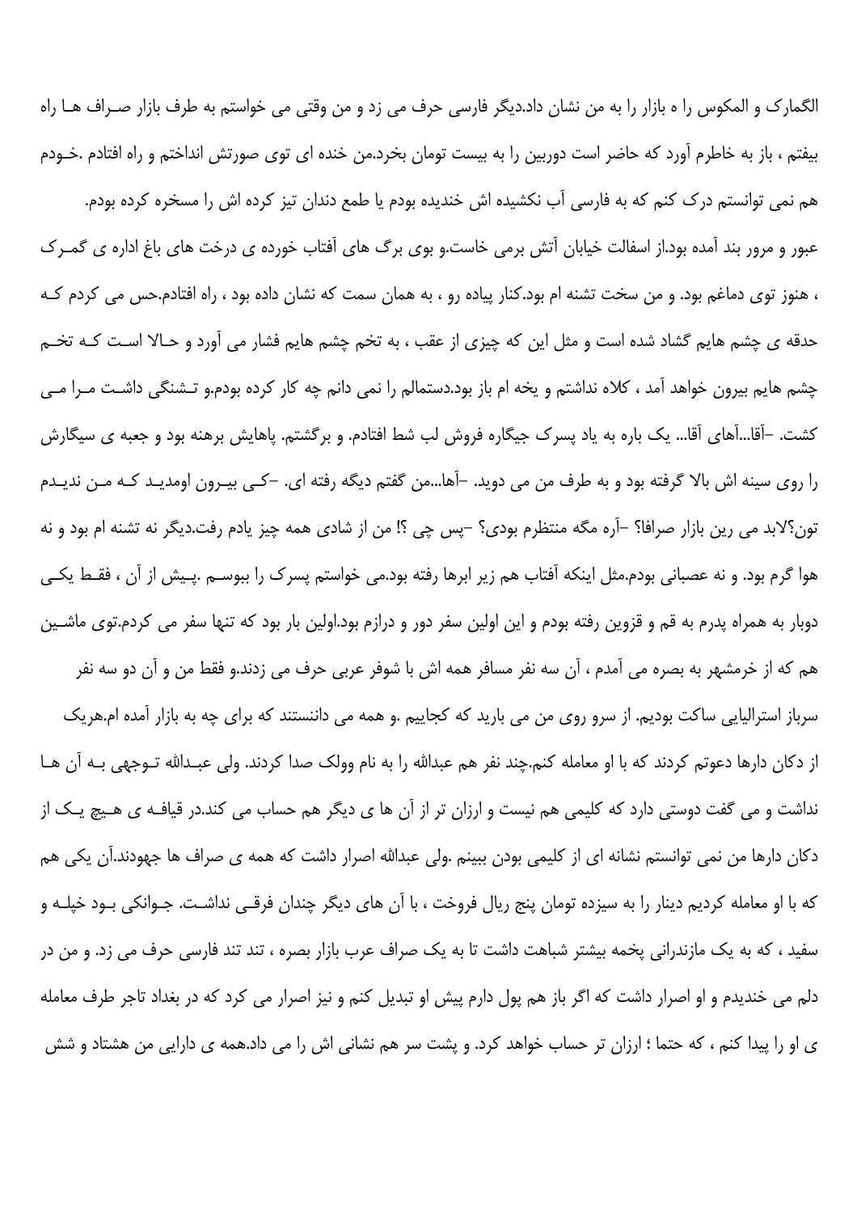الگمارک و المکوس را ه بازار را به من نشان داد.دیگر فارسی حرف می زد و من وقتی می خواستم به طرف بازار صـراف هـا راه بیفتم ، باز به خاطرم آورد که حاضر است دوربین را به بیست تومان بخرد.من خنده ای توی صورتش انداختم و راه افتادم .خـودم هم نمی توانستم درک کنم که به فارسی آب نکشیده اش خندیده بودم یا طمع دندان تیز کرده اش را مسخره کرده بودم.

عبور و مرور بند آمده بود.از اسفالت خیابان آتش برمی خاست.و بوی برگ های آفتاب خورده ی درخت های باغ اداره ی گمـرک ، هنوز توی دماغم بود. و من سخت تشنه ام بود.کنار پیاده رو ، به همان سمت که نشان داده بود ، راه افتادم.حس می کردم کـه حدقه ی چشم هایم گشاد شده است و مثل این که چیزی از عقب ، به تخم چشم هایم فشار می آورد و حـالا اسـت کـه تخـم چشم هایم بیرون خواهد آمد ، کلاه نداشتم و یخه ام باز بود.دستمالم را نمی دانم چه کار کرده بودم.و تـشنگی داشـت مـرا مـی کشت. –آقا...آهای آقا... یک باره به یاد پسرک جیگاره فروش لب شط افتادم. و برگشتم. پاهایش برهنه بود و جعبه ی سیگارش را روی سینه اش بالا گرفته بود و به طرف من می دوید. –آها...من گفتم دیگه رفته ای. –کـی بیـرون اومدیـد کـه مـن ندیـدم تون؟لابد می رین بازار صرافا؟ –آره مگه منتظرم بودی؟ –پس چی ؟! من از شادی همه چیز یادم رفت.دیگر نه تشنه ام بود و نه هوا گرم بود. و نه عصبانی بودم.مثل اینکه آفتاب هم زیر ابرها رفته بود.می خواستم پسرک را ببوسـم .پـیش از آن ، فقـط یکـی دوبار به همراه پدرم به قم و قزوین رفته بودم و این اولین سفر دور و درازم بود.اولین بار بود که تنها سفر می کردم.توی ماشـین هم که از خرمشهر به بصره می آمدم ، آن سه نفر مسافر همه اش با شوفر عربی حرف می زدند.و فقط من و آن دو سه نفر سرباز استرالیایی ساکت بودیم. از سرو روی من می بارید که کجاییم .و همه می دانستند که برای چه به بازار آمده ام.هریک از دکان دارها دعوتم کردند که با او معامله کنم.چند نفر هم عبدالله را به نام وولک صدا کردند. ولی عبـدالله تـوجهی بـه آن هـا نداشت و می گفت دوستی دارد که کلیمی هم نیست و ارزان تر از آن ها ی دیگر هم حساب می کند.در قیافـه ی هـیچ یـک از دکان دارها من نمی توانستم نشانه ای از کلیمی بودن ببینم .ولی عبدالله اصرار داشت که همه ی صراف ها جهودند.آن یکی هم که با او معامله کردیم دینار را به سیزده تومان پنج ریال فروخت ، با آن های دیگر چندان فرقـی نداشـت. جـوانکی بـود خپلـه و سفید ، که به یک مازندرانی پخمه بیشتر شباهت داشت تا به یک صراف عرب بازار بصره ، تند تند فارسی حرف می زد. و من در دلم می خندیدم و او اصرار داشت که اگر باز هم پول دارم پیش او تبدیل کنم و نیز اصرار می کرد که در بغداد تاجر طرف معامله ی او را پیدا کنم ، که حتما ؛ ارزان تر حساب خواهد کرد. و پشت سر هم نشانی اش را می داد.همه ی دارایی من هشتاد و شش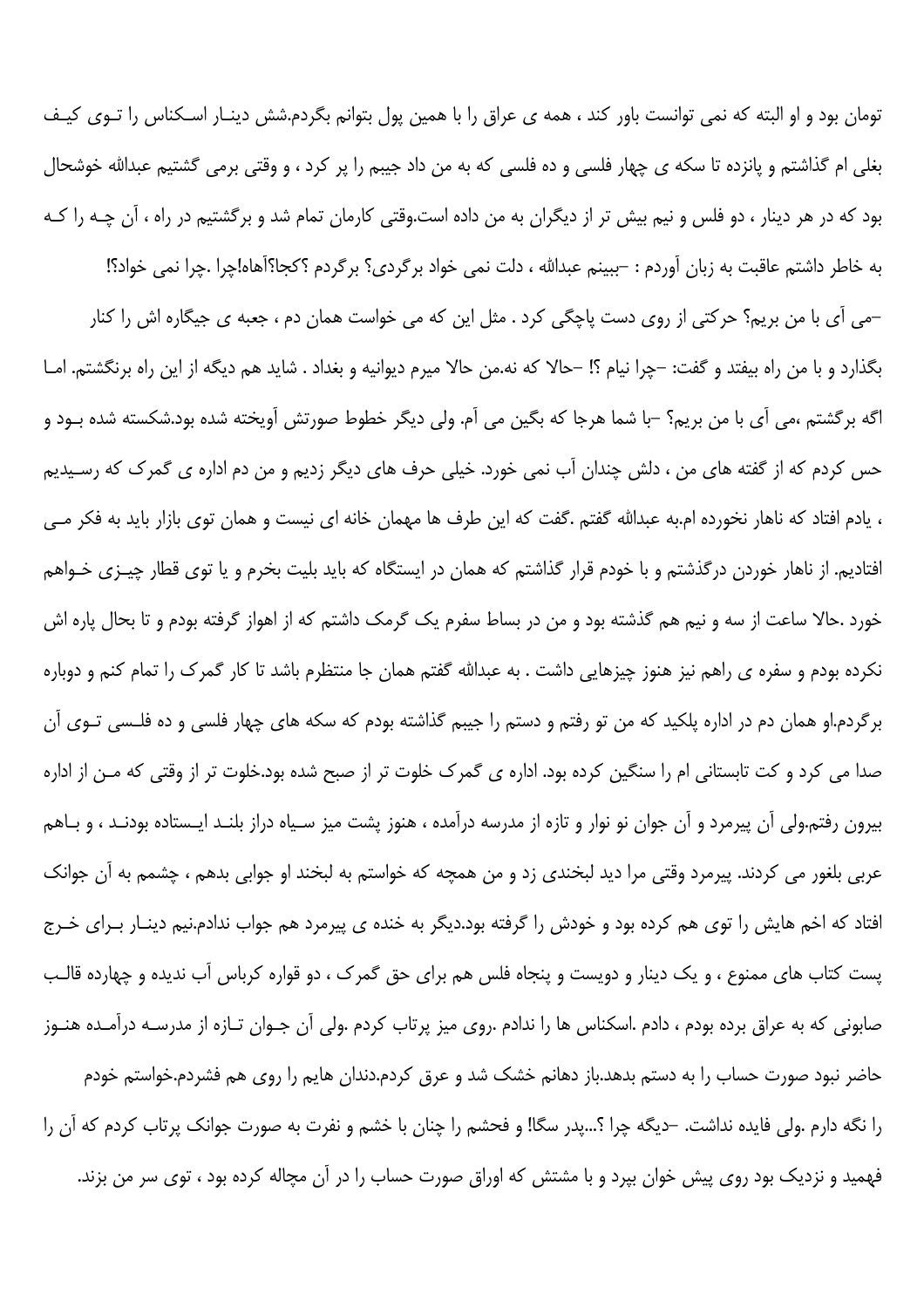تومان بود و او البته که نمی توانست باور کند ، همه ی عراق را با همین پول بتوانم بگردم.شش دینـار اسـکناس را تـوی کیـف بغلی ام گذاشتم و پانزده تا سکه ی چهار فلسی و ده فلسی که به من داد جیبم را پر کرد ، و وقتی برمی گشتیم عبدالله خوشحال بود که در هر دینار ، دو فلس و نیم بیش تر از دیگران به من داده است.وقتی کارمان تمام شد و برگشتیم در راه ، آن چـه را کـه به خاطر داشتم عاقبت به زبان آوردم : –ببینم عبدالله ، دلت نمی خواد برگردی؟ برگردم ؟کجا؟آهاه!چرا .چرا نمی خواد؟!

–می آی با من بریم؟ حرکتی از روی دست پاچگی کرد . مثل این که می خواست همان دم ، جعبه ی جیگاره اش را کنار بگذارد و با من راه بیفتد و گفت: –چرا نیام ؟! –حالا که نه.من حالا میرم دیوانیه و بغداد . شاید هم دیگه از این راه برنگشتم. امـا اگه برگشتم ،می آی با من بریم؟ –با شما هرجا که بگین می آم. ولی دیگر خطوط صورتش آویخته شده بود.شکسته شده بـود و حس کردم که از گفته های من ، دلش چندان آب نمی خورد. خیلی حرف های دیگر زدیم و من دم اداره ی گمرک که رسـیدیم ، یادم افتاد که ناهار نخورده ام.به عبدالله گفتم .گفت که این طرف ها مهمان خانه ای نیست و همان توی بازار باید به فکر مـی افتادیم. از ناهار خوردن درگذشتم و با خودم قرار گذاشتم که همان در ایستگاه که باید بلیت بخرم و یا توی قطار چیـزی خـواهم خورد .حالا ساعت از سه و نیم هم گذشته بود و من در بساط سفرم یک گرمک داشتم که از اهواز گرفته بودم و تا بحال پاره اش نکرده بودم و سفره ی راهم نیز هنوز چیزهایی داشت . به عبدالله گفتم همان جا منتظرم باشد تا کار گمرک را تمام کنم و دوباره برگردم.او همان دم در اداره پلکید که من تو رفتم و دستم را جیبم گذاشته بودم که سکه های چهار فلسی و ده فلـسی تـوی آن صدا می کرد و کت تابستانی ام را سنگین کرده بود. اداره ی گمرک خلوت تر از صبح شده بود.خلوت تر از وقتی که مـن از اداره بیرون رفتم.ولی آن پیرمرد و آن جوان نو نوار و تازه از مدرسه درآمده ، هنوز پشت میز سـیاه دراز بلنـد ایـستاده بودنـد ، و بـاهم عربی بلغور می کردند. پیرمرد وقتی مرا دید لبخندی زد و من همچه که خواستم به لبخند او جوابی بدهم ، چشمم به آن جوانک افتاد که اخم هایش را توی هم کرده بود و خودش را گرفته بود.دیگر به خنده ی پیرمرد هم جواب ندادم.نیم دینـار بـرای خـرج پست کتاب های ممنوع ، و یک دینار و دویست و پنجاه فلس هم برای حق گمرک ، دو قواره کرباس آب ندیده و چهارده قالـب صابونی که به عراق برده بودم ، دادم .اسکناس ها را ندادم .روی میز پرتاب کردم .ولی آن جـوان تـازه از مدرسـه درآمـده هنـوز حاضر نبود صورت حساب را به دستم بدهد.باز دهانم خشک شد و عرق کردم.دندان هایم را روی هم فشردم.خواستم خودم را نگه دارم .ولی فایده نداشت. –دیگه چرا ؟...پدر سگا! و فحشم را چنان با خشم و نفرت به صورت جوانک پرتاب کردم که آن را فهمید و نزدیک بود روی پیش خوان بپرد و با مشتش که اوراق صورت حساب را در آن مچاله کرده بود ، توی سر من بزند.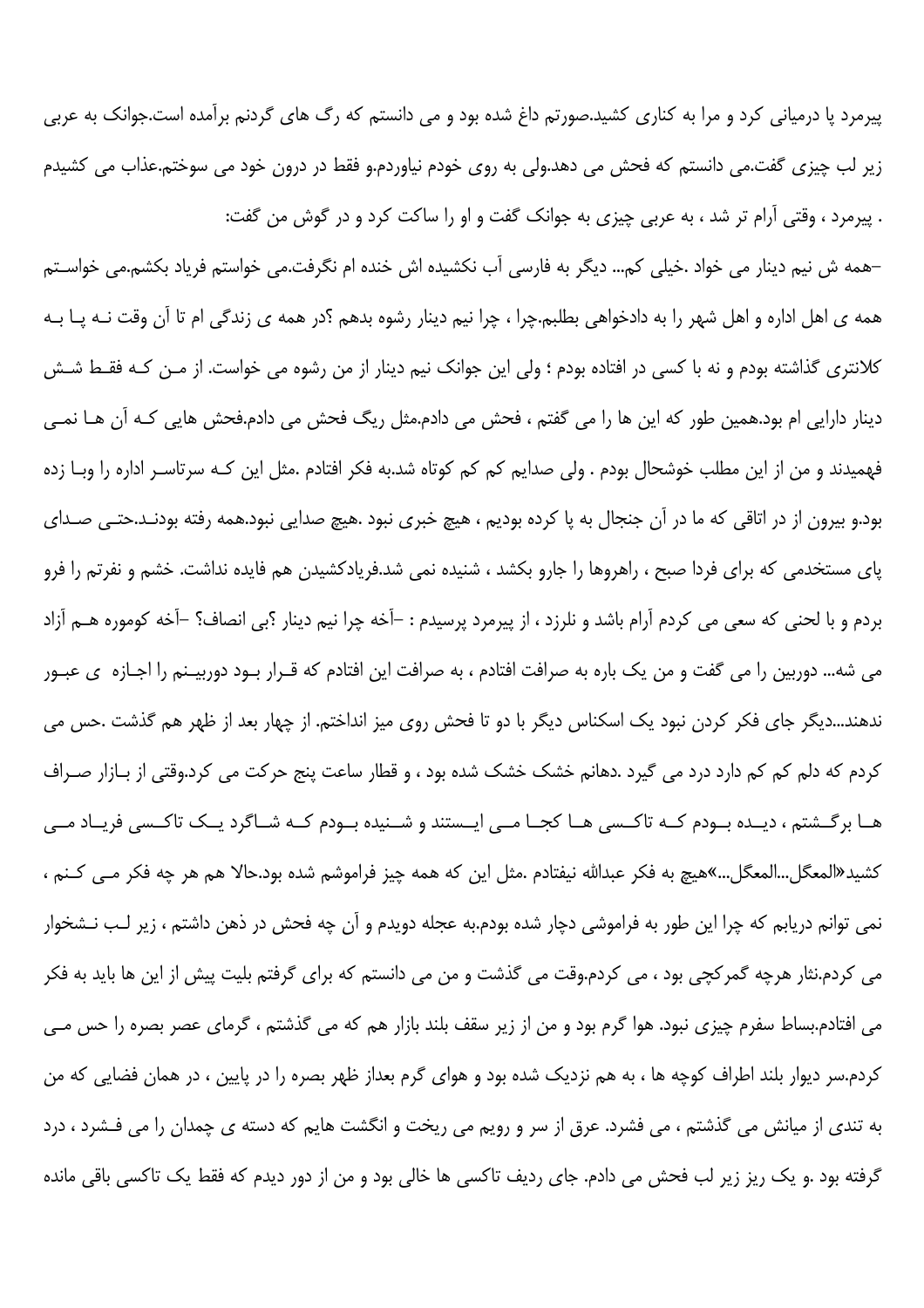پیرمرد پا درمیانی کرد و مرا به کناری کشید.صورتم داغ شده بود و می دانستم که رگ های گردنم برآمده است.جوانک به عربی زیر لب چیزی گفت.می دانستم که فحش می دهد.ولی به روی خودم نیاوردم.و فقط در درون خود می سوختم.عذاب می کشیدم . پیرمرد ، وقتی آرام تر شد ، به عربی چیزی به جوانک گفت و او را ساکت کرد و در گوش من گفت:

–همه ش نیم دینار می خواد .خیلی کم... دیگر به فارسی آب نکشیده اش خنده ام نگرفت.می خواستم فریاد بکشم.می خواستم همه ی اهل اداره و اهل شهر را به دادخواهی بطلبم.چرا ، چرا نیم دینار رشوه بدهم ؟در همه ی زندگی ام تا آن وقت نه پا به کلانتری گذاشته بودم و نه با کسی در افتاده بودم ؛ ولی این جوانک نیم دینار از من رشوه می خواست. از من که فقط شش دینار دارایی ام بود.همین طور که این ها را می گفتم ، فحش می دادم.مثل ریگ فحش می دادم.فحش هایی که آن ها نمی فهمیدند و من از این مطلب خوشحال بودم . ولی صدایم کم کم کوتاه شد.به فکر افتادم .مثل این که سرتاسر اداره را وبا زده بود.و بیرون از در اتاقی که ما در آن جنجال به پا کرده بودیم ، هیچ خبری نبود .هیچ صدایی نبود.همه رفته بودند.حتی صدای پای مستخدمی که برای فردا صبح ، راهروها را جارو بکشد ، شنیده نمی شد.فریادکشیدن هم فایده نداشت. خشم و نفرتم را فرو بردم و با لحنی که سعی می کردم آرام باشد و نلرزد ، از پیرمرد پرسیدم : –آخه چرا نیم دینار ؟بی انصاف؟ –آخه کوموره هم آزاد می شه... دوربین را می گفت و من یک باره به صرافت افتادم ، به صرافت این افتادم که قرار بود دوربینم را اجازه ی عبور ندهند...دیگر جای فکر کردن نبود یک اسکناس دیگر با دو تا فحش روی میز انداختم. از چهار بعد از ظهر هم گذشت .حس می کردم که دلم کم کم دارد درد می گیرد .دهانم خشک خشک شده بود ، و قطار ساعت پنج حرکت می کرد.وقتی از بازار صراف ها برگشتم ، دیده بودم که تاکسی ها کجا می ایستند و شنیده بودم که شاگرد یک تاکسی فریاد می کشید«المعگل...المعگل...»هیچ به فکر عبدالله نیفتادم .مثل این که همه چیز فراموشم شده بود.حالا هم هر چه فکر می کنم ، نمی توانم دریابم که چرا این طور به فراموشی دچار شده بودم.به عجله دویدم و آن چه فحش در ذهن داشتم ، زیر لب نشخوار می کردم.نثار هرچه گمرکچی بود ، می کردم.وقت می گذشت و من می دانستم که برای گرفتم بلیت پیش از این ها باید به فکر می افتادم.بساط سفرم چیزی نبود. هوا گرم بود و من از زیر سقف بلند بازار هم که می گذشتم ، گرمای عصر بصره را حس می کردم.سر دیوار بلند اطراف کوچه ها ، به هم نزدیک شده بود و هوای گرم بعداز ظهر بصره را در پایین ، در همان فضایی که من به تندی از میانش می گذشتم ، می فشرد. عرق از سر و رویم می ریخت و انگشت هایم که دسته ی چمدان را می فشرد ، درد گرفته بود .و یک ریز زیر لب فحش می دادم. جای ردیف تاکسی ها خالی بود و من از دور دیدم که فقط یک تاکسی باقی مانده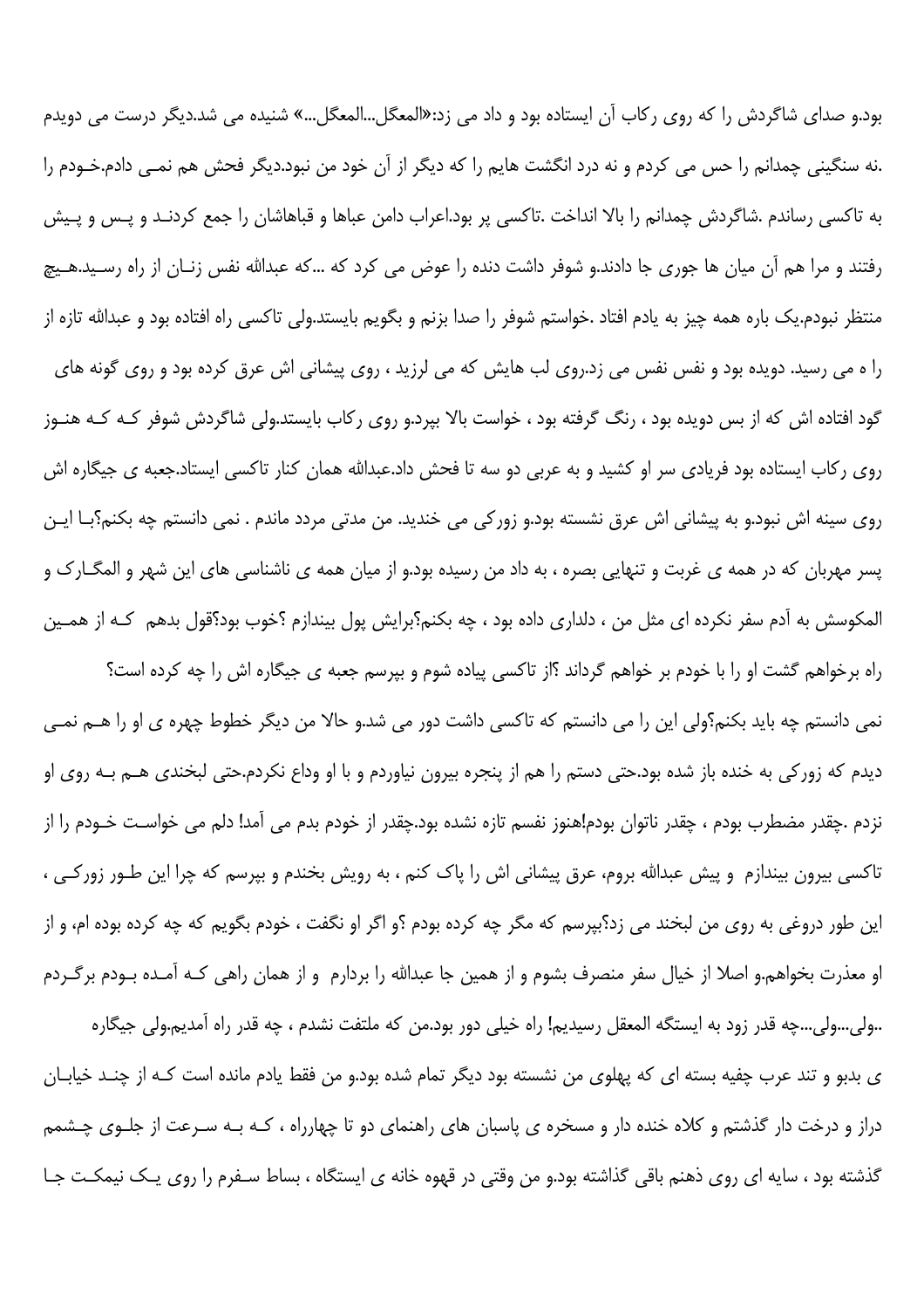بود.و صدای شاگردش را که روی رکاب آن ایستاده بود و داد می زد:«المعگل...المعگل...» شنیده می شد.دیگر درست می دویدم .نه سنگینی چمدانم را حس می کردم و نه درد انگشت هایم را که دیگر از آن خود من نبود.دیگر فحش هم نمـی دادم.خـودم را به تاکسی رساندم .شاگردش چمدانم را بالا انداخت .تاکسی پر بود.اعراب دامن عباها و قباهاشان را جمع کردنـد و پـس و پـیش رفتند و مرا هم آن میان ها جوری جا دادند.و شوفر داشت دنده را عوض می کرد که ...که عبدالله نفس زنـان از راه رسـید.هـیچ منتظر نبودم.یک باره همه چیز به یادم افتاد .خواستم شوفر را صدا بزنم و بگویم بایستد.ولی تاکسی راه افتاده بود و عبدالله تازه از را ه می رسید. دویده بود و نفس نفس می زد.روی لب هایش که می لرزید ، روی پیشانی اش عرق کرده بود و روی گونه های گود افتاده اش که از بس دویده بود ، رنگ گرفته بود ، خواست بالا بپرد.و روی رکاب بایستد.ولی شاگردش شوفر کـه کـه هنـوز روی رکاب ایستاده بود فریادی سر او کشید و به عربی دو سه تا فحش تا فحش داد.عبدالله همان کنار تاکسی ایستاد.جعبه ی جیگاره اش روی سینه اش نبود.و به پیشانی اش عرق نشسته بود.و زورکی می خندید. من مدتی مردد ماندم . نمی دانستم چه بکنم؟بـا ایـن پسر مهربان که در همه ی غربت و تنهایی بصره ، به داد من رسیده بود.و از میان همه ی ناشناسی های این شهر و المگـارک و المکوسش به آدم سفر نکرده ای مثل من ، دلداری داده بود ، چه بکنم؟برایش پول بیندازم ؟خوب بود؟قول بدهم کـه از همـین راه برخواهم گشت و او را با خودم بر خواهم گرداند ؟از تاکسی پیاده شوم و بپرسم جعبه ی جیگاره اش را چه کرده است؟

نمی دانستم چه باید بکنم؟ولی این را می دانستم که تاکسی داشت دور می شد.و حالا من دیگر خطوط چهره ی او را هـم نمـی دیدم که زورکی به خنده باز شده بود.حتی دستم را هم از پنجره بیرون نیاوردم و با او وداع نکردم.حتی لبخندی هـم بـه روی او نزدم .چقدر مضطرب بودم ، چقدر ناتوان بودم!هنوز نفسم تازه نشده بود.چقدر از خودم بدم می آمد! دلم می خواسـت خـودم را از تاکسی بیرون بیندازم و پیش عبدالله بروم، عرق پیشانی اش را پاک کنم ، به رویش بخندم و بپرسم که چرا این طـور زورکـی ، این طور دروغی به روی من لبخند می زد؟بپرسم که مگر چه کرده بودم ؟و اگر او نگفت ، خودم بگویم که چه کرده بوده ام، و از او معذرت بخواهم.و اصلا از خیال سفر منصرف بشوم و از همین جا عبدالله را بردارم و از همان راهی کـه آمـده بـودم برگـردم ..ولی...ولی...چه قدر زود به ایستگه المعقل رسیدیم! راه خیلی دور بود.من که ملتفت نشدم ، چه قدر راه آمدیم.ولی جیگاره ی بدبو و تند عرب چفیه بسته ای که پهلوی من نشسته بود دیگر تمام شده بود.و من فقط یادم مانده است کـه از چنـد خیابـان دراز و درخت دار گذشتم و کلاه خنده دار و مسخره ی پاسبان های راهنمای دو تا چهارراه ، کـه بـه سـرعت از جلـوی چـشمم گذشته بود ، سایه ای روی ذهنم باقی گذاشته بود.و من وقتی در قهوه خانه ی ایستگاه ، بساط سـفرم را روی یـک نیمکـت جـا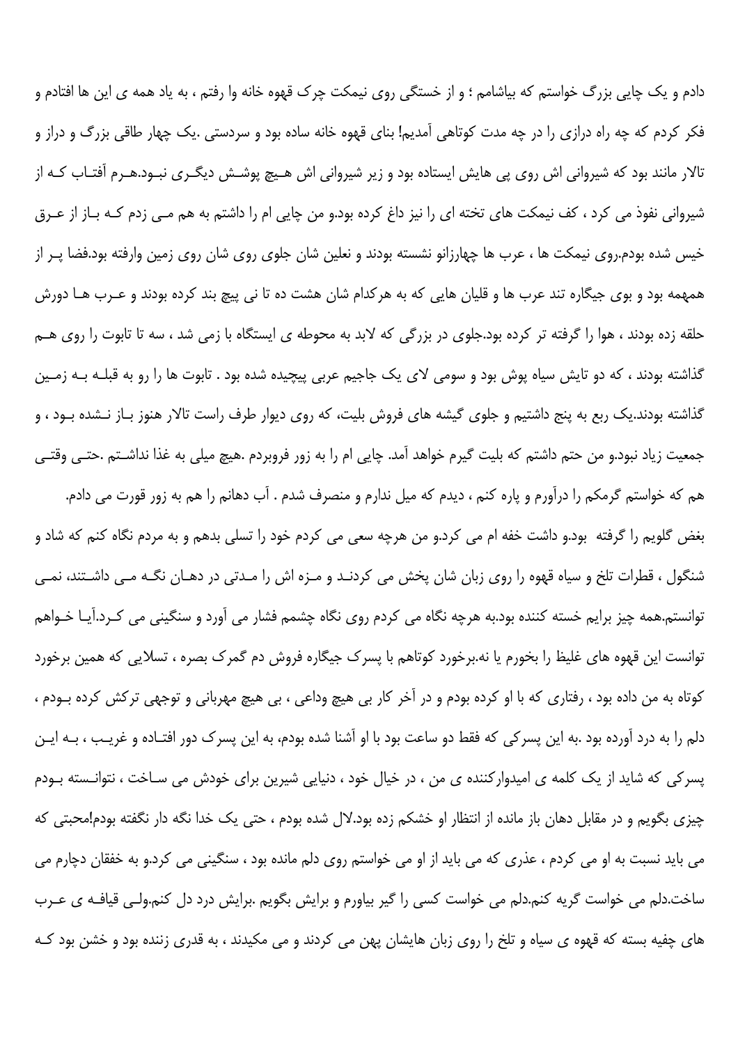دادم و یک چایی بزرگ خواستم که بیاشامم ؛ و از خستگی روی نیمکت چرک قهوه خانه وا رفتم ، به یاد همه ی این ها افتادم و فکر کردم که چه راه درازی را در چه مدت کوتاهی آمدیم! بنای قهوه خانه ساده بود و سردستی .یک چهار طاقی بزرگ و دراز و تالار مانند بود که شیروانی اش روی پی هایش ایستاده بود و زیر شیروانی اش هیچ پوشش دیگری نبود.هرم آفتاب که از شیروانی نفوذ می کرد ، کف نیمکت های تخته ای را نیز داغ کرده بود.و من چایی ام را داشتم به هم می زدم که باز از عرق خیس شده بودم.روی نیمکت ها ، عرب ها چهارزانو نشسته بودند و نعلین شان جلوی روی شان روی زمین وارفته بود.فضا پر از همهمه بود و بوی جیگاره تند عرب ها و قلیان هایی که به هرکدام شان هشت ده تا نی پیچ بند کرده بودند و عرب ها دورش حلقه زده بودند ، هوا را گرفته تر کرده بود.جلوی در بزرگی که لابد به محوطه ی ایستگاه با زمی شد ، سه تا تابوت را روی هم گذاشته بودند ، که دو تایش سیاه پوش بود و سومی لای یک جاجیم عربی پیچیده شده بود . تابوت ها را رو به قبله به زمین گذاشته بودند.یک ربع به پنج داشتیم و جلوی گیشه های فروش بلیت، که روی دیوار طرف راست تالار هنوز باز نشده بود ، و جمعیت زیاد نبود.و من حتم داشتم که بلیت گیرم خواهد آمد. چایی ام را به زور فروبردم .هیچ میلی به غذا نداشتم .حتی وقتی هم که خواستم گرمکم را درآورم و پاره کنم ، دیدم که میل ندارم و منصرف شدم . آب دهانم را هم به زور قورت می دادم.

بغض گلویم را گرفته بود.و داشت خفه ام می کرد.و من هرچه سعی می کردم خود را تسلی بدهم و به مردم نگاه کنم که شاد و شنگول ، قطرات تلخ و سیاه قهوه را روی زبان شان پخش می کردند و مزه اش را مدتی در دهان نگه می داشتند، نمی توانستم.همه چیز برایم خسته کننده بود.به هرچه نگاه می کردم روی نگاه چشمم فشار می آورد و سنگینی می کرد.آیا خواهم توانست این قهوه های غلیظ را بخورم یا نه.برخورد کوتاهم با پسرک جیگاره فروش دم گمرک بصره ، تسلایی که همین برخورد کوتاه به من داده بود ، رفتاری که با او کرده بودم و در آخر کار بی هیچ وداعی ، بی هیچ مهربانی و توجهی ترکش کرده بودم ، دلم را به درد آورده بود .به این پسرکی که فقط دو ساعت بود با او آشنا شده بودم، به این پسرک دور افتاده و غریب ، به این پسرکی که شاید از یک کلمه ی امیدوارکننده ی من ، در خیال خود ، دنیایی شیرین برای خودش می ساخت ، نتوانسته بودم چیزی بگویم و در مقابل دهان باز مانده از انتظار او خشکم زده بود.لال شده بودم ، حتی یک خدا نگه دار نگفته بودم!محبتی که می باید نسبت به او می کردم ، عذری که می باید از او می خواستم روی دلم مانده بود ، سنگینی می کرد.و به خفقان دچارم می ساخت.دلم می خواست گریه کنم.دلم می خواست کسی را گیر بیاورم و برایش بگویم .برایش درد دل کنم.ولی قیافه ی عرب های چفیه بسته که قهوه ی سیاه و تلخ را روی زبان هایشان پهن می کردند و می مکیدند ، به قدری زننده بود و خشن بود که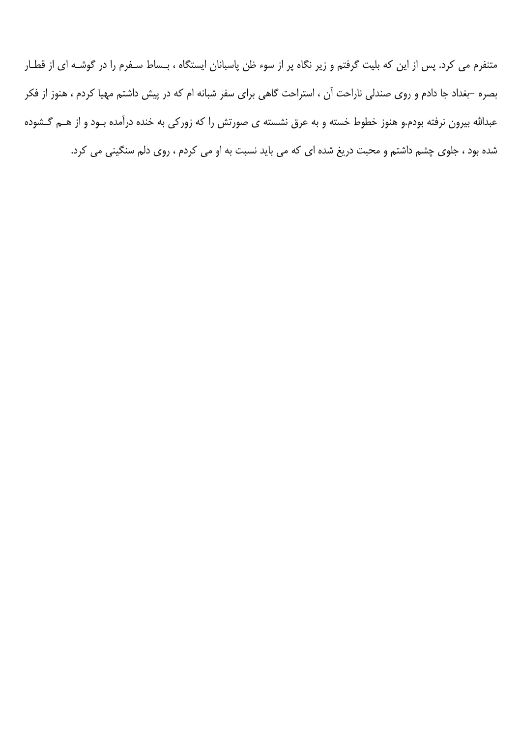متنفرم می کرد. پس از این که بلیت گرفتم و زیر نگاه پر از سوء ظن پاسبانان ایستگاه ، بساط سفرم را در گوشه ای از قطار بصره –بغداد جا دادم و روی صندلی ناراحت آن ، استراحت گاهی برای سفر شبانه ام که در پیش داشتم مهیا کردم ، هنوز از فکر عبدالله بیرون نرفته بودم.و هنوز خطوط خسته و به عرق نشسته ی صورتش را که زورکی به خنده درآمده بود و از هم گشوده شده بود ، جلوی چشم داشتم و محبت دریغ شده ای که می باید نسبت به او می کردم ، روی دلم سنگینی می کرد.